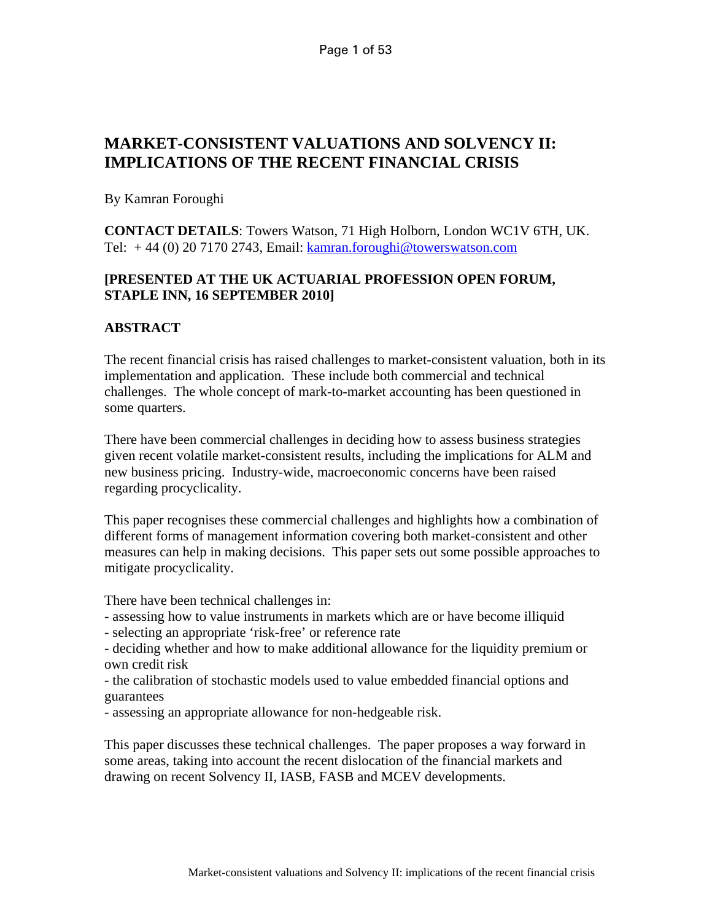# MARKET-CONSISTENT VALUATIONS AND SOLVENCY II: IMPLICATIONS OF THE RECENT FINANCIAL CRISIS

By Kamran Foroughi

**CONTACT DETAILS**: Towers Watson, 71 High Holborn, London WC1V 6TH, UK.
Tel: + 44 (0) 20 7170 2743, Email: kamran.foroughi@towerswatson.com

**[PRESENTED AT THE UK ACTUARIAL PROFESSION OPEN FORUM, STAPLE INN, 16 SEPTEMBER 2010]**

## ABSTRACT

The recent financial crisis has raised challenges to market-consistent valuation, both in its implementation and application. These include both commercial and technical challenges. The whole concept of mark-to-market accounting has been questioned in some quarters.

There have been commercial challenges in deciding how to assess business strategies given recent volatile market-consistent results, including the implications for ALM and new business pricing. Industry-wide, macroeconomic concerns have been raised regarding procyclicality.

This paper recognises these commercial challenges and highlights how a combination of different forms of management information covering both market-consistent and other measures can help in making decisions. This paper sets out some possible approaches to mitigate procyclicality.

There have been technical challenges in:

- assessing how to value instruments in markets which are or have become illiquid
- selecting an appropriate 'risk-free' or reference rate
- deciding whether and how to make additional allowance for the liquidity premium or own credit risk
- the calibration of stochastic models used to value embedded financial options and guarantees
- assessing an appropriate allowance for non-hedgeable risk.

This paper discusses these technical challenges. The paper proposes a way forward in some areas, taking into account the recent dislocation of the financial markets and drawing on recent Solvency II, IASB, FASB and MCEV developments.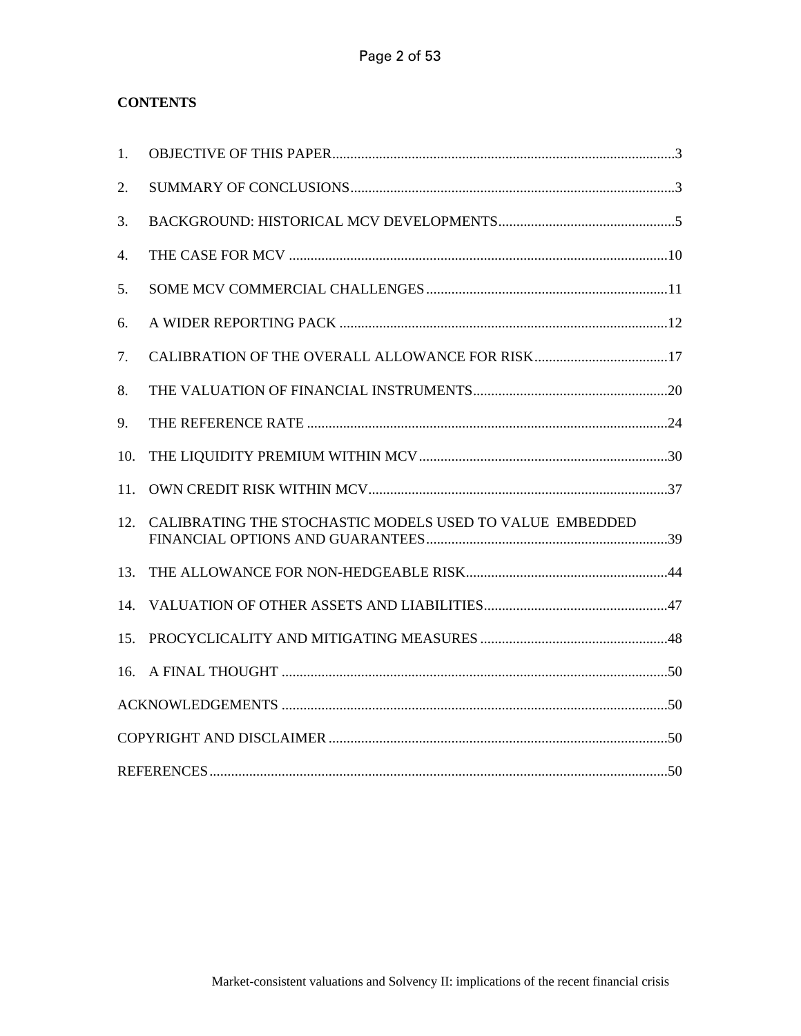**CONTENTS**

1. OBJECTIVE OF THIS PAPER ........ 3
2. SUMMARY OF CONCLUSIONS ........ 3
3. BACKGROUND: HISTORICAL MCV DEVELOPMENTS ........ 5
4. THE CASE FOR MCV ........ 10
5. SOME MCV COMMERCIAL CHALLENGES ........ 11
6. A WIDER REPORTING PACK ........ 12
7. CALIBRATION OF THE OVERALL ALLOWANCE FOR RISK ........ 17
8. THE VALUATION OF FINANCIAL INSTRUMENTS ........ 20
9. THE REFERENCE RATE ........ 24
10. THE LIQUIDITY PREMIUM WITHIN MCV ........ 30
11. OWN CREDIT RISK WITHIN MCV ........ 37
12. CALIBRATING THE STOCHASTIC MODELS USED TO VALUE EMBEDDED FINANCIAL OPTIONS AND GUARANTEES ........ 39
13. THE ALLOWANCE FOR NON-HEDGEABLE RISK ........ 44
14. VALUATION OF OTHER ASSETS AND LIABILITIES ........ 47
15. PROCYCLICALITY AND MITIGATING MEASURES ........ 48
16. A FINAL THOUGHT ........ 50

ACKNOWLEDGEMENTS ........ 50

COPYRIGHT AND DISCLAIMER ........ 50

REFERENCES ........ 50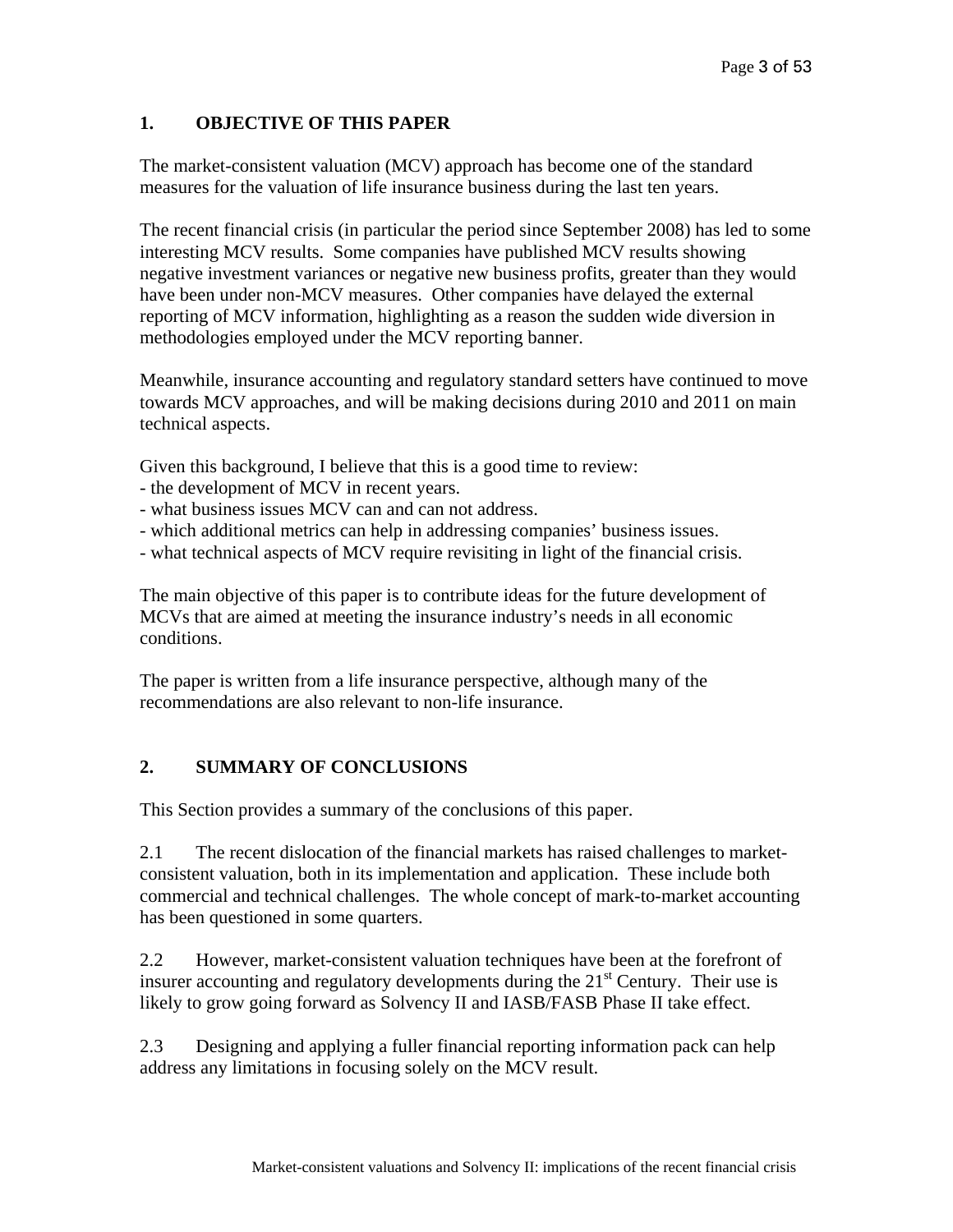## 1. OBJECTIVE OF THIS PAPER

The market-consistent valuation (MCV) approach has become one of the standard measures for the valuation of life insurance business during the last ten years.

The recent financial crisis (in particular the period since September 2008) has led to some interesting MCV results. Some companies have published MCV results showing negative investment variances or negative new business profits, greater than they would have been under non-MCV measures. Other companies have delayed the external reporting of MCV information, highlighting as a reason the sudden wide diversion in methodologies employed under the MCV reporting banner.

Meanwhile, insurance accounting and regulatory standard setters have continued to move towards MCV approaches, and will be making decisions during 2010 and 2011 on main technical aspects.

Given this background, I believe that this is a good time to review:
- the development of MCV in recent years.
- what business issues MCV can and can not address.
- which additional metrics can help in addressing companies' business issues.
- what technical aspects of MCV require revisiting in light of the financial crisis.

The main objective of this paper is to contribute ideas for the future development of MCVs that are aimed at meeting the insurance industry's needs in all economic conditions.

The paper is written from a life insurance perspective, although many of the recommendations are also relevant to non-life insurance.

## 2. SUMMARY OF CONCLUSIONS

This Section provides a summary of the conclusions of this paper.

2.1 The recent dislocation of the financial markets has raised challenges to market-consistent valuation, both in its implementation and application. These include both commercial and technical challenges. The whole concept of mark-to-market accounting has been questioned in some quarters.

2.2 However, market-consistent valuation techniques have been at the forefront of insurer accounting and regulatory developments during the 21st Century. Their use is likely to grow going forward as Solvency II and IASB/FASB Phase II take effect.

2.3 Designing and applying a fuller financial reporting information pack can help address any limitations in focusing solely on the MCV result.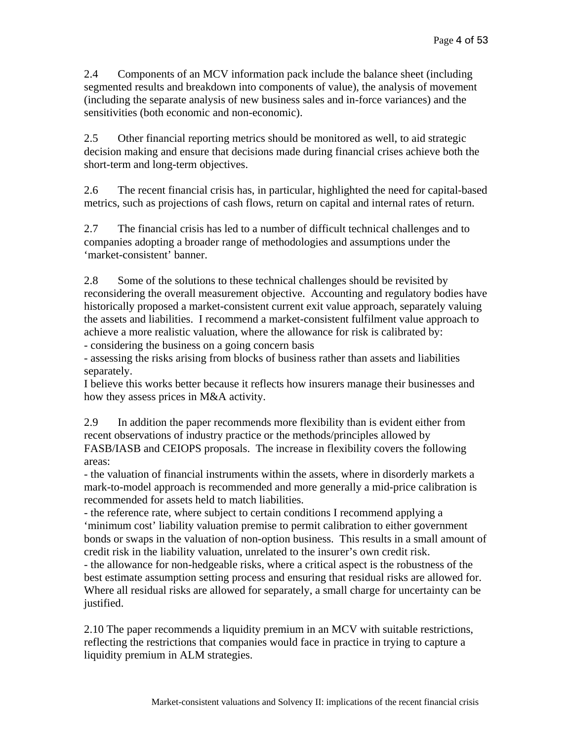2.4 Components of an MCV information pack include the balance sheet (including segmented results and breakdown into components of value), the analysis of movement (including the separate analysis of new business sales and in-force variances) and the sensitivities (both economic and non-economic).

2.5 Other financial reporting metrics should be monitored as well, to aid strategic decision making and ensure that decisions made during financial crises achieve both the short-term and long-term objectives.

2.6 The recent financial crisis has, in particular, highlighted the need for capital-based metrics, such as projections of cash flows, return on capital and internal rates of return.

2.7 The financial crisis has led to a number of difficult technical challenges and to companies adopting a broader range of methodologies and assumptions under the 'market-consistent' banner.

2.8 Some of the solutions to these technical challenges should be revisited by reconsidering the overall measurement objective. Accounting and regulatory bodies have historically proposed a market-consistent current exit value approach, separately valuing the assets and liabilities. I recommend a market-consistent fulfilment value approach to achieve a more realistic valuation, where the allowance for risk is calibrated by:

- considering the business on a going concern basis
- assessing the risks arising from blocks of business rather than assets and liabilities separately.

I believe this works better because it reflects how insurers manage their businesses and how they assess prices in M&A activity.

2.9 In addition the paper recommends more flexibility than is evident either from recent observations of industry practice or the methods/principles allowed by FASB/IASB and CEIOPS proposals. The increase in flexibility covers the following areas:

- the valuation of financial instruments within the assets, where in disorderly markets a mark-to-model approach is recommended and more generally a mid-price calibration is recommended for assets held to match liabilities.
- the reference rate, where subject to certain conditions I recommend applying a 'minimum cost' liability valuation premise to permit calibration to either government bonds or swaps in the valuation of non-option business. This results in a small amount of credit risk in the liability valuation, unrelated to the insurer's own credit risk.
- the allowance for non-hedgeable risks, where a critical aspect is the robustness of the best estimate assumption setting process and ensuring that residual risks are allowed for. Where all residual risks are allowed for separately, a small charge for uncertainty can be justified.

2.10 The paper recommends a liquidity premium in an MCV with suitable restrictions, reflecting the restrictions that companies would face in practice in trying to capture a liquidity premium in ALM strategies.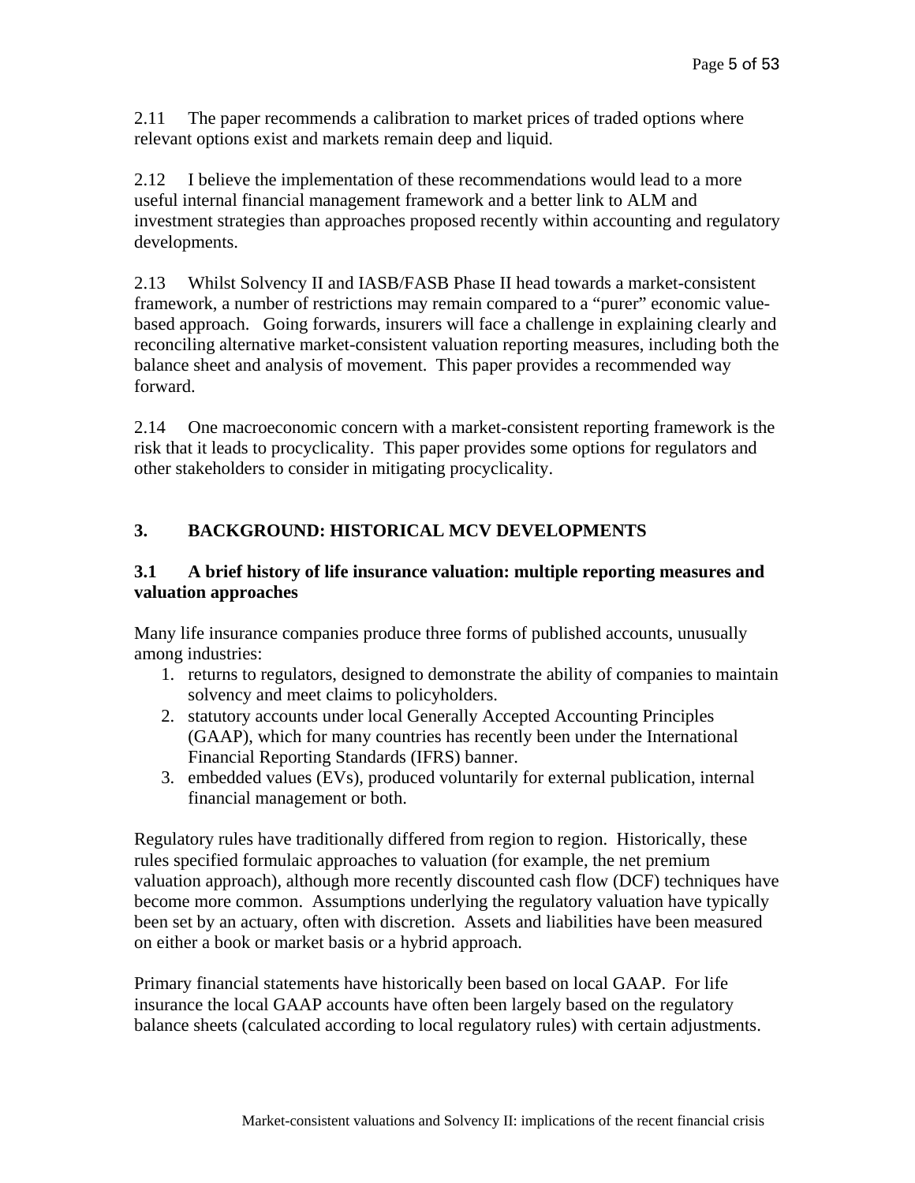2.11 The paper recommends a calibration to market prices of traded options where relevant options exist and markets remain deep and liquid.

2.12 I believe the implementation of these recommendations would lead to a more useful internal financial management framework and a better link to ALM and investment strategies than approaches proposed recently within accounting and regulatory developments.

2.13 Whilst Solvency II and IASB/FASB Phase II head towards a market-consistent framework, a number of restrictions may remain compared to a "purer" economic value-based approach. Going forwards, insurers will face a challenge in explaining clearly and reconciling alternative market-consistent valuation reporting measures, including both the balance sheet and analysis of movement. This paper provides a recommended way forward.

2.14 One macroeconomic concern with a market-consistent reporting framework is the risk that it leads to procyclicality. This paper provides some options for regulators and other stakeholders to consider in mitigating procyclicality.

## 3. BACKGROUND: HISTORICAL MCV DEVELOPMENTS

### 3.1 A brief history of life insurance valuation: multiple reporting measures and valuation approaches

Many life insurance companies produce three forms of published accounts, unusually among industries:

1. returns to regulators, designed to demonstrate the ability of companies to maintain solvency and meet claims to policyholders.
2. statutory accounts under local Generally Accepted Accounting Principles (GAAP), which for many countries has recently been under the International Financial Reporting Standards (IFRS) banner.
3. embedded values (EVs), produced voluntarily for external publication, internal financial management or both.

Regulatory rules have traditionally differed from region to region. Historically, these rules specified formulaic approaches to valuation (for example, the net premium valuation approach), although more recently discounted cash flow (DCF) techniques have become more common. Assumptions underlying the regulatory valuation have typically been set by an actuary, often with discretion. Assets and liabilities have been measured on either a book or market basis or a hybrid approach.

Primary financial statements have historically been based on local GAAP. For life insurance the local GAAP accounts have often been largely based on the regulatory balance sheets (calculated according to local regulatory rules) with certain adjustments.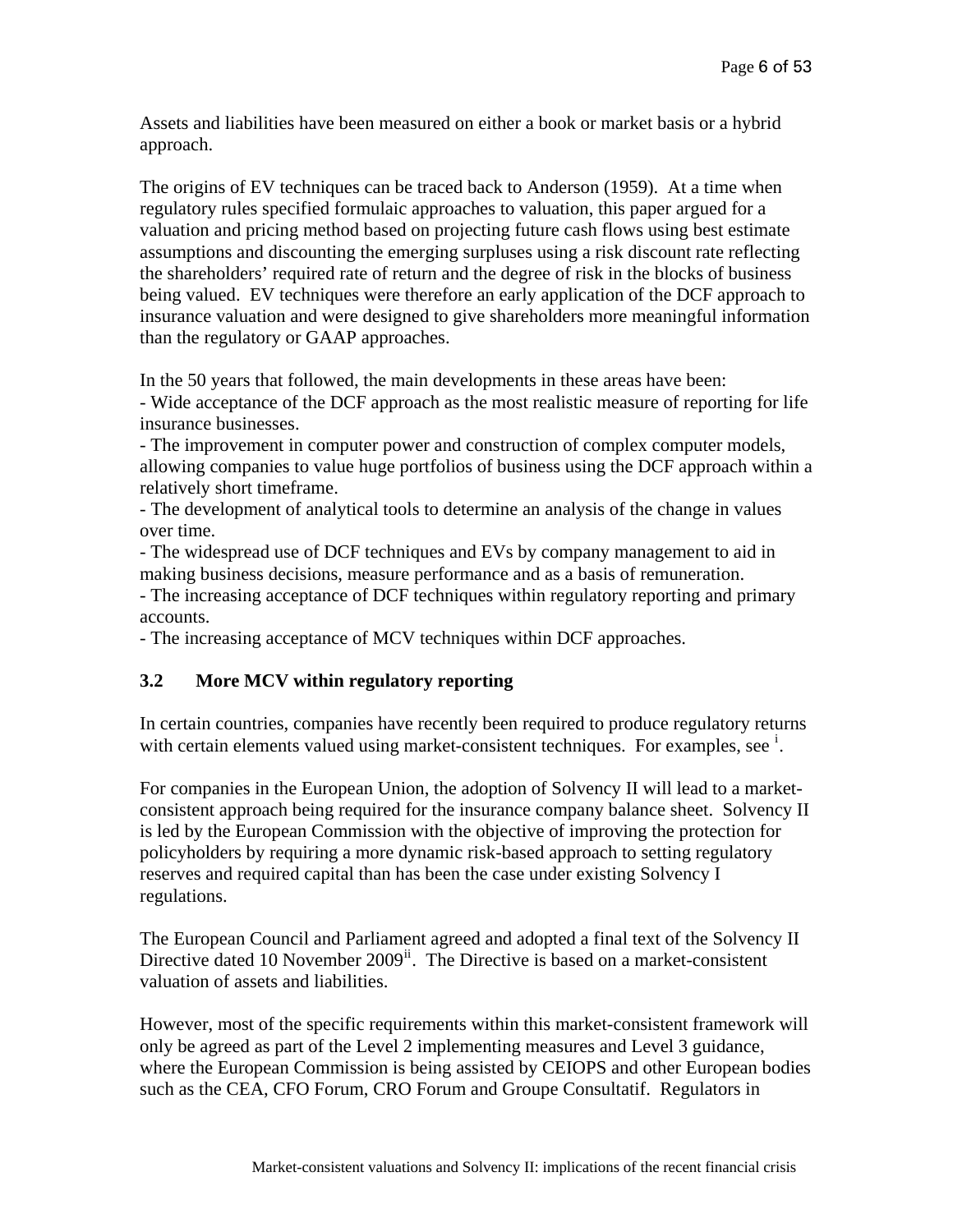Assets and liabilities have been measured on either a book or market basis or a hybrid approach.

The origins of EV techniques can be traced back to Anderson (1959). At a time when regulatory rules specified formulaic approaches to valuation, this paper argued for a valuation and pricing method based on projecting future cash flows using best estimate assumptions and discounting the emerging surpluses using a risk discount rate reflecting the shareholders' required rate of return and the degree of risk in the blocks of business being valued. EV techniques were therefore an early application of the DCF approach to insurance valuation and were designed to give shareholders more meaningful information than the regulatory or GAAP approaches.

In the 50 years that followed, the main developments in these areas have been:

- Wide acceptance of the DCF approach as the most realistic measure of reporting for life insurance businesses.
- The improvement in computer power and construction of complex computer models, allowing companies to value huge portfolios of business using the DCF approach within a relatively short timeframe.
- The development of analytical tools to determine an analysis of the change in values over time.
- The widespread use of DCF techniques and EVs by company management to aid in making business decisions, measure performance and as a basis of remuneration.
- The increasing acceptance of DCF techniques within regulatory reporting and primary accounts.
- The increasing acceptance of MCV techniques within DCF approaches.

### 3.2 More MCV within regulatory reporting

In certain countries, companies have recently been required to produce regulatory returns with certain elements valued using market-consistent techniques. For examples, see [i].

For companies in the European Union, the adoption of Solvency II will lead to a market-consistent approach being required for the insurance company balance sheet. Solvency II is led by the European Commission with the objective of improving the protection for policyholders by requiring a more dynamic risk-based approach to setting regulatory reserves and required capital than has been the case under existing Solvency I regulations.

The European Council and Parliament agreed and adopted a final text of the Solvency II Directive dated 10 November 2009[ii]. The Directive is based on a market-consistent valuation of assets and liabilities.

However, most of the specific requirements within this market-consistent framework will only be agreed as part of the Level 2 implementing measures and Level 3 guidance, where the European Commission is being assisted by CEIOPS and other European bodies such as the CEA, CFO Forum, CRO Forum and Groupe Consultatif. Regulators in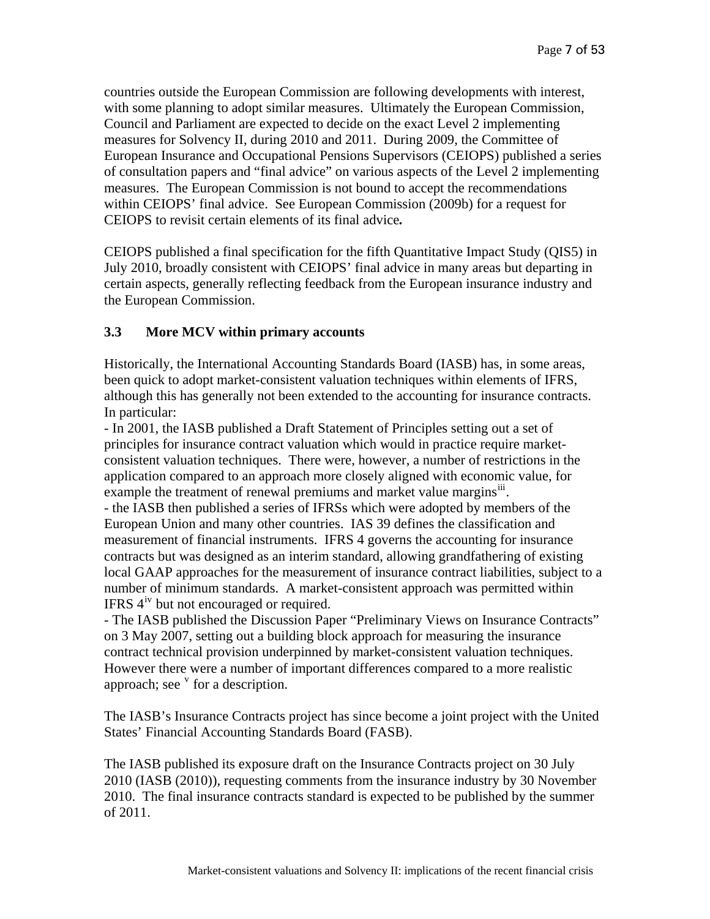countries outside the European Commission are following developments with interest, with some planning to adopt similar measures. Ultimately the European Commission, Council and Parliament are expected to decide on the exact Level 2 implementing measures for Solvency II, during 2010 and 2011. During 2009, the Committee of European Insurance and Occupational Pensions Supervisors (CEIOPS) published a series of consultation papers and "final advice" on various aspects of the Level 2 implementing measures. The European Commission is not bound to accept the recommendations within CEIOPS' final advice. See European Commission (2009b) for a request for CEIOPS to revisit certain elements of its final advice**.**

CEIOPS published a final specification for the fifth Quantitative Impact Study (QIS5) in July 2010, broadly consistent with CEIOPS' final advice in many areas but departing in certain aspects, generally reflecting feedback from the European insurance industry and the European Commission.

### 3.3 More MCV within primary accounts

Historically, the International Accounting Standards Board (IASB) has, in some areas, been quick to adopt market-consistent valuation techniques within elements of IFRS, although this has generally not been extended to the accounting for insurance contracts. In particular:

- In 2001, the IASB published a Draft Statement of Principles setting out a set of principles for insurance contract valuation which would in practice require market-consistent valuation techniques. There were, however, a number of restrictions in the application compared to an approach more closely aligned with economic value, for example the treatment of renewal premiums and market value margins[iii].
- the IASB then published a series of IFRSs which were adopted by members of the European Union and many other countries. IAS 39 defines the classification and measurement of financial instruments. IFRS 4 governs the accounting for insurance contracts but was designed as an interim standard, allowing grandfathering of existing local GAAP approaches for the measurement of insurance contract liabilities, subject to a number of minimum standards. A market-consistent approach was permitted within IFRS 4[iv] but not encouraged or required.
- The IASB published the Discussion Paper "Preliminary Views on Insurance Contracts" on 3 May 2007, setting out a building block approach for measuring the insurance contract technical provision underpinned by market-consistent valuation techniques. However there were a number of important differences compared to a more realistic approach; see [v] for a description.

The IASB's Insurance Contracts project has since become a joint project with the United States' Financial Accounting Standards Board (FASB).

The IASB published its exposure draft on the Insurance Contracts project on 30 July 2010 (IASB (2010)), requesting comments from the insurance industry by 30 November 2010. The final insurance contracts standard is expected to be published by the summer of 2011.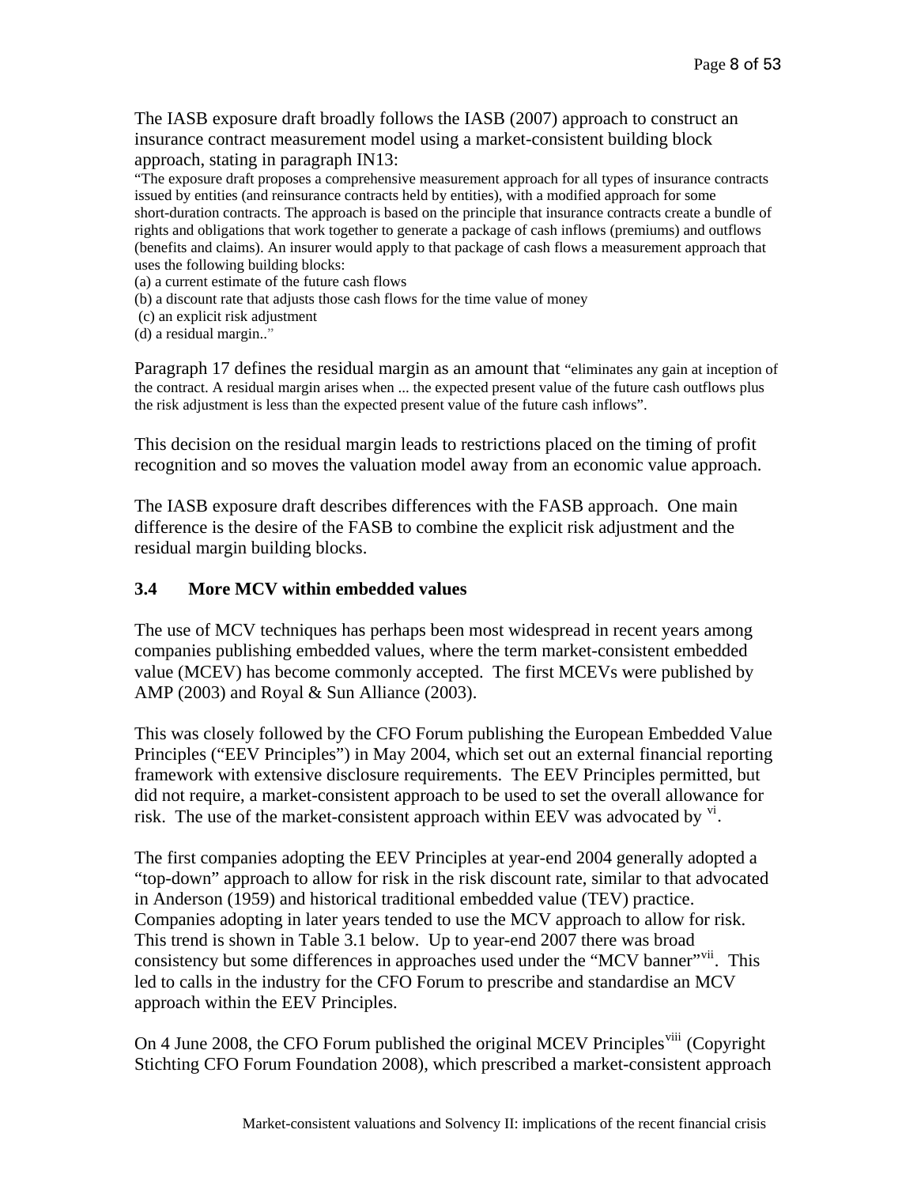The IASB exposure draft broadly follows the IASB (2007) approach to construct an insurance contract measurement model using a market-consistent building block approach, stating in paragraph IN13:

"The exposure draft proposes a comprehensive measurement approach for all types of insurance contracts issued by entities (and reinsurance contracts held by entities), with a modified approach for some short-duration contracts. The approach is based on the principle that insurance contracts create a bundle of rights and obligations that work together to generate a package of cash inflows (premiums) and outflows (benefits and claims). An insurer would apply to that package of cash flows a measurement approach that uses the following building blocks:

(a) a current estimate of the future cash flows

(b) a discount rate that adjusts those cash flows for the time value of money

(c) an explicit risk adjustment

(d) a residual margin.."

Paragraph 17 defines the residual margin as an amount that "eliminates any gain at inception of the contract. A residual margin arises when ... the expected present value of the future cash outflows plus the risk adjustment is less than the expected present value of the future cash inflows".

This decision on the residual margin leads to restrictions placed on the timing of profit recognition and so moves the valuation model away from an economic value approach.

The IASB exposure draft describes differences with the FASB approach. One main difference is the desire of the FASB to combine the explicit risk adjustment and the residual margin building blocks.

### 3.4 More MCV within embedded values

The use of MCV techniques has perhaps been most widespread in recent years among companies publishing embedded values, where the term market-consistent embedded value (MCEV) has become commonly accepted. The first MCEVs were published by AMP (2003) and Royal & Sun Alliance (2003).

This was closely followed by the CFO Forum publishing the European Embedded Value Principles ("EEV Principles") in May 2004, which set out an external financial reporting framework with extensive disclosure requirements. The EEV Principles permitted, but did not require, a market-consistent approach to be used to set the overall allowance for risk. The use of the market-consistent approach within EEV was advocated by [vi].

The first companies adopting the EEV Principles at year-end 2004 generally adopted a "top-down" approach to allow for risk in the risk discount rate, similar to that advocated in Anderson (1959) and historical traditional embedded value (TEV) practice. Companies adopting in later years tended to use the MCV approach to allow for risk. This trend is shown in Table 3.1 below. Up to year-end 2007 there was broad consistency but some differences in approaches used under the "MCV banner"[vii]. This led to calls in the industry for the CFO Forum to prescribe and standardise an MCV approach within the EEV Principles.

On 4 June 2008, the CFO Forum published the original MCEV Principles[viii] (Copyright Stichting CFO Forum Foundation 2008), which prescribed a market-consistent approach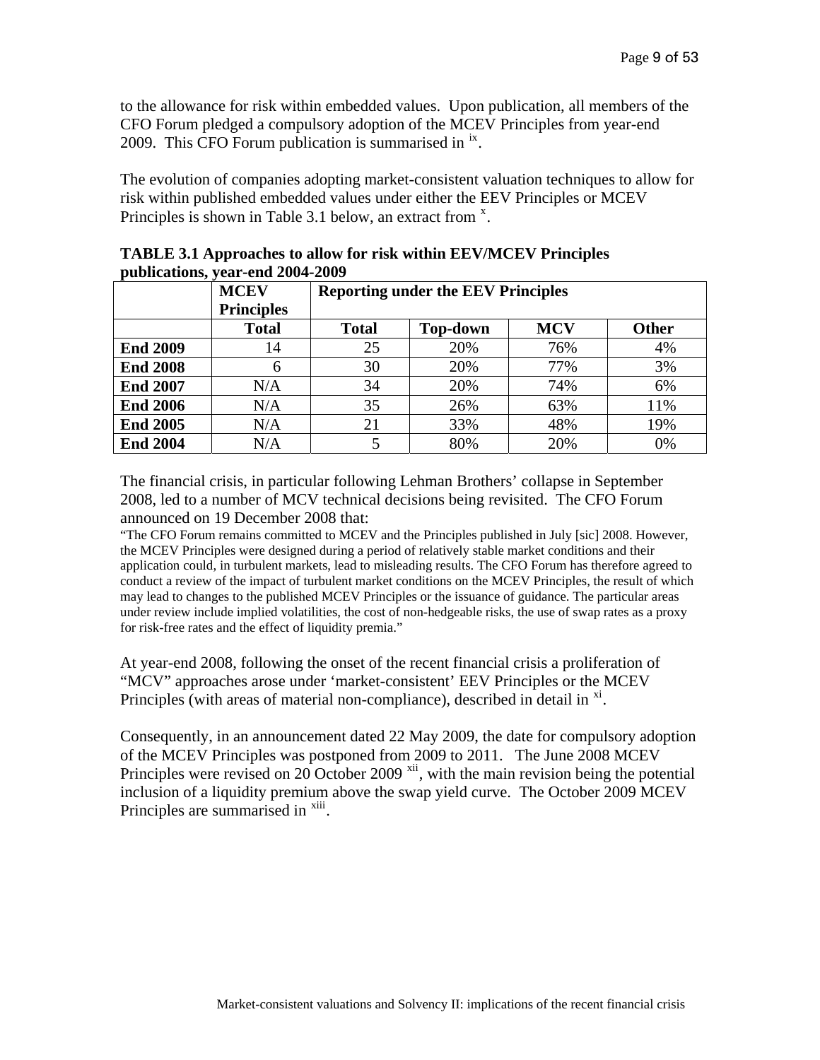to the allowance for risk within embedded values. Upon publication, all members of the CFO Forum pledged a compulsory adoption of the MCEV Principles from year-end 2009. This CFO Forum publication is summarised in [ix].

The evolution of companies adopting market-consistent valuation techniques to allow for risk within published embedded values under either the EEV Principles or MCEV Principles is shown in Table 3.1 below, an extract from [x].

**TABLE 3.1 Approaches to allow for risk within EEV/MCEV Principles publications, year-end 2004-2009**

| | **MCEV Principles** | **Reporting under the EEV Principles** | | | |
|---|---|---|---|---|---|
| | **Total** | **Total** | **Top-down** | **MCV** | **Other** |
| **End 2009** | 14 | 25 | 20% | 76% | 4% |
| **End 2008** | 6 | 30 | 20% | 77% | 3% |
| **End 2007** | N/A | 34 | 20% | 74% | 6% |
| **End 2006** | N/A | 35 | 26% | 63% | 11% |
| **End 2005** | N/A | 21 | 33% | 48% | 19% |
| **End 2004** | N/A | 5 | 80% | 20% | 0% |

The financial crisis, in particular following Lehman Brothers' collapse in September 2008, led to a number of MCV technical decisions being revisited. The CFO Forum announced on 19 December 2008 that:

"The CFO Forum remains committed to MCEV and the Principles published in July [sic] 2008. However, the MCEV Principles were designed during a period of relatively stable market conditions and their application could, in turbulent markets, lead to misleading results. The CFO Forum has therefore agreed to conduct a review of the impact of turbulent market conditions on the MCEV Principles, the result of which may lead to changes to the published MCEV Principles or the issuance of guidance. The particular areas under review include implied volatilities, the cost of non-hedgeable risks, the use of swap rates as a proxy for risk-free rates and the effect of liquidity premia."

At year-end 2008, following the onset of the recent financial crisis a proliferation of "MCV" approaches arose under 'market-consistent' EEV Principles or the MCEV Principles (with areas of material non-compliance), described in detail in [xi].

Consequently, in an announcement dated 22 May 2009, the date for compulsory adoption of the MCEV Principles was postponed from 2009 to 2011. The June 2008 MCEV Principles were revised on 20 October 2009 [xii], with the main revision being the potential inclusion of a liquidity premium above the swap yield curve. The October 2009 MCEV Principles are summarised in [xiii].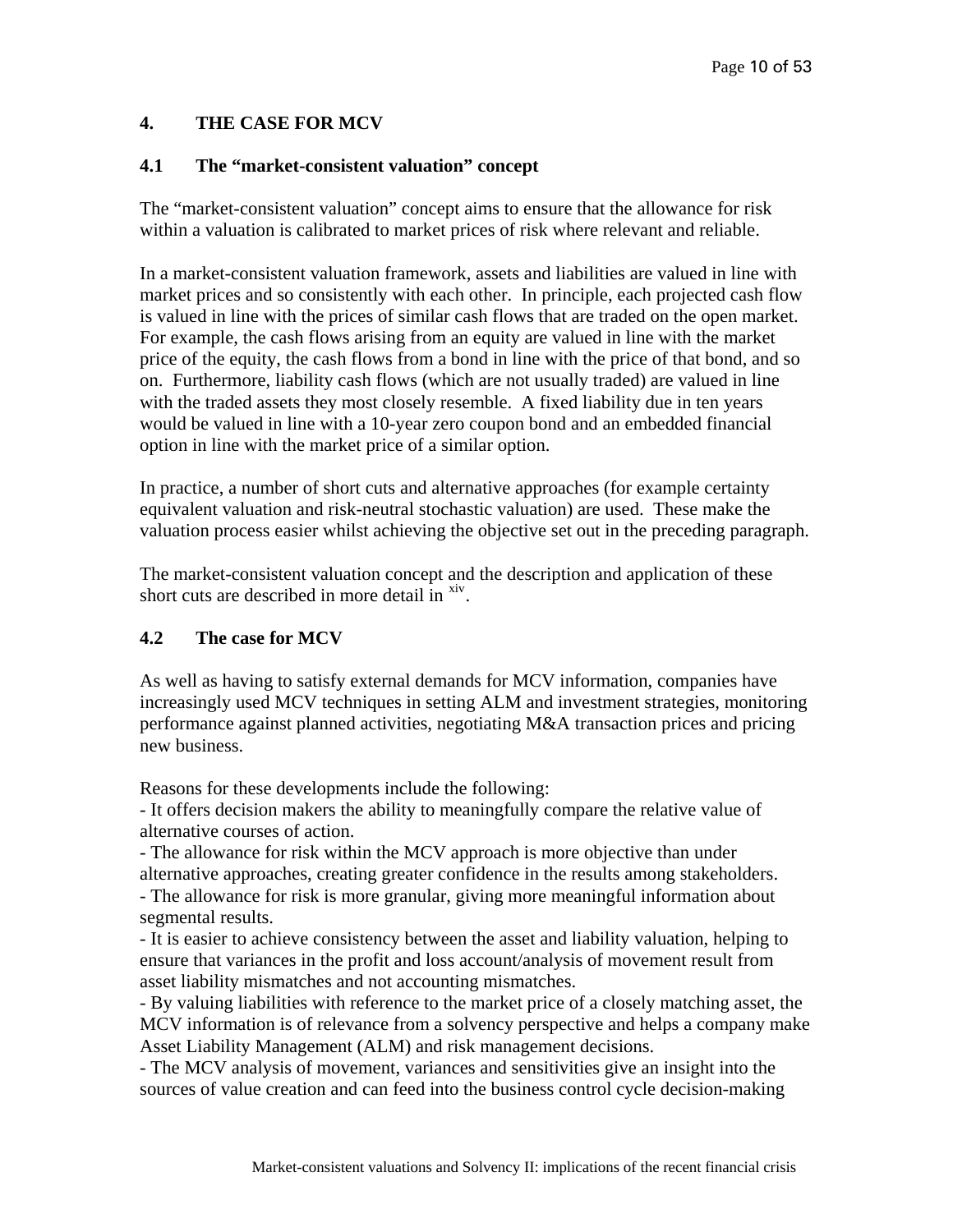## 4. THE CASE FOR MCV

### 4.1 The "market-consistent valuation" concept

The "market-consistent valuation" concept aims to ensure that the allowance for risk within a valuation is calibrated to market prices of risk where relevant and reliable.

In a market-consistent valuation framework, assets and liabilities are valued in line with market prices and so consistently with each other. In principle, each projected cash flow is valued in line with the prices of similar cash flows that are traded on the open market. For example, the cash flows arising from an equity are valued in line with the market price of the equity, the cash flows from a bond in line with the price of that bond, and so on. Furthermore, liability cash flows (which are not usually traded) are valued in line with the traded assets they most closely resemble. A fixed liability due in ten years would be valued in line with a 10-year zero coupon bond and an embedded financial option in line with the market price of a similar option.

In practice, a number of short cuts and alternative approaches (for example certainty equivalent valuation and risk-neutral stochastic valuation) are used. These make the valuation process easier whilst achieving the objective set out in the preceding paragraph.

The market-consistent valuation concept and the description and application of these short cuts are described in more detail in [xiv].

### 4.2 The case for MCV

As well as having to satisfy external demands for MCV information, companies have increasingly used MCV techniques in setting ALM and investment strategies, monitoring performance against planned activities, negotiating M&A transaction prices and pricing new business.

Reasons for these developments include the following:

- It offers decision makers the ability to meaningfully compare the relative value of alternative courses of action.
- The allowance for risk within the MCV approach is more objective than under alternative approaches, creating greater confidence in the results among stakeholders.
- The allowance for risk is more granular, giving more meaningful information about segmental results.
- It is easier to achieve consistency between the asset and liability valuation, helping to ensure that variances in the profit and loss account/analysis of movement result from asset liability mismatches and not accounting mismatches.
- By valuing liabilities with reference to the market price of a closely matching asset, the MCV information is of relevance from a solvency perspective and helps a company make Asset Liability Management (ALM) and risk management decisions.
- The MCV analysis of movement, variances and sensitivities give an insight into the sources of value creation and can feed into the business control cycle decision-making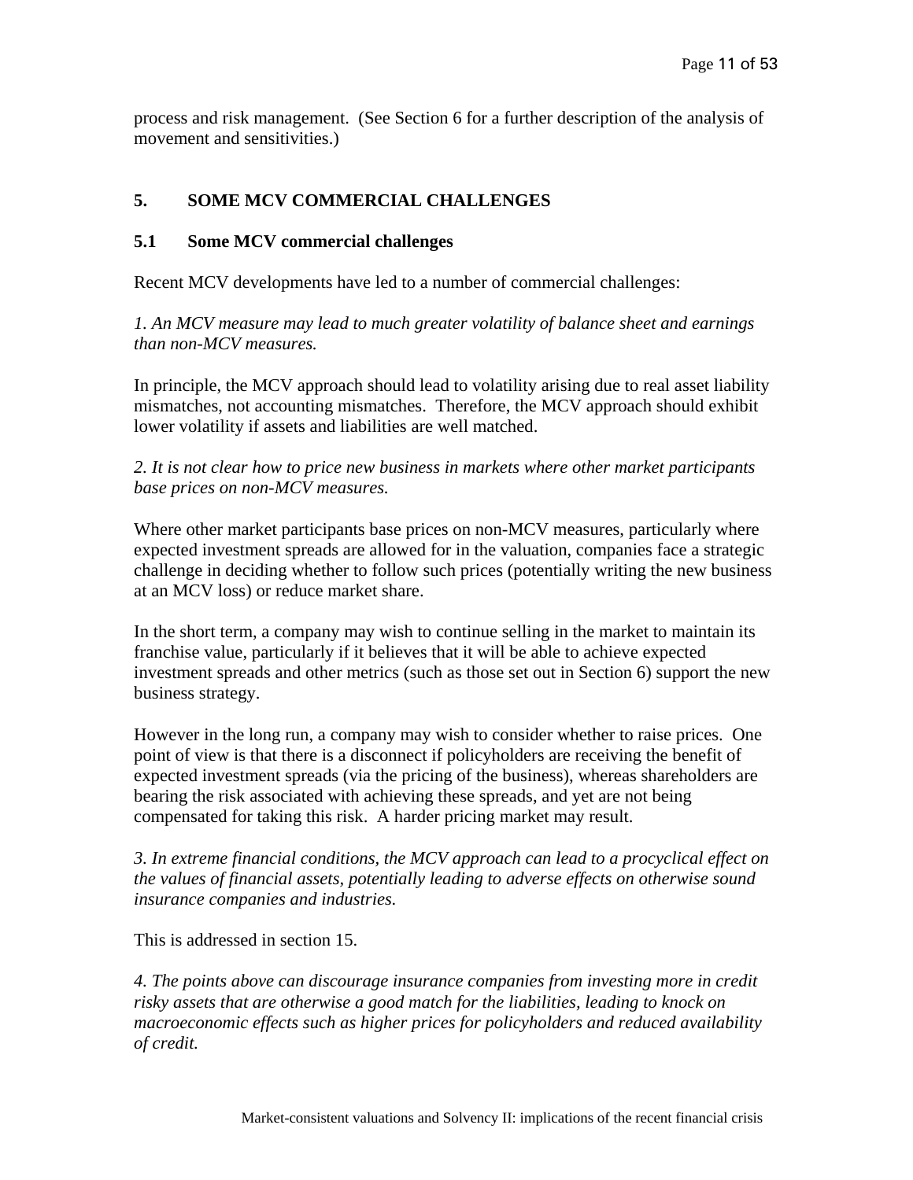process and risk management. (See Section 6 for a further description of the analysis of movement and sensitivities.)

# 5. SOME MCV COMMERCIAL CHALLENGES

## 5.1 Some MCV commercial challenges

Recent MCV developments have led to a number of commercial challenges:

*1. An MCV measure may lead to much greater volatility of balance sheet and earnings than non-MCV measures.*

In principle, the MCV approach should lead to volatility arising due to real asset liability mismatches, not accounting mismatches. Therefore, the MCV approach should exhibit lower volatility if assets and liabilities are well matched.

*2. It is not clear how to price new business in markets where other market participants base prices on non-MCV measures.*

Where other market participants base prices on non-MCV measures, particularly where expected investment spreads are allowed for in the valuation, companies face a strategic challenge in deciding whether to follow such prices (potentially writing the new business at an MCV loss) or reduce market share.

In the short term, a company may wish to continue selling in the market to maintain its franchise value, particularly if it believes that it will be able to achieve expected investment spreads and other metrics (such as those set out in Section 6) support the new business strategy.

However in the long run, a company may wish to consider whether to raise prices. One point of view is that there is a disconnect if policyholders are receiving the benefit of expected investment spreads (via the pricing of the business), whereas shareholders are bearing the risk associated with achieving these spreads, and yet are not being compensated for taking this risk. A harder pricing market may result.

*3. In extreme financial conditions, the MCV approach can lead to a procyclical effect on the values of financial assets, potentially leading to adverse effects on otherwise sound insurance companies and industries.*

This is addressed in section 15.

*4. The points above can discourage insurance companies from investing more in credit risky assets that are otherwise a good match for the liabilities, leading to knock on macroeconomic effects such as higher prices for policyholders and reduced availability of credit.*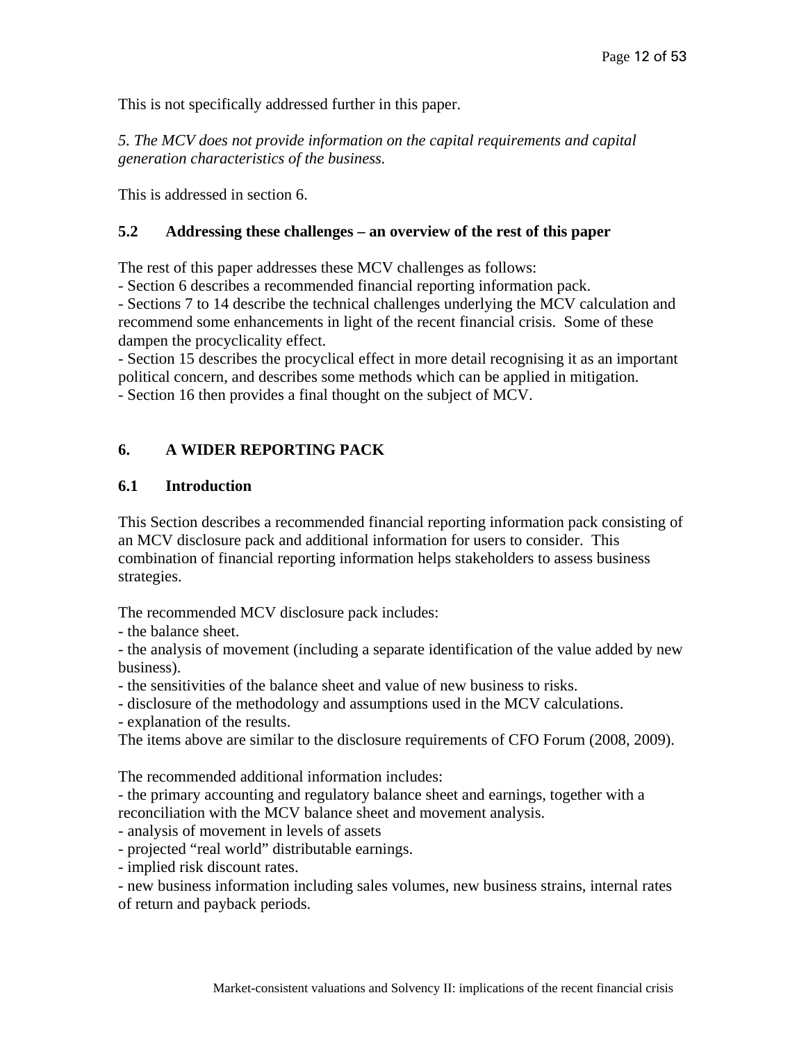This is not specifically addressed further in this paper.

*5. The MCV does not provide information on the capital requirements and capital generation characteristics of the business.*

This is addressed in section 6.

### 5.2 Addressing these challenges – an overview of the rest of this paper

The rest of this paper addresses these MCV challenges as follows:

- Section 6 describes a recommended financial reporting information pack.
- Sections 7 to 14 describe the technical challenges underlying the MCV calculation and recommend some enhancements in light of the recent financial crisis. Some of these dampen the procyclicality effect.
- Section 15 describes the procyclical effect in more detail recognising it as an important political concern, and describes some methods which can be applied in mitigation.
- Section 16 then provides a final thought on the subject of MCV.

## 6. A WIDER REPORTING PACK

### 6.1 Introduction

This Section describes a recommended financial reporting information pack consisting of an MCV disclosure pack and additional information for users to consider. This combination of financial reporting information helps stakeholders to assess business strategies.

The recommended MCV disclosure pack includes:

- the balance sheet.
- the analysis of movement (including a separate identification of the value added by new business).
- the sensitivities of the balance sheet and value of new business to risks.
- disclosure of the methodology and assumptions used in the MCV calculations.
- explanation of the results.

The items above are similar to the disclosure requirements of CFO Forum (2008, 2009).

The recommended additional information includes:

- the primary accounting and regulatory balance sheet and earnings, together with a reconciliation with the MCV balance sheet and movement analysis.
- analysis of movement in levels of assets
- projected "real world" distributable earnings.
- implied risk discount rates.
- new business information including sales volumes, new business strains, internal rates of return and payback periods.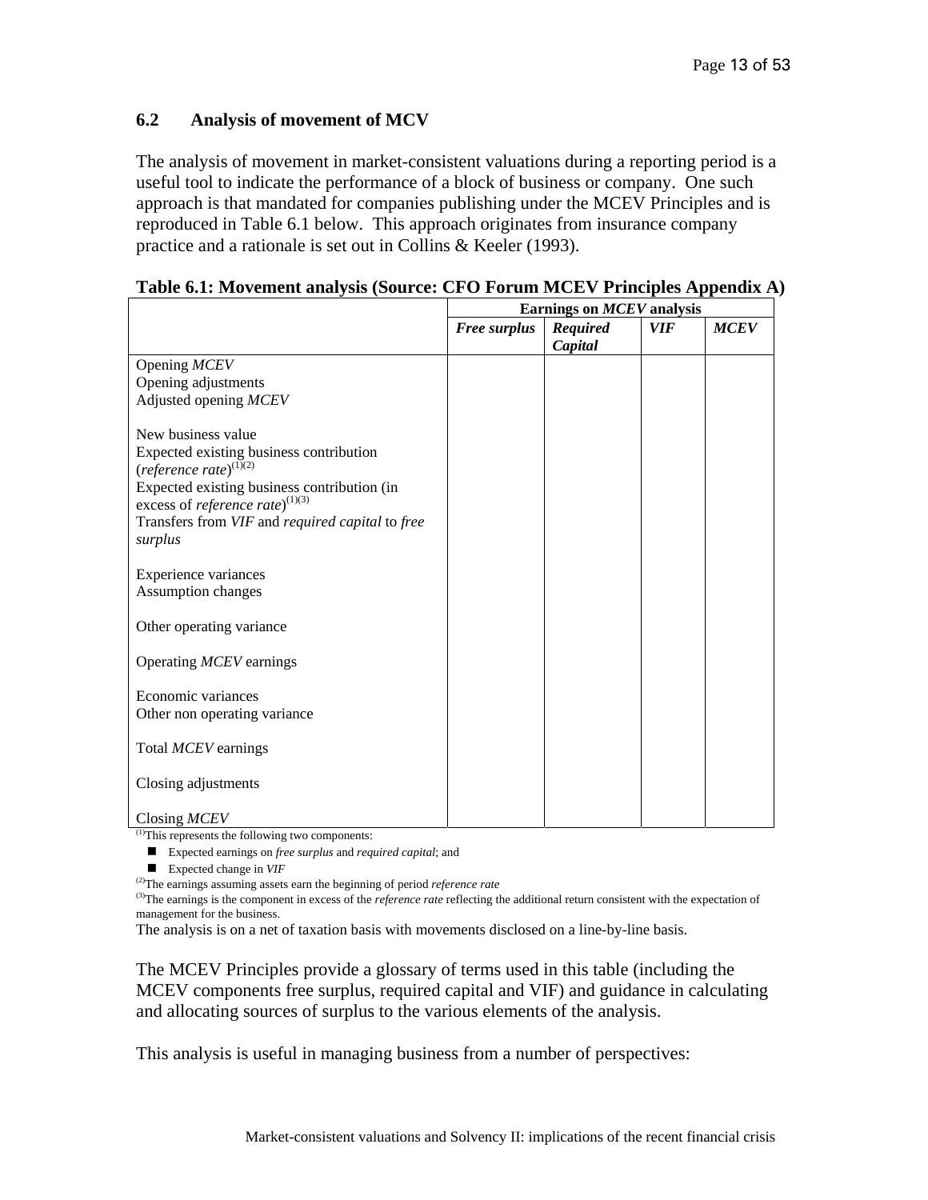## 6.2 Analysis of movement of MCV

The analysis of movement in market-consistent valuations during a reporting period is a useful tool to indicate the performance of a block of business or company. One such approach is that mandated for companies publishing under the MCEV Principles and is reproduced in Table 6.1 below. This approach originates from insurance company practice and a rationale is set out in Collins & Keeler (1993).

**Table 6.1: Movement analysis (Source: CFO Forum MCEV Principles Appendix A)**

| | **Earnings on *MCEV* analysis** | | | |
|---|---|---|---|---|
| | ***Free surplus*** | ***Required Capital*** | ***VIF*** | ***MCEV*** |
| Opening *MCEV* | | | | |
| Opening adjustments | | | | |
| Adjusted opening *MCEV* | | | | |
| New business value | | | | |
| Expected existing business contribution (*reference rate*)[(1)(2)] | | | | |
| Expected existing business contribution (in excess of *reference rate*)[(1)(3)] | | | | |
| Transfers from *VIF* and *required capital* to *free surplus* | | | | |
| Experience variances | | | | |
| Assumption changes | | | | |
| Other operating variance | | | | |
| Operating *MCEV* earnings | | | | |
| Economic variances | | | | |
| Other non operating variance | | | | |
| Total *MCEV* earnings | | | | |
| Closing adjustments | | | | |
| Closing *MCEV* | | | | |

[(1)]This represents the following two components:

- Expected earnings on *free surplus* and *required capital*; and
- Expected change in *VIF*

[(2)]The earnings assuming assets earn the beginning of period *reference rate*

[(3)]The earnings is the component in excess of the *reference rate* reflecting the additional return consistent with the expectation of management for the business.

The analysis is on a net of taxation basis with movements disclosed on a line-by-line basis.

The MCEV Principles provide a glossary of terms used in this table (including the MCEV components free surplus, required capital and VIF) and guidance in calculating and allocating sources of surplus to the various elements of the analysis.

This analysis is useful in managing business from a number of perspectives: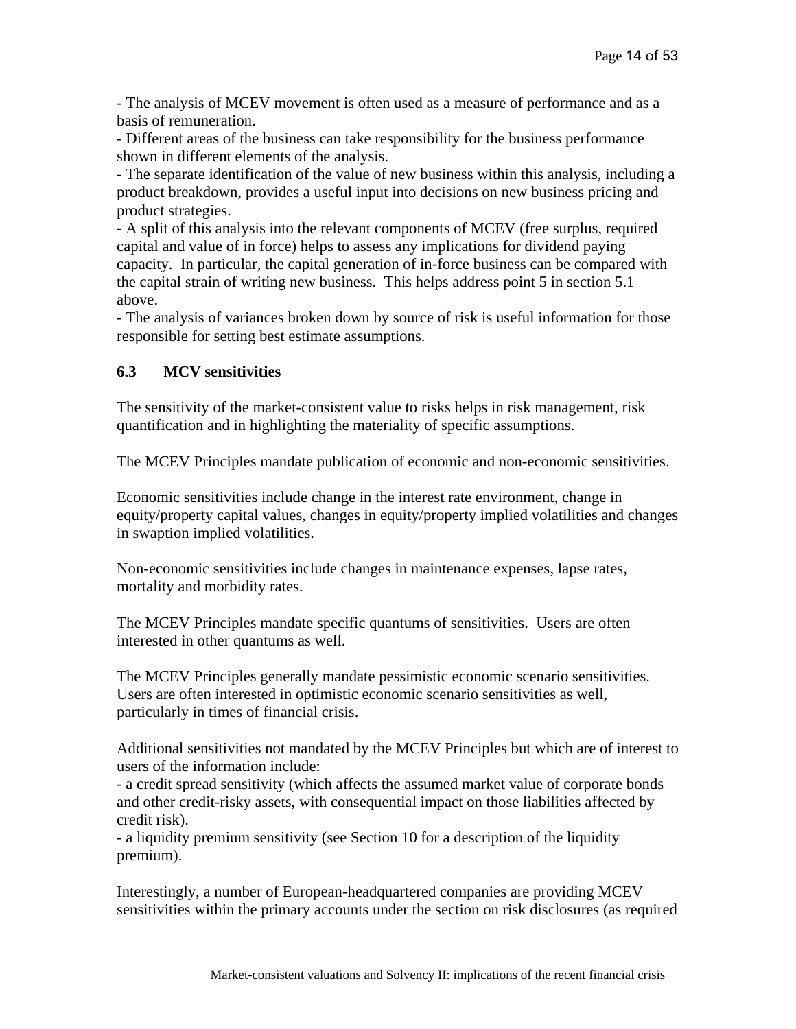- The analysis of MCEV movement is often used as a measure of performance and as a basis of remuneration.
- Different areas of the business can take responsibility for the business performance shown in different elements of the analysis.
- The separate identification of the value of new business within this analysis, including a product breakdown, provides a useful input into decisions on new business pricing and product strategies.
- A split of this analysis into the relevant components of MCEV (free surplus, required capital and value of in force) helps to assess any implications for dividend paying capacity. In particular, the capital generation of in-force business can be compared with the capital strain of writing new business. This helps address point 5 in section 5.1 above.
- The analysis of variances broken down by source of risk is useful information for those responsible for setting best estimate assumptions.

### 6.3 MCV sensitivities

The sensitivity of the market-consistent value to risks helps in risk management, risk quantification and in highlighting the materiality of specific assumptions.

The MCEV Principles mandate publication of economic and non-economic sensitivities.

Economic sensitivities include change in the interest rate environment, change in equity/property capital values, changes in equity/property implied volatilities and changes in swaption implied volatilities.

Non-economic sensitivities include changes in maintenance expenses, lapse rates, mortality and morbidity rates.

The MCEV Principles mandate specific quantums of sensitivities. Users are often interested in other quantums as well.

The MCEV Principles generally mandate pessimistic economic scenario sensitivities. Users are often interested in optimistic economic scenario sensitivities as well, particularly in times of financial crisis.

Additional sensitivities not mandated by the MCEV Principles but which are of interest to users of the information include:
- a credit spread sensitivity (which affects the assumed market value of corporate bonds and other credit-risky assets, with consequential impact on those liabilities affected by credit risk).
- a liquidity premium sensitivity (see Section 10 for a description of the liquidity premium).

Interestingly, a number of European-headquartered companies are providing MCEV sensitivities within the primary accounts under the section on risk disclosures (as required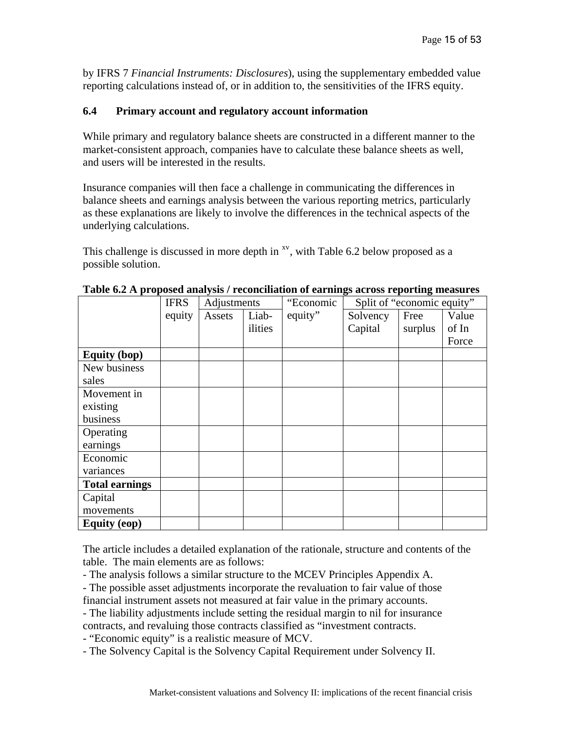by IFRS 7 *Financial Instruments: Disclosures*), using the supplementary embedded value reporting calculations instead of, or in addition to, the sensitivities of the IFRS equity.

### 6.4 Primary account and regulatory account information

While primary and regulatory balance sheets are constructed in a different manner to the market-consistent approach, companies have to calculate these balance sheets as well, and users will be interested in the results.

Insurance companies will then face a challenge in communicating the differences in balance sheets and earnings analysis between the various reporting metrics, particularly as these explanations are likely to involve the differences in the technical aspects of the underlying calculations.

This challenge is discussed in more depth in [xv], with Table 6.2 below proposed as a possible solution.

**Table 6.2 A proposed analysis / reconciliation of earnings across reporting measures**

| | IFRS equity | Adjustments | | "Economic equity" | Split of "economic equity" | | |
|---|---|---|---|---|---|---|---|
| | | Assets | Liab-ilities | | Solvency Capital | Free surplus | Value of In Force |
| **Equity (bop)** | | | | | | | |
| New business sales | | | | | | | |
| Movement in existing business | | | | | | | |
| Operating earnings | | | | | | | |
| Economic variances | | | | | | | |
| **Total earnings** | | | | | | | |
| Capital movements | | | | | | | |
| **Equity (eop)** | | | | | | | |

The article includes a detailed explanation of the rationale, structure and contents of the table. The main elements are as follows:

- The analysis follows a similar structure to the MCEV Principles Appendix A.
- The possible asset adjustments incorporate the revaluation to fair value of those financial instrument assets not measured at fair value in the primary accounts.
- The liability adjustments include setting the residual margin to nil for insurance contracts, and revaluing those contracts classified as "investment contracts.
- "Economic equity" is a realistic measure of MCV.
- The Solvency Capital is the Solvency Capital Requirement under Solvency II.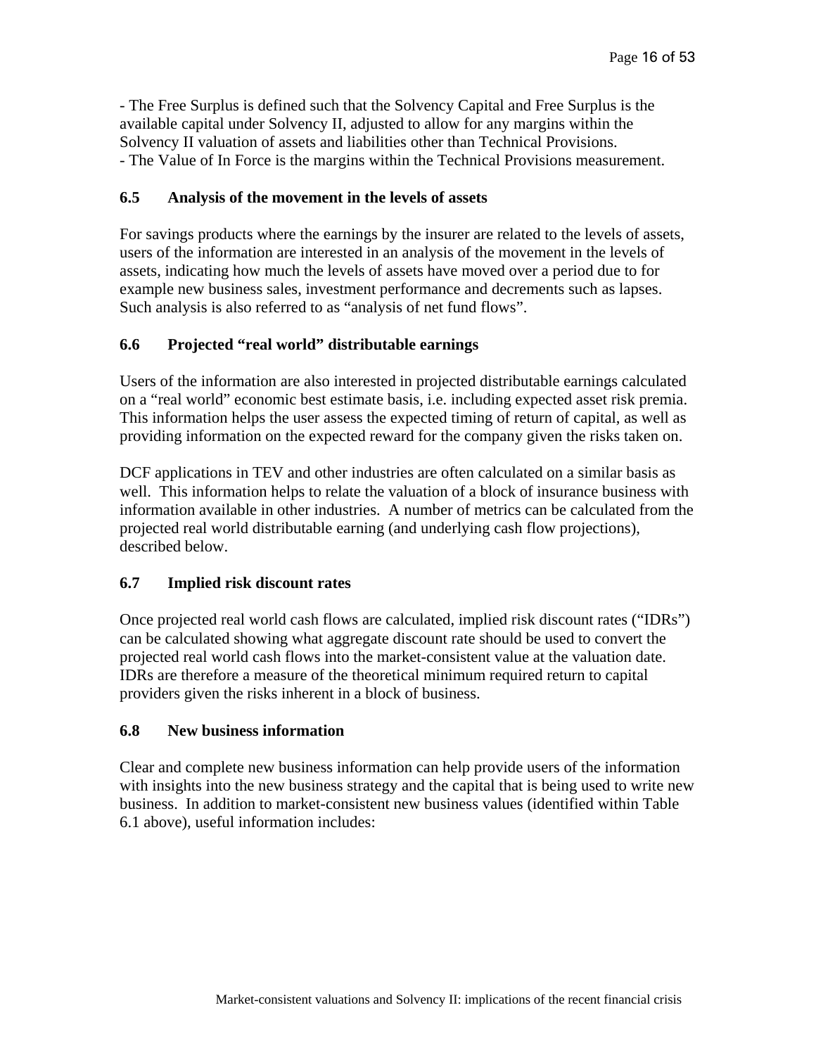- The Free Surplus is defined such that the Solvency Capital and Free Surplus is the available capital under Solvency II, adjusted to allow for any margins within the Solvency II valuation of assets and liabilities other than Technical Provisions.
- The Value of In Force is the margins within the Technical Provisions measurement.

### 6.5 Analysis of the movement in the levels of assets

For savings products where the earnings by the insurer are related to the levels of assets, users of the information are interested in an analysis of the movement in the levels of assets, indicating how much the levels of assets have moved over a period due to for example new business sales, investment performance and decrements such as lapses. Such analysis is also referred to as "analysis of net fund flows".

### 6.6 Projected "real world" distributable earnings

Users of the information are also interested in projected distributable earnings calculated on a "real world" economic best estimate basis, i.e. including expected asset risk premia. This information helps the user assess the expected timing of return of capital, as well as providing information on the expected reward for the company given the risks taken on.

DCF applications in TEV and other industries are often calculated on a similar basis as well. This information helps to relate the valuation of a block of insurance business with information available in other industries. A number of metrics can be calculated from the projected real world distributable earning (and underlying cash flow projections), described below.

### 6.7 Implied risk discount rates

Once projected real world cash flows are calculated, implied risk discount rates ("IDRs") can be calculated showing what aggregate discount rate should be used to convert the projected real world cash flows into the market-consistent value at the valuation date. IDRs are therefore a measure of the theoretical minimum required return to capital providers given the risks inherent in a block of business.

### 6.8 New business information

Clear and complete new business information can help provide users of the information with insights into the new business strategy and the capital that is being used to write new business. In addition to market-consistent new business values (identified within Table 6.1 above), useful information includes: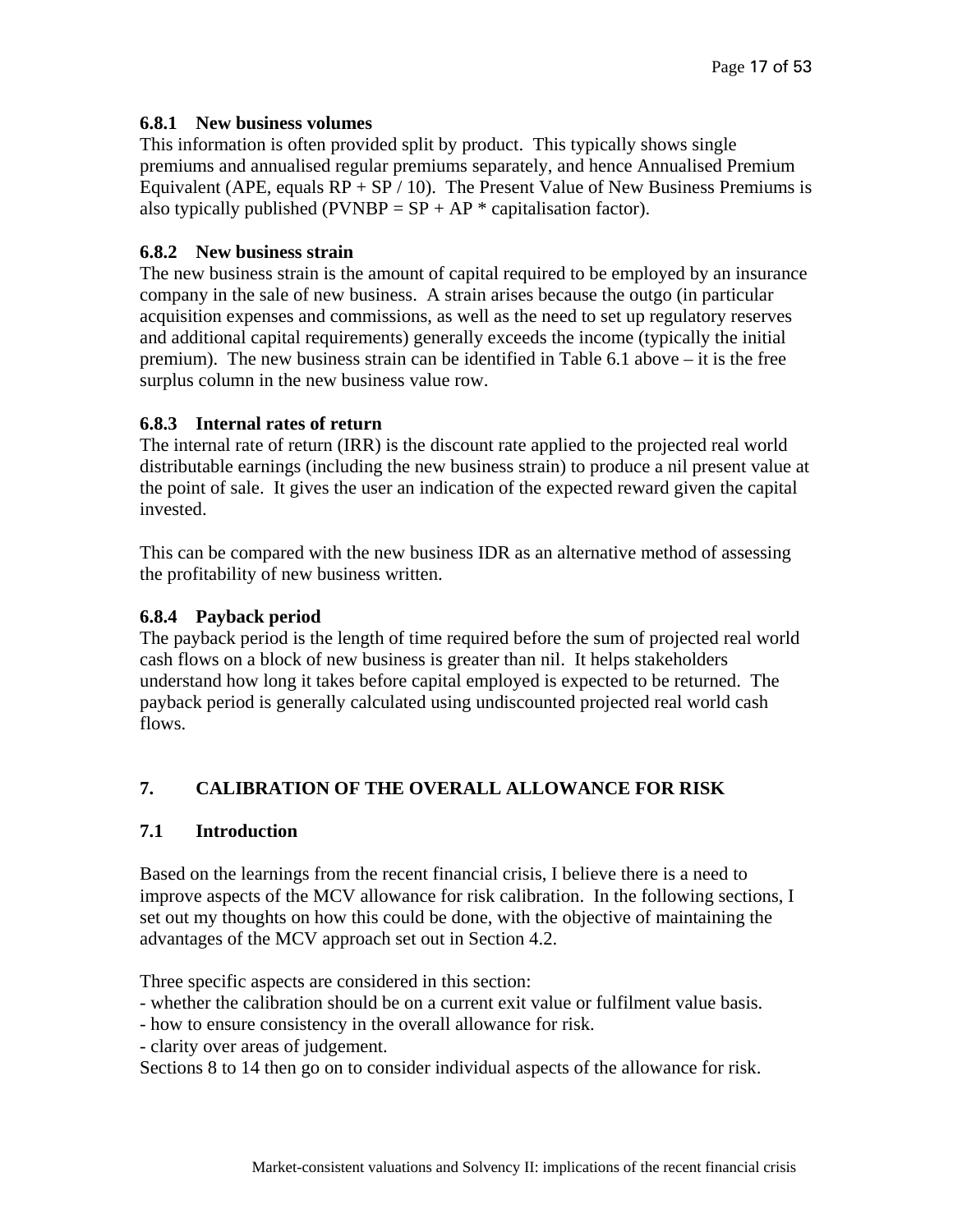### 6.8.1 New business volumes

This information is often provided split by product. This typically shows single premiums and annualised regular premiums separately, and hence Annualised Premium Equivalent (APE, equals RP + SP / 10). The Present Value of New Business Premiums is also typically published (PVNBP = SP + AP * capitalisation factor).

### 6.8.2 New business strain

The new business strain is the amount of capital required to be employed by an insurance company in the sale of new business. A strain arises because the outgo (in particular acquisition expenses and commissions, as well as the need to set up regulatory reserves and additional capital requirements) generally exceeds the income (typically the initial premium). The new business strain can be identified in Table 6.1 above – it is the free surplus column in the new business value row.

### 6.8.3 Internal rates of return

The internal rate of return (IRR) is the discount rate applied to the projected real world distributable earnings (including the new business strain) to produce a nil present value at the point of sale. It gives the user an indication of the expected reward given the capital invested.

This can be compared with the new business IDR as an alternative method of assessing the profitability of new business written.

### 6.8.4 Payback period

The payback period is the length of time required before the sum of projected real world cash flows on a block of new business is greater than nil. It helps stakeholders understand how long it takes before capital employed is expected to be returned. The payback period is generally calculated using undiscounted projected real world cash flows.

## 7. CALIBRATION OF THE OVERALL ALLOWANCE FOR RISK

### 7.1 Introduction

Based on the learnings from the recent financial crisis, I believe there is a need to improve aspects of the MCV allowance for risk calibration. In the following sections, I set out my thoughts on how this could be done, with the objective of maintaining the advantages of the MCV approach set out in Section 4.2.

Three specific aspects are considered in this section:

- whether the calibration should be on a current exit value or fulfilment value basis.
- how to ensure consistency in the overall allowance for risk.
- clarity over areas of judgement.

Sections 8 to 14 then go on to consider individual aspects of the allowance for risk.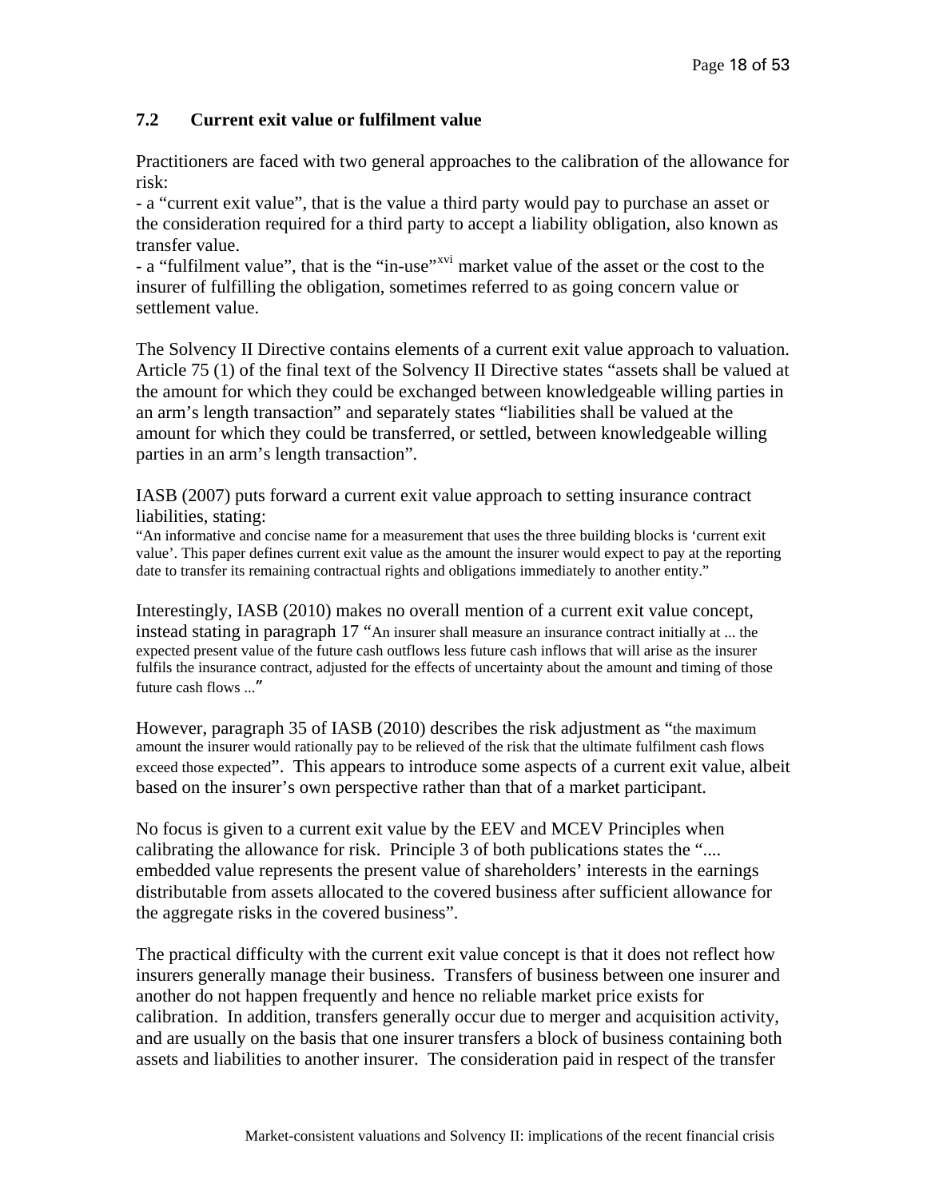### 7.2 Current exit value or fulfilment value

Practitioners are faced with two general approaches to the calibration of the allowance for risk:

- a "current exit value", that is the value a third party would pay to purchase an asset or the consideration required for a third party to accept a liability obligation, also known as transfer value.
- a "fulfilment value", that is the "in-use"[xvi] market value of the asset or the cost to the insurer of fulfilling the obligation, sometimes referred to as going concern value or settlement value.

The Solvency II Directive contains elements of a current exit value approach to valuation. Article 75 (1) of the final text of the Solvency II Directive states "assets shall be valued at the amount for which they could be exchanged between knowledgeable willing parties in an arm's length transaction" and separately states "liabilities shall be valued at the amount for which they could be transferred, or settled, between knowledgeable willing parties in an arm's length transaction".

IASB (2007) puts forward a current exit value approach to setting insurance contract liabilities, stating:

"An informative and concise name for a measurement that uses the three building blocks is 'current exit value'. This paper defines current exit value as the amount the insurer would expect to pay at the reporting date to transfer its remaining contractual rights and obligations immediately to another entity."

Interestingly, IASB (2010) makes no overall mention of a current exit value concept, instead stating in paragraph 17 "An insurer shall measure an insurance contract initially at ... the expected present value of the future cash outflows less future cash inflows that will arise as the insurer fulfils the insurance contract, adjusted for the effects of uncertainty about the amount and timing of those future cash flows ..."

However, paragraph 35 of IASB (2010) describes the risk adjustment as "the maximum amount the insurer would rationally pay to be relieved of the risk that the ultimate fulfilment cash flows exceed those expected". This appears to introduce some aspects of a current exit value, albeit based on the insurer's own perspective rather than that of a market participant.

No focus is given to a current exit value by the EEV and MCEV Principles when calibrating the allowance for risk. Principle 3 of both publications states the ".... embedded value represents the present value of shareholders' interests in the earnings distributable from assets allocated to the covered business after sufficient allowance for the aggregate risks in the covered business".

The practical difficulty with the current exit value concept is that it does not reflect how insurers generally manage their business. Transfers of business between one insurer and another do not happen frequently and hence no reliable market price exists for calibration. In addition, transfers generally occur due to merger and acquisition activity, and are usually on the basis that one insurer transfers a block of business containing both assets and liabilities to another insurer. The consideration paid in respect of the transfer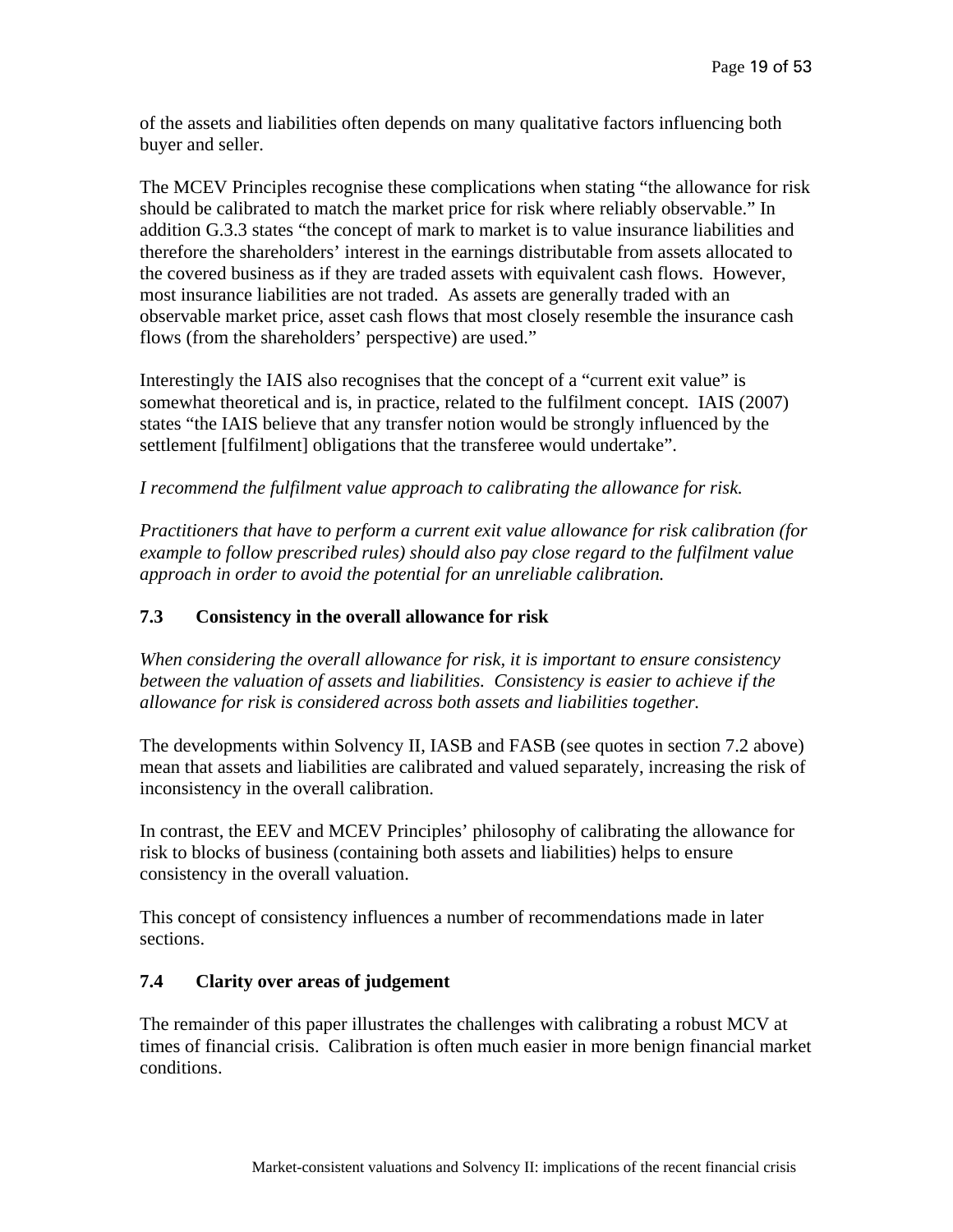of the assets and liabilities often depends on many qualitative factors influencing both buyer and seller.

The MCEV Principles recognise these complications when stating "the allowance for risk should be calibrated to match the market price for risk where reliably observable." In addition G.3.3 states "the concept of mark to market is to value insurance liabilities and therefore the shareholders' interest in the earnings distributable from assets allocated to the covered business as if they are traded assets with equivalent cash flows. However, most insurance liabilities are not traded. As assets are generally traded with an observable market price, asset cash flows that most closely resemble the insurance cash flows (from the shareholders' perspective) are used."

Interestingly the IAIS also recognises that the concept of a "current exit value" is somewhat theoretical and is, in practice, related to the fulfilment concept. IAIS (2007) states "the IAIS believe that any transfer notion would be strongly influenced by the settlement [fulfilment] obligations that the transferee would undertake".

*I recommend the fulfilment value approach to calibrating the allowance for risk.*

*Practitioners that have to perform a current exit value allowance for risk calibration (for example to follow prescribed rules) should also pay close regard to the fulfilment value approach in order to avoid the potential for an unreliable calibration.*

### 7.3 Consistency in the overall allowance for risk

*When considering the overall allowance for risk, it is important to ensure consistency between the valuation of assets and liabilities. Consistency is easier to achieve if the allowance for risk is considered across both assets and liabilities together.*

The developments within Solvency II, IASB and FASB (see quotes in section 7.2 above) mean that assets and liabilities are calibrated and valued separately, increasing the risk of inconsistency in the overall calibration.

In contrast, the EEV and MCEV Principles' philosophy of calibrating the allowance for risk to blocks of business (containing both assets and liabilities) helps to ensure consistency in the overall valuation.

This concept of consistency influences a number of recommendations made in later sections.

### 7.4 Clarity over areas of judgement

The remainder of this paper illustrates the challenges with calibrating a robust MCV at times of financial crisis. Calibration is often much easier in more benign financial market conditions.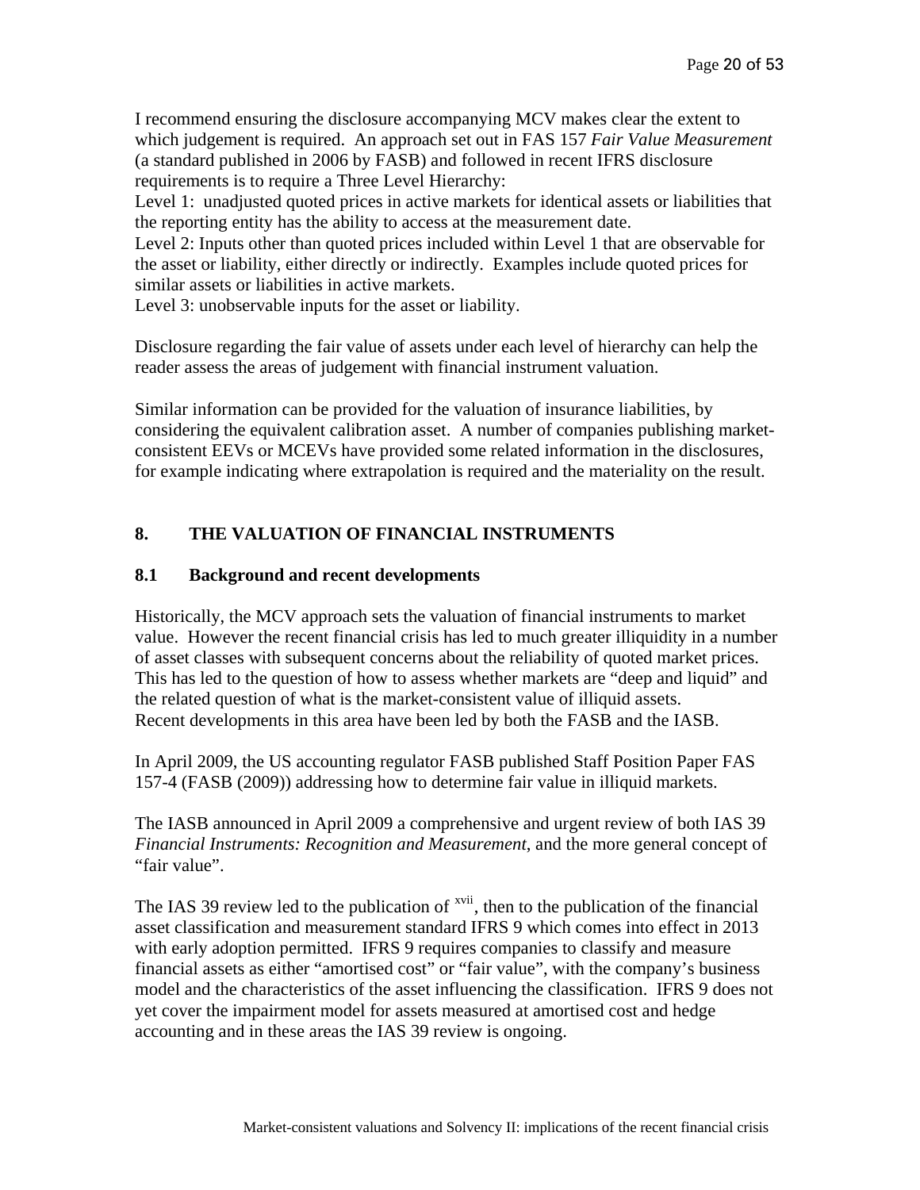I recommend ensuring the disclosure accompanying MCV makes clear the extent to which judgement is required. An approach set out in FAS 157 *Fair Value Measurement* (a standard published in 2006 by FASB) and followed in recent IFRS disclosure requirements is to require a Three Level Hierarchy:

Level 1: unadjusted quoted prices in active markets for identical assets or liabilities that the reporting entity has the ability to access at the measurement date.

Level 2: Inputs other than quoted prices included within Level 1 that are observable for the asset or liability, either directly or indirectly. Examples include quoted prices for similar assets or liabilities in active markets.

Level 3: unobservable inputs for the asset or liability.

Disclosure regarding the fair value of assets under each level of hierarchy can help the reader assess the areas of judgement with financial instrument valuation.

Similar information can be provided for the valuation of insurance liabilities, by considering the equivalent calibration asset. A number of companies publishing market-consistent EEVs or MCEVs have provided some related information in the disclosures, for example indicating where extrapolation is required and the materiality on the result.

## 8. THE VALUATION OF FINANCIAL INSTRUMENTS

### 8.1 Background and recent developments

Historically, the MCV approach sets the valuation of financial instruments to market value. However the recent financial crisis has led to much greater illiquidity in a number of asset classes with subsequent concerns about the reliability of quoted market prices. This has led to the question of how to assess whether markets are "deep and liquid" and the related question of what is the market-consistent value of illiquid assets. Recent developments in this area have been led by both the FASB and the IASB.

In April 2009, the US accounting regulator FASB published Staff Position Paper FAS 157-4 (FASB (2009)) addressing how to determine fair value in illiquid markets.

The IASB announced in April 2009 a comprehensive and urgent review of both IAS 39 *Financial Instruments: Recognition and Measurement*, and the more general concept of "fair value".

The IAS 39 review led to the publication of [xvii], then to the publication of the financial asset classification and measurement standard IFRS 9 which comes into effect in 2013 with early adoption permitted. IFRS 9 requires companies to classify and measure financial assets as either "amortised cost" or "fair value", with the company's business model and the characteristics of the asset influencing the classification. IFRS 9 does not yet cover the impairment model for assets measured at amortised cost and hedge accounting and in these areas the IAS 39 review is ongoing.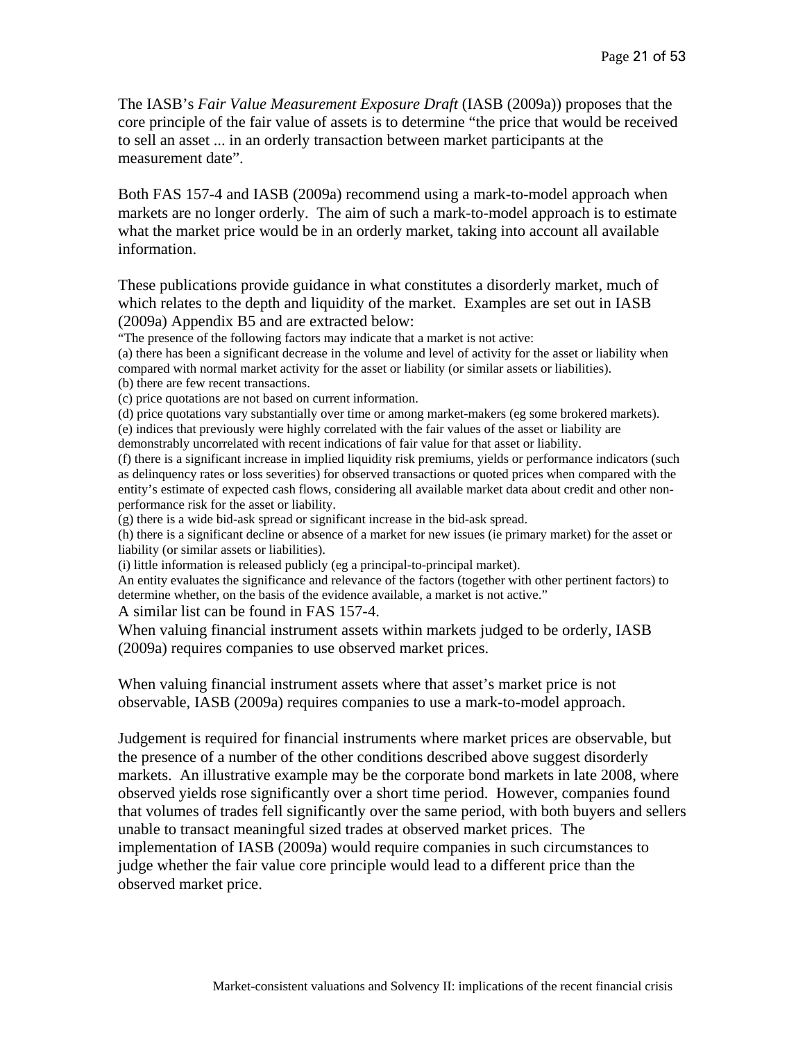The IASB's *Fair Value Measurement Exposure Draft* (IASB (2009a)) proposes that the core principle of the fair value of assets is to determine "the price that would be received to sell an asset ... in an orderly transaction between market participants at the measurement date".

Both FAS 157-4 and IASB (2009a) recommend using a mark-to-model approach when markets are no longer orderly. The aim of such a mark-to-model approach is to estimate what the market price would be in an orderly market, taking into account all available information.

These publications provide guidance in what constitutes a disorderly market, much of which relates to the depth and liquidity of the market. Examples are set out in IASB (2009a) Appendix B5 and are extracted below:

"The presence of the following factors may indicate that a market is not active:

(a) there has been a significant decrease in the volume and level of activity for the asset or liability when compared with normal market activity for the asset or liability (or similar assets or liabilities).

(b) there are few recent transactions.

(c) price quotations are not based on current information.

(d) price quotations vary substantially over time or among market-makers (eg some brokered markets).

(e) indices that previously were highly correlated with the fair values of the asset or liability are demonstrably uncorrelated with recent indications of fair value for that asset or liability.

(f) there is a significant increase in implied liquidity risk premiums, yields or performance indicators (such as delinquency rates or loss severities) for observed transactions or quoted prices when compared with the entity's estimate of expected cash flows, considering all available market data about credit and other non-performance risk for the asset or liability.

(g) there is a wide bid-ask spread or significant increase in the bid-ask spread.

(h) there is a significant decline or absence of a market for new issues (ie primary market) for the asset or liability (or similar assets or liabilities).

(i) little information is released publicly (eg a principal-to-principal market).

An entity evaluates the significance and relevance of the factors (together with other pertinent factors) to determine whether, on the basis of the evidence available, a market is not active."

A similar list can be found in FAS 157-4.

When valuing financial instrument assets within markets judged to be orderly, IASB (2009a) requires companies to use observed market prices.

When valuing financial instrument assets where that asset's market price is not observable, IASB (2009a) requires companies to use a mark-to-model approach.

Judgement is required for financial instruments where market prices are observable, but the presence of a number of the other conditions described above suggest disorderly markets. An illustrative example may be the corporate bond markets in late 2008, where observed yields rose significantly over a short time period. However, companies found that volumes of trades fell significantly over the same period, with both buyers and sellers unable to transact meaningful sized trades at observed market prices. The implementation of IASB (2009a) would require companies in such circumstances to judge whether the fair value core principle would lead to a different price than the observed market price.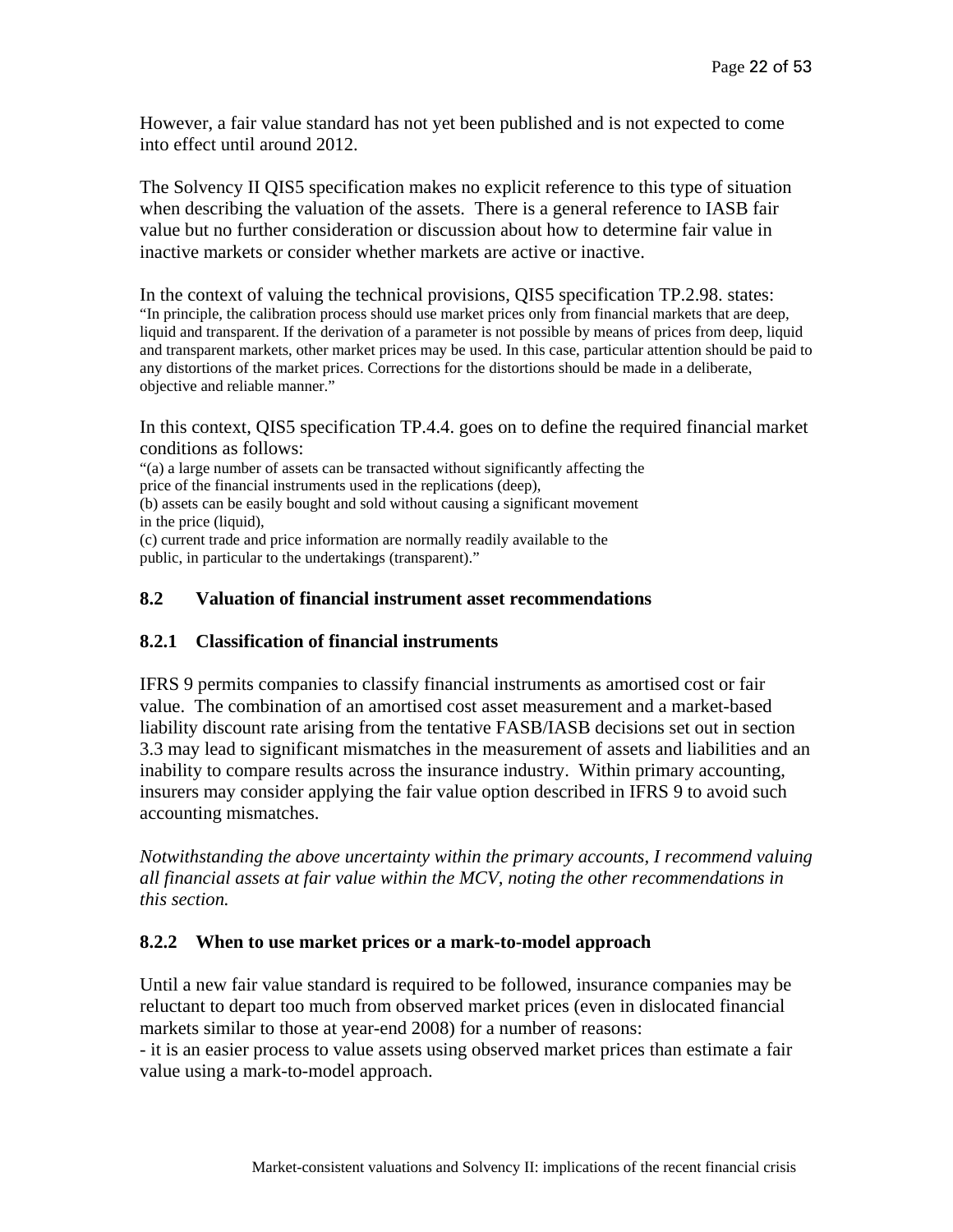However, a fair value standard has not yet been published and is not expected to come into effect until around 2012.

The Solvency II QIS5 specification makes no explicit reference to this type of situation when describing the valuation of the assets. There is a general reference to IASB fair value but no further consideration or discussion about how to determine fair value in inactive markets or consider whether markets are active or inactive.

In the context of valuing the technical provisions, QIS5 specification TP.2.98. states:
"In principle, the calibration process should use market prices only from financial markets that are deep, liquid and transparent. If the derivation of a parameter is not possible by means of prices from deep, liquid and transparent markets, other market prices may be used. In this case, particular attention should be paid to any distortions of the market prices. Corrections for the distortions should be made in a deliberate, objective and reliable manner."

In this context, QIS5 specification TP.4.4. goes on to define the required financial market conditions as follows:
"(a) a large number of assets can be transacted without significantly affecting the price of the financial instruments used in the replications (deep),
(b) assets can be easily bought and sold without causing a significant movement in the price (liquid),
(c) current trade and price information are normally readily available to the public, in particular to the undertakings (transparent)."

## 8.2 Valuation of financial instrument asset recommendations

### 8.2.1 Classification of financial instruments

IFRS 9 permits companies to classify financial instruments as amortised cost or fair value. The combination of an amortised cost asset measurement and a market-based liability discount rate arising from the tentative FASB/IASB decisions set out in section 3.3 may lead to significant mismatches in the measurement of assets and liabilities and an inability to compare results across the insurance industry. Within primary accounting, insurers may consider applying the fair value option described in IFRS 9 to avoid such accounting mismatches.

*Notwithstanding the above uncertainty within the primary accounts, I recommend valuing all financial assets at fair value within the MCV, noting the other recommendations in this section.*

### 8.2.2 When to use market prices or a mark-to-model approach

Until a new fair value standard is required to be followed, insurance companies may be reluctant to depart too much from observed market prices (even in dislocated financial markets similar to those at year-end 2008) for a number of reasons:
- it is an easier process to value assets using observed market prices than estimate a fair value using a mark-to-model approach.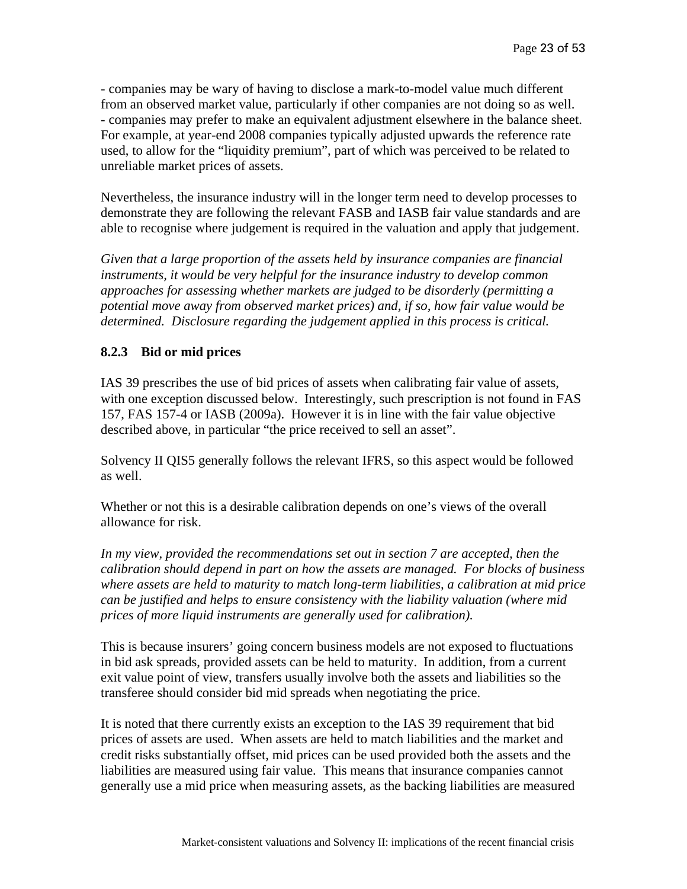- companies may be wary of having to disclose a mark-to-model value much different from an observed market value, particularly if other companies are not doing so as well.
- companies may prefer to make an equivalent adjustment elsewhere in the balance sheet. For example, at year-end 2008 companies typically adjusted upwards the reference rate used, to allow for the "liquidity premium", part of which was perceived to be related to unreliable market prices of assets.

Nevertheless, the insurance industry will in the longer term need to develop processes to demonstrate they are following the relevant FASB and IASB fair value standards and are able to recognise where judgement is required in the valuation and apply that judgement.

*Given that a large proportion of the assets held by insurance companies are financial instruments, it would be very helpful for the insurance industry to develop common approaches for assessing whether markets are judged to be disorderly (permitting a potential move away from observed market prices) and, if so, how fair value would be determined. Disclosure regarding the judgement applied in this process is critical.*

### 8.2.3 Bid or mid prices

IAS 39 prescribes the use of bid prices of assets when calibrating fair value of assets, with one exception discussed below. Interestingly, such prescription is not found in FAS 157, FAS 157-4 or IASB (2009a). However it is in line with the fair value objective described above, in particular "the price received to sell an asset".

Solvency II QIS5 generally follows the relevant IFRS, so this aspect would be followed as well.

Whether or not this is a desirable calibration depends on one's views of the overall allowance for risk.

*In my view, provided the recommendations set out in section 7 are accepted, then the calibration should depend in part on how the assets are managed. For blocks of business where assets are held to maturity to match long-term liabilities, a calibration at mid price can be justified and helps to ensure consistency with the liability valuation (where mid prices of more liquid instruments are generally used for calibration).*

This is because insurers' going concern business models are not exposed to fluctuations in bid ask spreads, provided assets can be held to maturity. In addition, from a current exit value point of view, transfers usually involve both the assets and liabilities so the transferee should consider bid mid spreads when negotiating the price.

It is noted that there currently exists an exception to the IAS 39 requirement that bid prices of assets are used. When assets are held to match liabilities and the market and credit risks substantially offset, mid prices can be used provided both the assets and the liabilities are measured using fair value. This means that insurance companies cannot generally use a mid price when measuring assets, as the backing liabilities are measured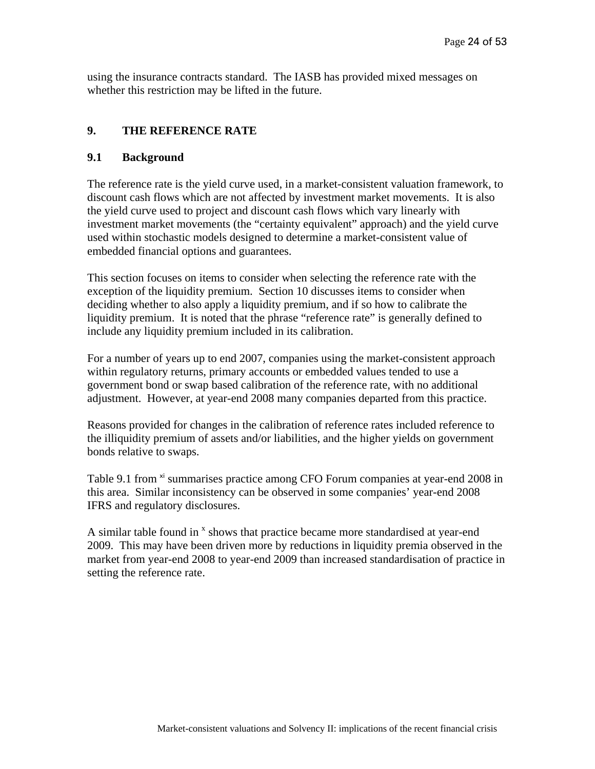using the insurance contracts standard. The IASB has provided mixed messages on whether this restriction may be lifted in the future.

## 9. THE REFERENCE RATE

### 9.1 Background

The reference rate is the yield curve used, in a market-consistent valuation framework, to discount cash flows which are not affected by investment market movements. It is also the yield curve used to project and discount cash flows which vary linearly with investment market movements (the "certainty equivalent" approach) and the yield curve used within stochastic models designed to determine a market-consistent value of embedded financial options and guarantees.

This section focuses on items to consider when selecting the reference rate with the exception of the liquidity premium. Section 10 discusses items to consider when deciding whether to also apply a liquidity premium, and if so how to calibrate the liquidity premium. It is noted that the phrase "reference rate" is generally defined to include any liquidity premium included in its calibration.

For a number of years up to end 2007, companies using the market-consistent approach within regulatory returns, primary accounts or embedded values tended to use a government bond or swap based calibration of the reference rate, with no additional adjustment. However, at year-end 2008 many companies departed from this practice.

Reasons provided for changes in the calibration of reference rates included reference to the illiquidity premium of assets and/or liabilities, and the higher yields on government bonds relative to swaps.

Table 9.1 from [xi] summarises practice among CFO Forum companies at year-end 2008 in this area. Similar inconsistency can be observed in some companies' year-end 2008 IFRS and regulatory disclosures.

A similar table found in [x] shows that practice became more standardised at year-end 2009. This may have been driven more by reductions in liquidity premia observed in the market from year-end 2008 to year-end 2009 than increased standardisation of practice in setting the reference rate.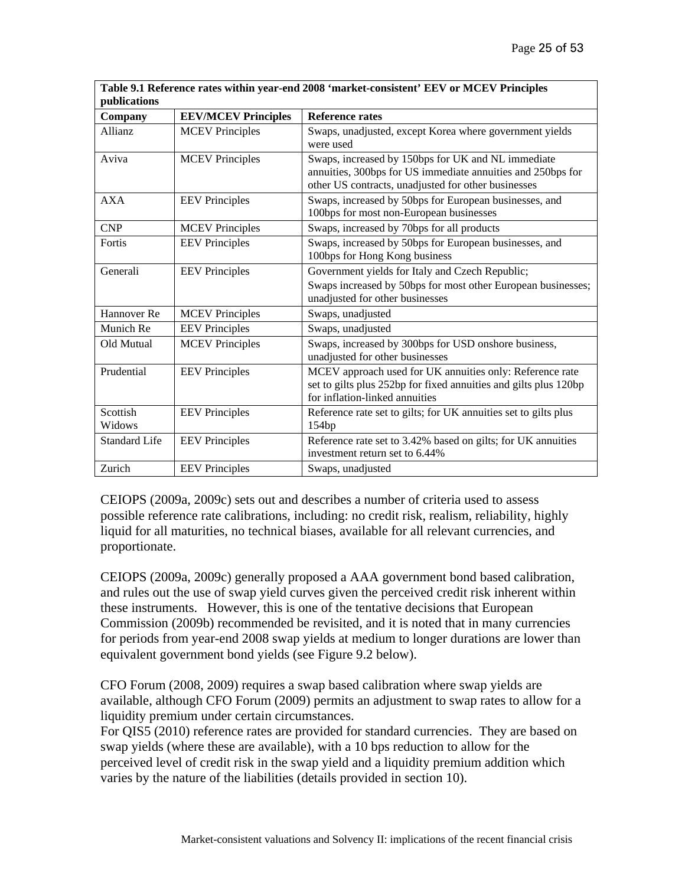| Table 9.1 Reference rates within year-end 2008 'market-consistent' EEV or MCEV Principles publications | | |
|---|---|---|
| **Company** | **EEV/MCEV Principles** | **Reference rates** |
| Allianz | MCEV Principles | Swaps, unadjusted, except Korea where government yields were used |
| Aviva | MCEV Principles | Swaps, increased by 150bps for UK and NL immediate annuities, 300bps for US immediate annuities and 250bps for other US contracts, unadjusted for other businesses |
| AXA | EEV Principles | Swaps, increased by 50bps for European businesses, and 100bps for most non-European businesses |
| CNP | MCEV Principles | Swaps, increased by 70bps for all products |
| Fortis | EEV Principles | Swaps, increased by 50bps for European businesses, and 100bps for Hong Kong business |
| Generali | EEV Principles | Government yields for Italy and Czech Republic; Swaps increased by 50bps for most other European businesses; unadjusted for other businesses |
| Hannover Re | MCEV Principles | Swaps, unadjusted |
| Munich Re | EEV Principles | Swaps, unadjusted |
| Old Mutual | MCEV Principles | Swaps, increased by 300bps for USD onshore business, unadjusted for other businesses |
| Prudential | EEV Principles | MCEV approach used for UK annuities only: Reference rate set to gilts plus 252bp for fixed annuities and gilts plus 120bp for inflation-linked annuities |
| Scottish Widows | EEV Principles | Reference rate set to gilts; for UK annuities set to gilts plus 154bp |
| Standard Life | EEV Principles | Reference rate set to 3.42% based on gilts; for UK annuities investment return set to 6.44% |
| Zurich | EEV Principles | Swaps, unadjusted |

CEIOPS (2009a, 2009c) sets out and describes a number of criteria used to assess possible reference rate calibrations, including: no credit risk, realism, reliability, highly liquid for all maturities, no technical biases, available for all relevant currencies, and proportionate.

CEIOPS (2009a, 2009c) generally proposed a AAA government bond based calibration, and rules out the use of swap yield curves given the perceived credit risk inherent within these instruments. However, this is one of the tentative decisions that European Commission (2009b) recommended be revisited, and it is noted that in many currencies for periods from year-end 2008 swap yields at medium to longer durations are lower than equivalent government bond yields (see Figure 9.2 below).

CFO Forum (2008, 2009) requires a swap based calibration where swap yields are available, although CFO Forum (2009) permits an adjustment to swap rates to allow for a liquidity premium under certain circumstances.
For QIS5 (2010) reference rates are provided for standard currencies. They are based on swap yields (where these are available), with a 10 bps reduction to allow for the perceived level of credit risk in the swap yield and a liquidity premium addition which varies by the nature of the liabilities (details provided in section 10).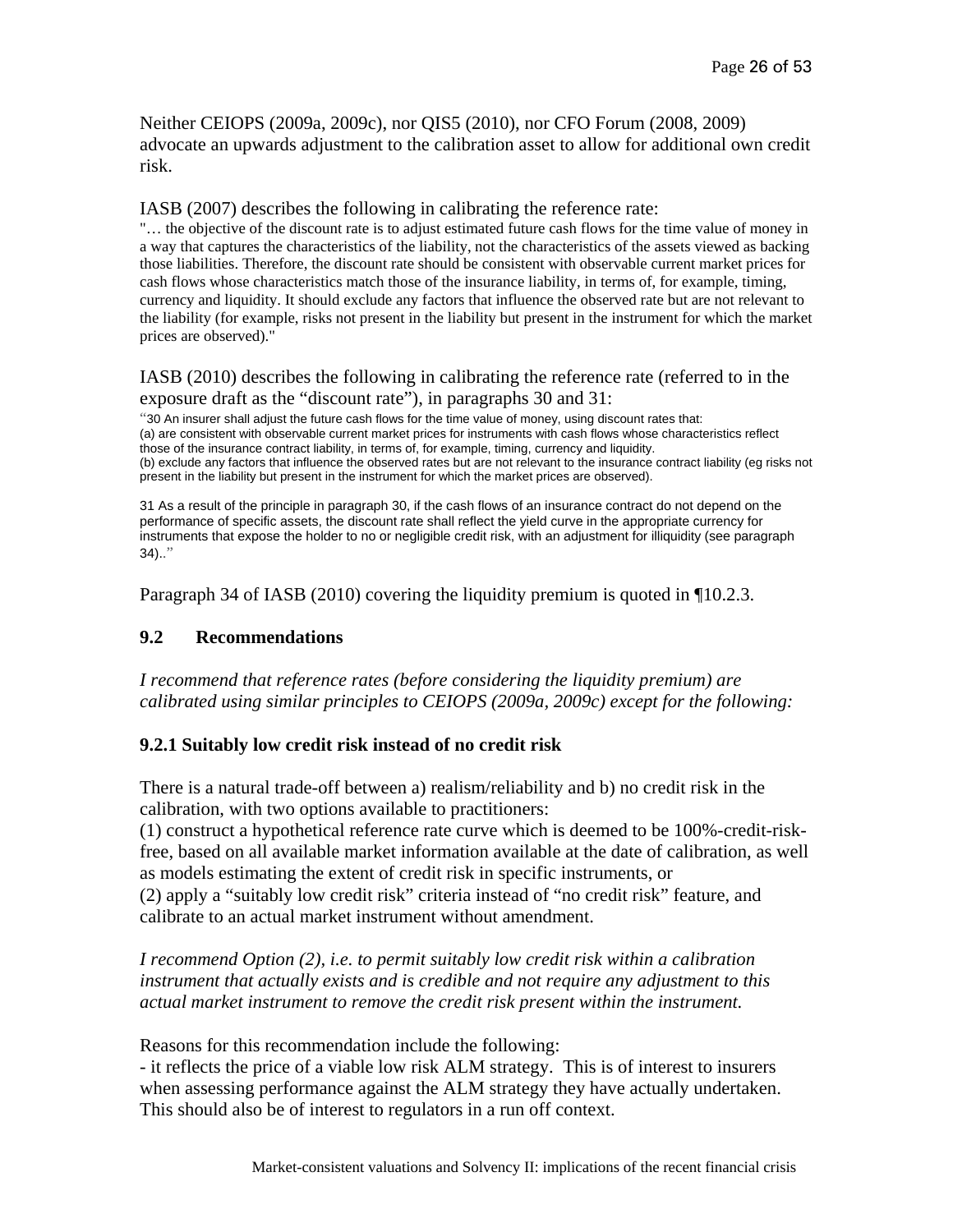Neither CEIOPS (2009a, 2009c), nor QIS5 (2010), nor CFO Forum (2008, 2009) advocate an upwards adjustment to the calibration asset to allow for additional own credit risk.

IASB (2007) describes the following in calibrating the reference rate:

"… the objective of the discount rate is to adjust estimated future cash flows for the time value of money in a way that captures the characteristics of the liability, not the characteristics of the assets viewed as backing those liabilities. Therefore, the discount rate should be consistent with observable current market prices for cash flows whose characteristics match those of the insurance liability, in terms of, for example, timing, currency and liquidity. It should exclude any factors that influence the observed rate but are not relevant to the liability (for example, risks not present in the liability but present in the instrument for which the market prices are observed)."

IASB (2010) describes the following in calibrating the reference rate (referred to in the exposure draft as the "discount rate"), in paragraphs 30 and 31:

"30 An insurer shall adjust the future cash flows for the time value of money, using discount rates that:
(a) are consistent with observable current market prices for instruments with cash flows whose characteristics reflect those of the insurance contract liability, in terms of, for example, timing, currency and liquidity.
(b) exclude any factors that influence the observed rates but are not relevant to the insurance contract liability (eg risks not present in the liability but present in the instrument for which the market prices are observed).

31 As a result of the principle in paragraph 30, if the cash flows of an insurance contract do not depend on the performance of specific assets, the discount rate shall reflect the yield curve in the appropriate currency for instruments that expose the holder to no or negligible credit risk, with an adjustment for illiquidity (see paragraph 34).."

Paragraph 34 of IASB (2010) covering the liquidity premium is quoted in ¶10.2.3.

## 9.2 Recommendations

*I recommend that reference rates (before considering the liquidity premium) are calibrated using similar principles to CEIOPS (2009a, 2009c) except for the following:*

### 9.2.1 Suitably low credit risk instead of no credit risk

There is a natural trade-off between a) realism/reliability and b) no credit risk in the calibration, with two options available to practitioners:
(1) construct a hypothetical reference rate curve which is deemed to be 100%-credit-risk-free, based on all available market information available at the date of calibration, as well as models estimating the extent of credit risk in specific instruments, or
(2) apply a "suitably low credit risk" criteria instead of "no credit risk" feature, and calibrate to an actual market instrument without amendment.

*I recommend Option (2), i.e. to permit suitably low credit risk within a calibration instrument that actually exists and is credible and not require any adjustment to this actual market instrument to remove the credit risk present within the instrument.*

Reasons for this recommendation include the following:
- it reflects the price of a viable low risk ALM strategy. This is of interest to insurers when assessing performance against the ALM strategy they have actually undertaken. This should also be of interest to regulators in a run off context.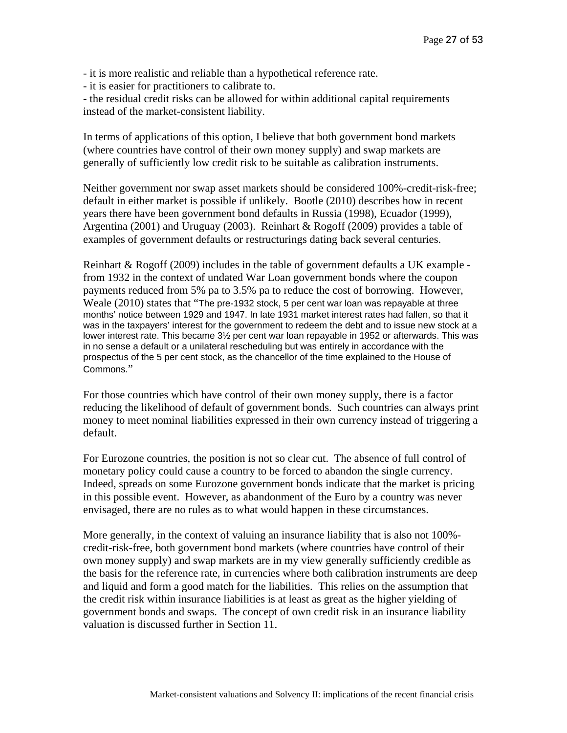- it is more realistic and reliable than a hypothetical reference rate.
- it is easier for practitioners to calibrate to.
- the residual credit risks can be allowed for within additional capital requirements instead of the market-consistent liability.

In terms of applications of this option, I believe that both government bond markets (where countries have control of their own money supply) and swap markets are generally of sufficiently low credit risk to be suitable as calibration instruments.

Neither government nor swap asset markets should be considered 100%-credit-risk-free; default in either market is possible if unlikely. Bootle (2010) describes how in recent years there have been government bond defaults in Russia (1998), Ecuador (1999), Argentina (2001) and Uruguay (2003). Reinhart & Rogoff (2009) provides a table of examples of government defaults or restructurings dating back several centuries.

Reinhart & Rogoff (2009) includes in the table of government defaults a UK example - from 1932 in the context of undated War Loan government bonds where the coupon payments reduced from 5% pa to 3.5% pa to reduce the cost of borrowing. However, Weale (2010) states that "The pre-1932 stock, 5 per cent war loan was repayable at three months' notice between 1929 and 1947. In late 1931 market interest rates had fallen, so that it was in the taxpayers' interest for the government to redeem the debt and to issue new stock at a lower interest rate. This became 3½ per cent war loan repayable in 1952 or afterwards. This was in no sense a default or a unilateral rescheduling but was entirely in accordance with the prospectus of the 5 per cent stock, as the chancellor of the time explained to the House of Commons."

For those countries which have control of their own money supply, there is a factor reducing the likelihood of default of government bonds. Such countries can always print money to meet nominal liabilities expressed in their own currency instead of triggering a default.

For Eurozone countries, the position is not so clear cut. The absence of full control of monetary policy could cause a country to be forced to abandon the single currency. Indeed, spreads on some Eurozone government bonds indicate that the market is pricing in this possible event. However, as abandonment of the Euro by a country was never envisaged, there are no rules as to what would happen in these circumstances.

More generally, in the context of valuing an insurance liability that is also not 100%-credit-risk-free, both government bond markets (where countries have control of their own money supply) and swap markets are in my view generally sufficiently credible as the basis for the reference rate, in currencies where both calibration instruments are deep and liquid and form a good match for the liabilities. This relies on the assumption that the credit risk within insurance liabilities is at least as great as the higher yielding of government bonds and swaps. The concept of own credit risk in an insurance liability valuation is discussed further in Section 11.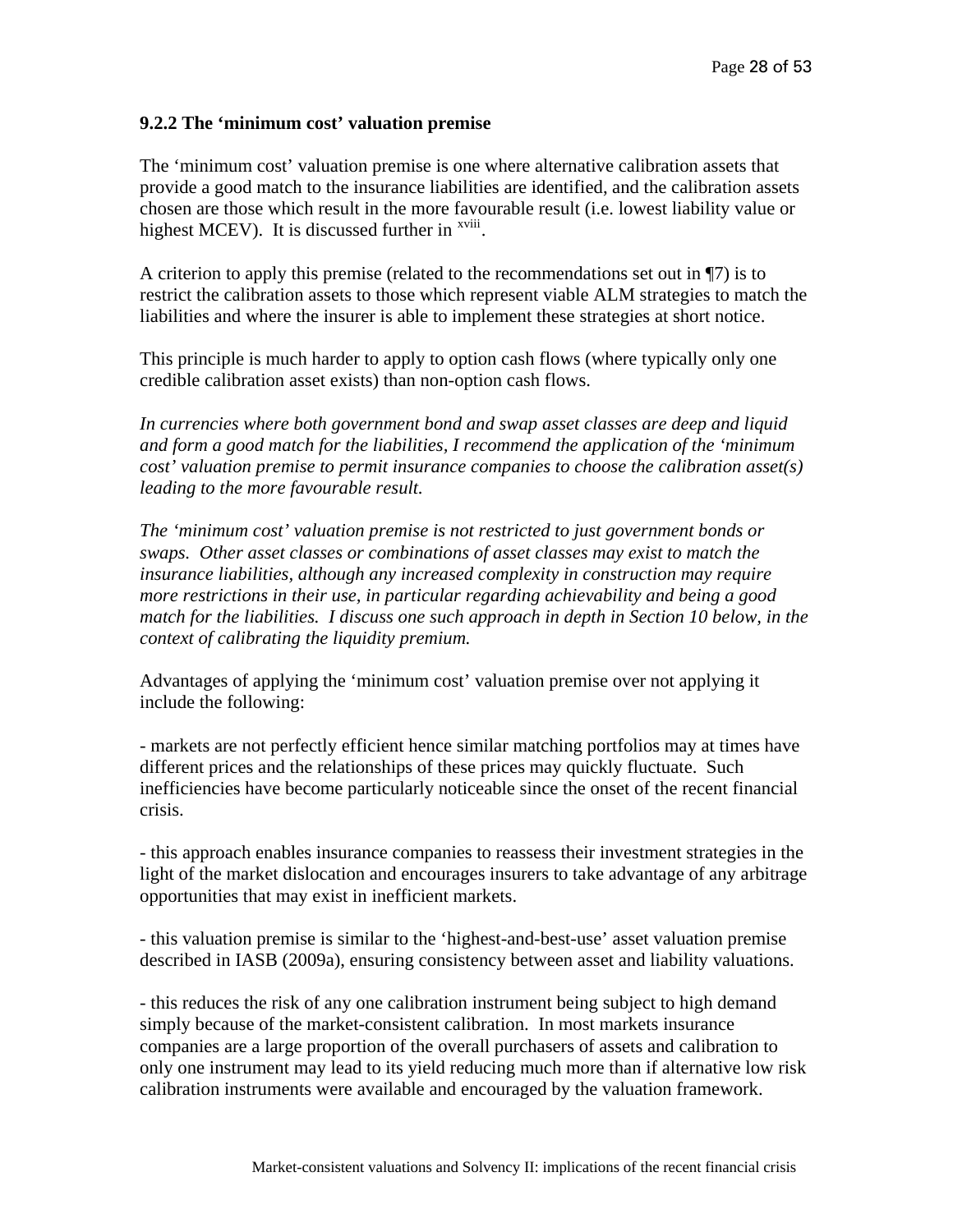### 9.2.2 The 'minimum cost' valuation premise

The 'minimum cost' valuation premise is one where alternative calibration assets that provide a good match to the insurance liabilities are identified, and the calibration assets chosen are those which result in the more favourable result (i.e. lowest liability value or highest MCEV). It is discussed further in [xviii].

A criterion to apply this premise (related to the recommendations set out in ¶7) is to restrict the calibration assets to those which represent viable ALM strategies to match the liabilities and where the insurer is able to implement these strategies at short notice.

This principle is much harder to apply to option cash flows (where typically only one credible calibration asset exists) than non-option cash flows.

*In currencies where both government bond and swap asset classes are deep and liquid and form a good match for the liabilities, I recommend the application of the 'minimum cost' valuation premise to permit insurance companies to choose the calibration asset(s) leading to the more favourable result.*

*The 'minimum cost' valuation premise is not restricted to just government bonds or swaps. Other asset classes or combinations of asset classes may exist to match the insurance liabilities, although any increased complexity in construction may require more restrictions in their use, in particular regarding achievability and being a good match for the liabilities. I discuss one such approach in depth in Section 10 below, in the context of calibrating the liquidity premium.*

Advantages of applying the 'minimum cost' valuation premise over not applying it include the following:

- markets are not perfectly efficient hence similar matching portfolios may at times have different prices and the relationships of these prices may quickly fluctuate. Such inefficiencies have become particularly noticeable since the onset of the recent financial crisis.

- this approach enables insurance companies to reassess their investment strategies in the light of the market dislocation and encourages insurers to take advantage of any arbitrage opportunities that may exist in inefficient markets.

- this valuation premise is similar to the 'highest-and-best-use' asset valuation premise described in IASB (2009a), ensuring consistency between asset and liability valuations.

- this reduces the risk of any one calibration instrument being subject to high demand simply because of the market-consistent calibration. In most markets insurance companies are a large proportion of the overall purchasers of assets and calibration to only one instrument may lead to its yield reducing much more than if alternative low risk calibration instruments were available and encouraged by the valuation framework.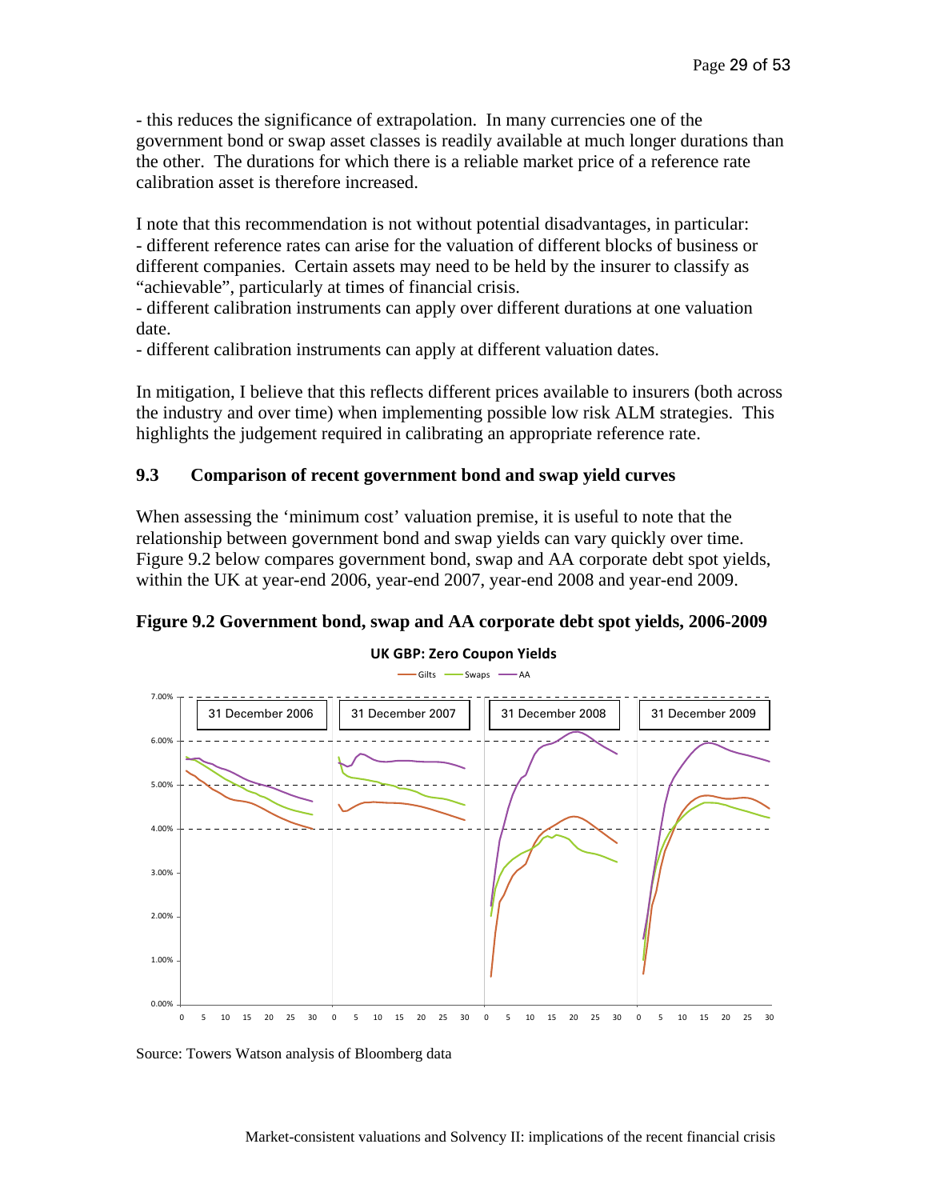- this reduces the significance of extrapolation. In many currencies one of the government bond or swap asset classes is readily available at much longer durations than the other. The durations for which there is a reliable market price of a reference rate calibration asset is therefore increased.

I note that this recommendation is not without potential disadvantages, in particular:
- different reference rates can arise for the valuation of different blocks of business or different companies. Certain assets may need to be held by the insurer to classify as "achievable", particularly at times of financial crisis.
- different calibration instruments can apply over different durations at one valuation date.
- different calibration instruments can apply at different valuation dates.

In mitigation, I believe that this reflects different prices available to insurers (both across the industry and over time) when implementing possible low risk ALM strategies. This highlights the judgement required in calibrating an appropriate reference rate.

### 9.3 Comparison of recent government bond and swap yield curves

When assessing the 'minimum cost' valuation premise, it is useful to note that the relationship between government bond and swap yields can vary quickly over time. Figure 9.2 below compares government bond, swap and AA corporate debt spot yields, within the UK at year-end 2006, year-end 2007, year-end 2008 and year-end 2009.

**Figure 9.2 Government bond, swap and AA corporate debt spot yields, 2006-2009**

Source: Towers Watson analysis of Bloomberg data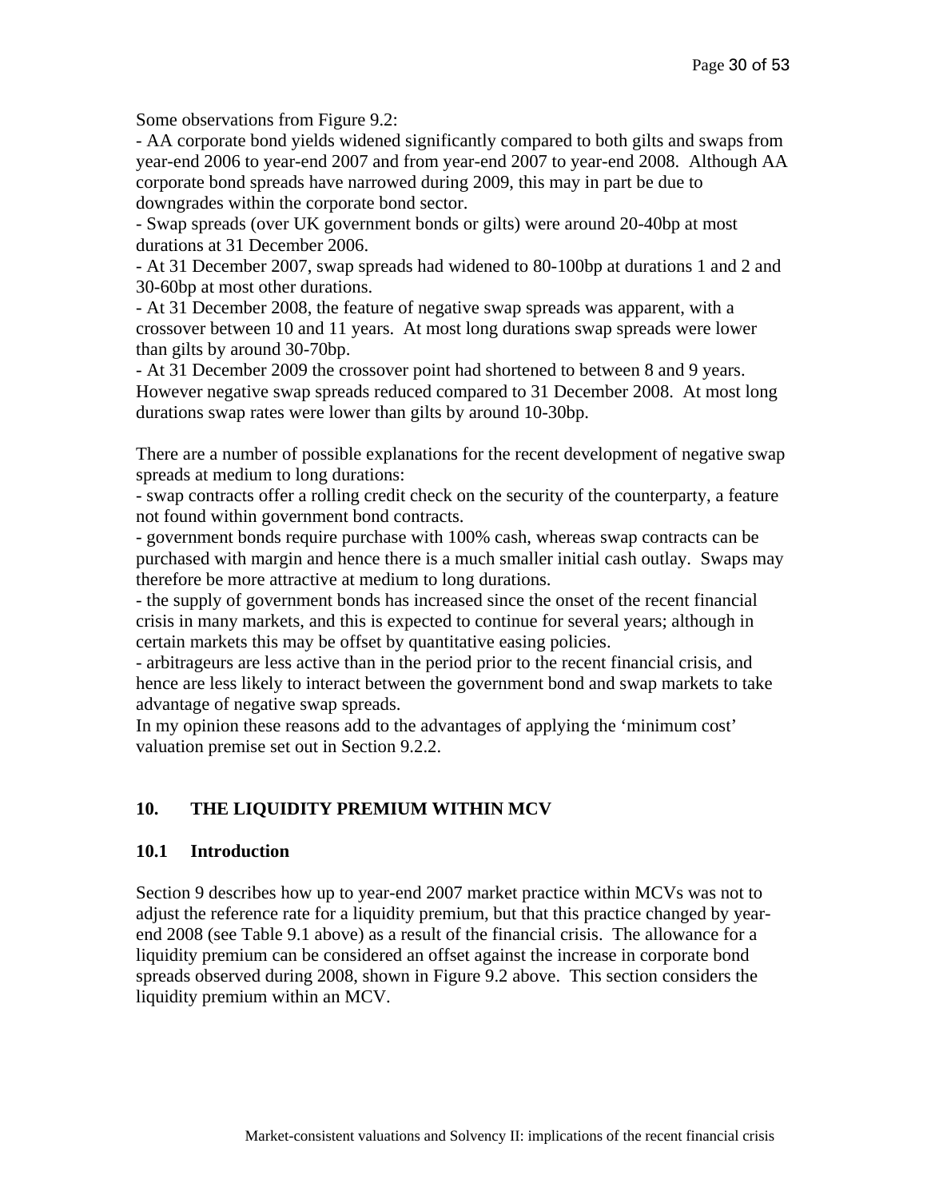Some observations from Figure 9.2:

- AA corporate bond yields widened significantly compared to both gilts and swaps from year-end 2006 to year-end 2007 and from year-end 2007 to year-end 2008. Although AA corporate bond spreads have narrowed during 2009, this may in part be due to downgrades within the corporate bond sector.
- Swap spreads (over UK government bonds or gilts) were around 20-40bp at most durations at 31 December 2006.
- At 31 December 2007, swap spreads had widened to 80-100bp at durations 1 and 2 and 30-60bp at most other durations.
- At 31 December 2008, the feature of negative swap spreads was apparent, with a crossover between 10 and 11 years. At most long durations swap spreads were lower than gilts by around 30-70bp.
- At 31 December 2009 the crossover point had shortened to between 8 and 9 years. However negative swap spreads reduced compared to 31 December 2008. At most long durations swap rates were lower than gilts by around 10-30bp.

There are a number of possible explanations for the recent development of negative swap spreads at medium to long durations:

- swap contracts offer a rolling credit check on the security of the counterparty, a feature not found within government bond contracts.
- government bonds require purchase with 100% cash, whereas swap contracts can be purchased with margin and hence there is a much smaller initial cash outlay. Swaps may therefore be more attractive at medium to long durations.
- the supply of government bonds has increased since the onset of the recent financial crisis in many markets, and this is expected to continue for several years; although in certain markets this may be offset by quantitative easing policies.
- arbitrageurs are less active than in the period prior to the recent financial crisis, and hence are less likely to interact between the government bond and swap markets to take advantage of negative swap spreads.

In my opinion these reasons add to the advantages of applying the 'minimum cost' valuation premise set out in Section 9.2.2.

## 10. THE LIQUIDITY PREMIUM WITHIN MCV

### 10.1 Introduction

Section 9 describes how up to year-end 2007 market practice within MCVs was not to adjust the reference rate for a liquidity premium, but that this practice changed by year-end 2008 (see Table 9.1 above) as a result of the financial crisis. The allowance for a liquidity premium can be considered an offset against the increase in corporate bond spreads observed during 2008, shown in Figure 9.2 above. This section considers the liquidity premium within an MCV.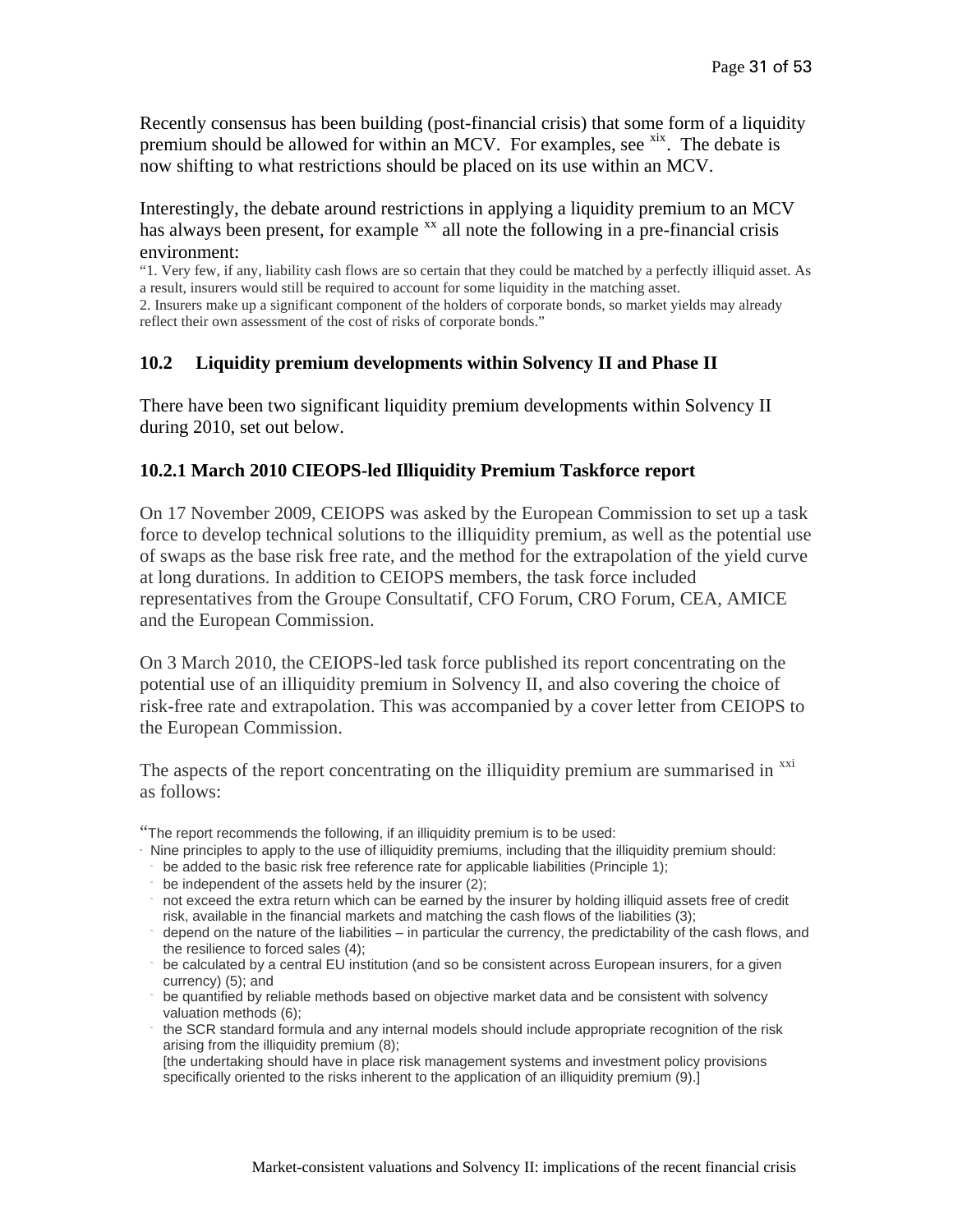Recently consensus has been building (post-financial crisis) that some form of a liquidity premium should be allowed for within an MCV. For examples, see [xix]. The debate is now shifting to what restrictions should be placed on its use within an MCV.

Interestingly, the debate around restrictions in applying a liquidity premium to an MCV has always been present, for example [xx] all note the following in a pre-financial crisis environment:

"1. Very few, if any, liability cash flows are so certain that they could be matched by a perfectly illiquid asset. As a result, insurers would still be required to account for some liquidity in the matching asset.
2. Insurers make up a significant component of the holders of corporate bonds, so market yields may already reflect their own assessment of the cost of risks of corporate bonds."

### 10.2 Liquidity premium developments within Solvency II and Phase II

There have been two significant liquidity premium developments within Solvency II during 2010, set out below.

#### 10.2.1 March 2010 CIEOPS-led Illiquidity Premium Taskforce report

On 17 November 2009, CEIOPS was asked by the European Commission to set up a task force to develop technical solutions to the illiquidity premium, as well as the potential use of swaps as the base risk free rate, and the method for the extrapolation of the yield curve at long durations. In addition to CEIOPS members, the task force included representatives from the Groupe Consultatif, CFO Forum, CRO Forum, CEA, AMICE and the European Commission.

On 3 March 2010, the CEIOPS-led task force published its report concentrating on the potential use of an illiquidity premium in Solvency II, and also covering the choice of risk-free rate and extrapolation. This was accompanied by a cover letter from CEIOPS to the European Commission.

The aspects of the report concentrating on the illiquidity premium are summarised in [xxi] as follows:

"The report recommends the following, if an illiquidity premium is to be used:

- Nine principles to apply to the use of illiquidity premiums, including that the illiquidity premium should:
  - be added to the basic risk free reference rate for applicable liabilities (Principle 1);
  - be independent of the assets held by the insurer (2);
  - not exceed the extra return which can be earned by the insurer by holding illiquid assets free of credit risk, available in the financial markets and matching the cash flows of the liabilities (3);
  - depend on the nature of the liabilities – in particular the currency, the predictability of the cash flows, and the resilience to forced sales (4);
  - be calculated by a central EU institution (and so be consistent across European insurers, for a given currency) (5); and
  - be quantified by reliable methods based on objective market data and be consistent with solvency valuation methods (6);
  - the SCR standard formula and any internal models should include appropriate recognition of the risk arising from the illiquidity premium (8);
    [the undertaking should have in place risk management systems and investment policy provisions specifically oriented to the risks inherent to the application of an illiquidity premium (9).]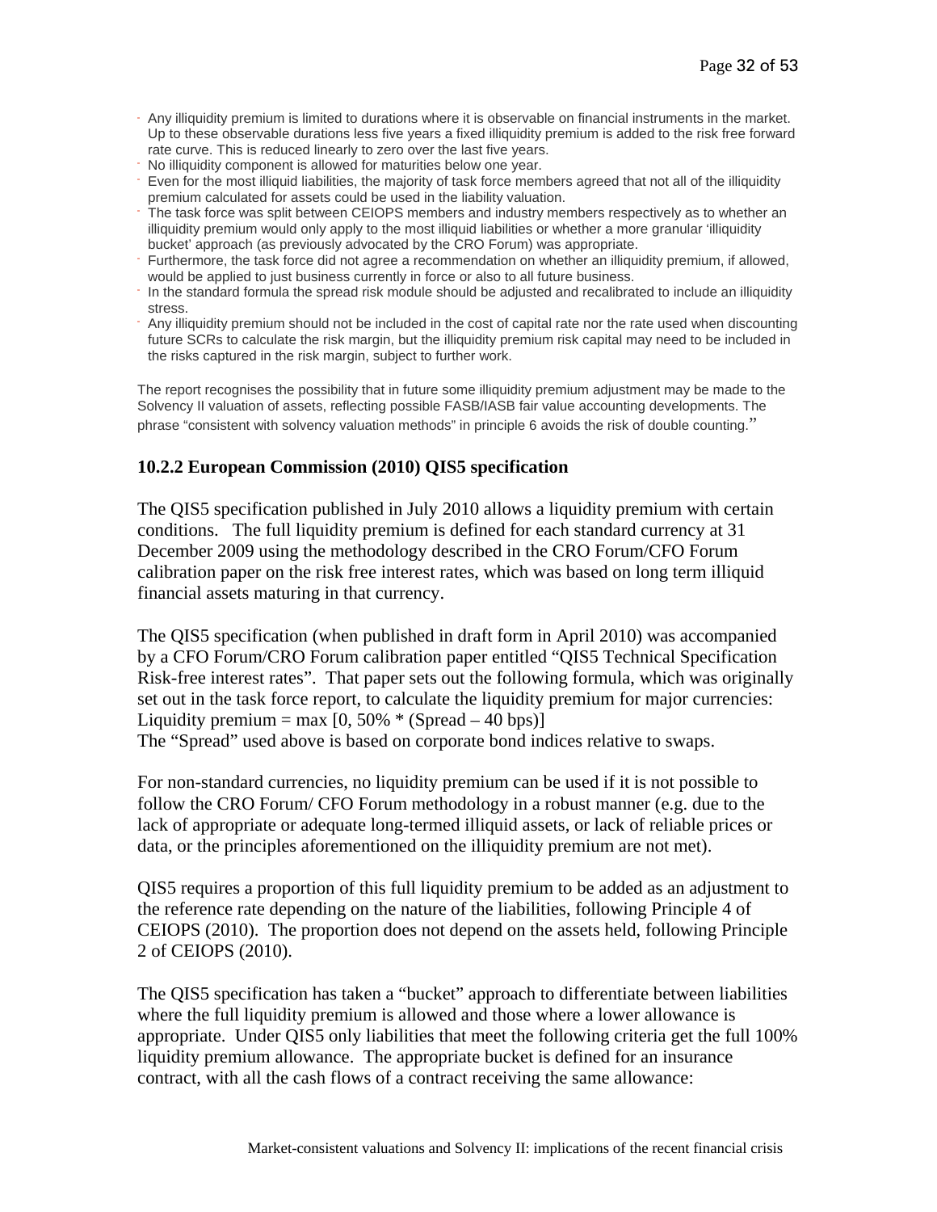- Any illiquidity premium is limited to durations where it is observable on financial instruments in the market. Up to these observable durations less five years a fixed illiquidity premium is added to the risk free forward rate curve. This is reduced linearly to zero over the last five years.
- No illiquidity component is allowed for maturities below one year.
- Even for the most illiquid liabilities, the majority of task force members agreed that not all of the illiquidity premium calculated for assets could be used in the liability valuation.
- The task force was split between CEIOPS members and industry members respectively as to whether an illiquidity premium would only apply to the most illiquid liabilities or whether a more granular 'illiquidity bucket' approach (as previously advocated by the CRO Forum) was appropriate.
- Furthermore, the task force did not agree a recommendation on whether an illiquidity premium, if allowed, would be applied to just business currently in force or also to all future business.
- In the standard formula the spread risk module should be adjusted and recalibrated to include an illiquidity stress.
- Any illiquidity premium should not be included in the cost of capital rate nor the rate used when discounting future SCRs to calculate the risk margin, but the illiquidity premium risk capital may need to be included in the risks captured in the risk margin, subject to further work.

The report recognises the possibility that in future some illiquidity premium adjustment may be made to the Solvency II valuation of assets, reflecting possible FASB/IASB fair value accounting developments. The phrase "consistent with solvency valuation methods" in principle 6 avoids the risk of double counting."

### 10.2.2 European Commission (2010) QIS5 specification

The QIS5 specification published in July 2010 allows a liquidity premium with certain conditions. The full liquidity premium is defined for each standard currency at 31 December 2009 using the methodology described in the CRO Forum/CFO Forum calibration paper on the risk free interest rates, which was based on long term illiquid financial assets maturing in that currency.

The QIS5 specification (when published in draft form in April 2010) was accompanied by a CFO Forum/CRO Forum calibration paper entitled "QIS5 Technical Specification Risk-free interest rates". That paper sets out the following formula, which was originally set out in the task force report, to calculate the liquidity premium for major currencies:
Liquidity premium = max [0, 50% * (Spread – 40 bps)]
The "Spread" used above is based on corporate bond indices relative to swaps.

For non-standard currencies, no liquidity premium can be used if it is not possible to follow the CRO Forum/ CFO Forum methodology in a robust manner (e.g. due to the lack of appropriate or adequate long-termed illiquid assets, or lack of reliable prices or data, or the principles aforementioned on the illiquidity premium are not met).

QIS5 requires a proportion of this full liquidity premium to be added as an adjustment to the reference rate depending on the nature of the liabilities, following Principle 4 of CEIOPS (2010). The proportion does not depend on the assets held, following Principle 2 of CEIOPS (2010).

The QIS5 specification has taken a "bucket" approach to differentiate between liabilities where the full liquidity premium is allowed and those where a lower allowance is appropriate. Under QIS5 only liabilities that meet the following criteria get the full 100% liquidity premium allowance. The appropriate bucket is defined for an insurance contract, with all the cash flows of a contract receiving the same allowance: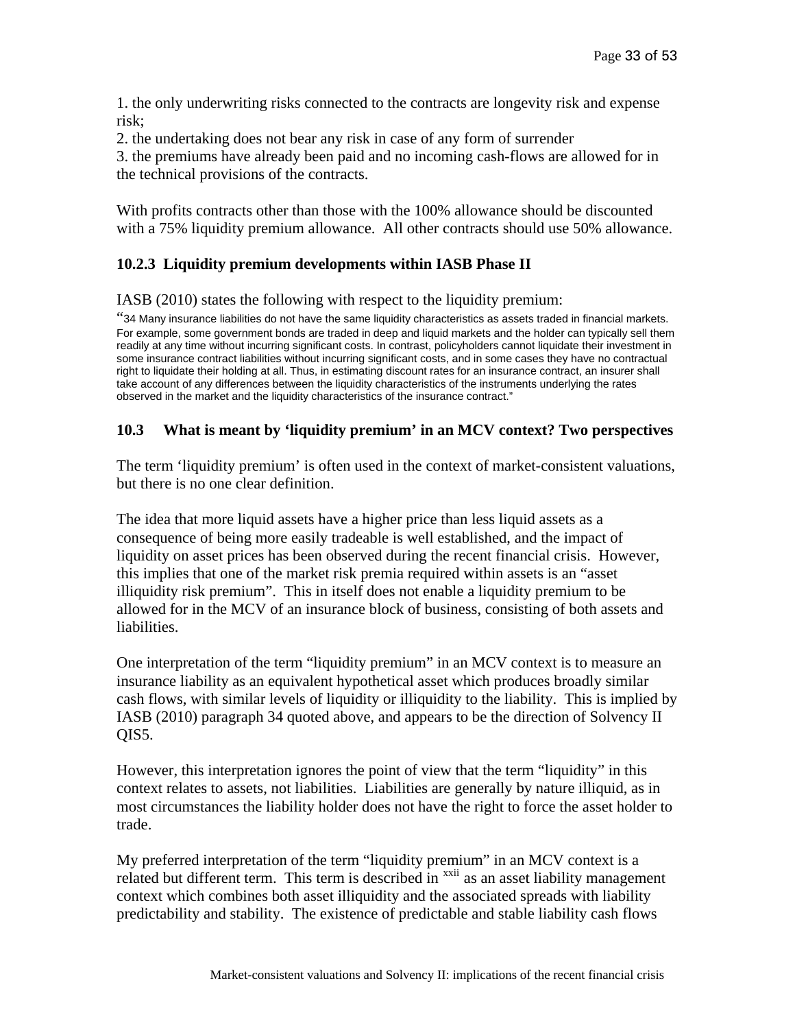1. the only underwriting risks connected to the contracts are longevity risk and expense risk;
2. the undertaking does not bear any risk in case of any form of surrender
3. the premiums have already been paid and no incoming cash-flows are allowed for in the technical provisions of the contracts.

With profits contracts other than those with the 100% allowance should be discounted with a 75% liquidity premium allowance. All other contracts should use 50% allowance.

### 10.2.3 Liquidity premium developments within IASB Phase II

IASB (2010) states the following with respect to the liquidity premium:

"34 Many insurance liabilities do not have the same liquidity characteristics as assets traded in financial markets. For example, some government bonds are traded in deep and liquid markets and the holder can typically sell them readily at any time without incurring significant costs. In contrast, policyholders cannot liquidate their investment in some insurance contract liabilities without incurring significant costs, and in some cases they have no contractual right to liquidate their holding at all. Thus, in estimating discount rates for an insurance contract, an insurer shall take account of any differences between the liquidity characteristics of the instruments underlying the rates observed in the market and the liquidity characteristics of the insurance contract."

### 10.3 What is meant by 'liquidity premium' in an MCV context? Two perspectives

The term 'liquidity premium' is often used in the context of market-consistent valuations, but there is no one clear definition.

The idea that more liquid assets have a higher price than less liquid assets as a consequence of being more easily tradeable is well established, and the impact of liquidity on asset prices has been observed during the recent financial crisis. However, this implies that one of the market risk premia required within assets is an "asset illiquidity risk premium". This in itself does not enable a liquidity premium to be allowed for in the MCV of an insurance block of business, consisting of both assets and liabilities.

One interpretation of the term "liquidity premium" in an MCV context is to measure an insurance liability as an equivalent hypothetical asset which produces broadly similar cash flows, with similar levels of liquidity or illiquidity to the liability. This is implied by IASB (2010) paragraph 34 quoted above, and appears to be the direction of Solvency II QIS5.

However, this interpretation ignores the point of view that the term "liquidity" in this context relates to assets, not liabilities. Liabilities are generally by nature illiquid, as in most circumstances the liability holder does not have the right to force the asset holder to trade.

My preferred interpretation of the term "liquidity premium" in an MCV context is a related but different term. This term is described in [xxii] as an asset liability management context which combines both asset illiquidity and the associated spreads with liability predictability and stability. The existence of predictable and stable liability cash flows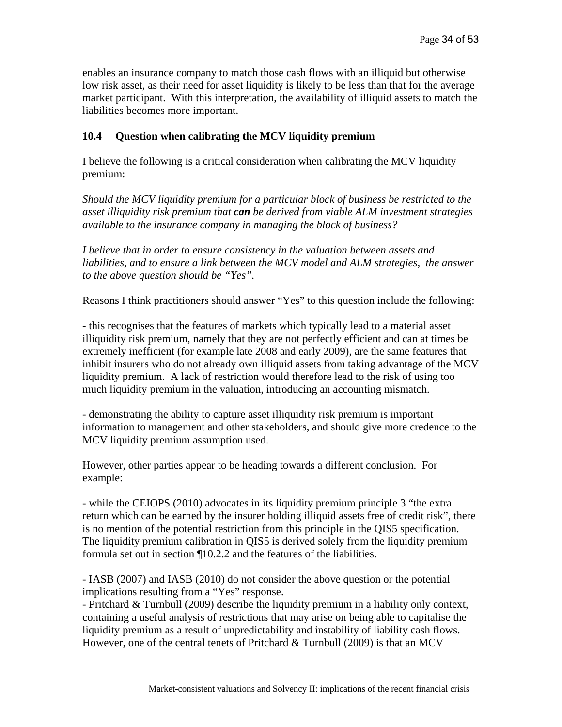enables an insurance company to match those cash flows with an illiquid but otherwise low risk asset, as their need for asset liquidity is likely to be less than that for the average market participant. With this interpretation, the availability of illiquid assets to match the liabilities becomes more important.

### 10.4 Question when calibrating the MCV liquidity premium

I believe the following is a critical consideration when calibrating the MCV liquidity premium:

*Should the MCV liquidity premium for a particular block of business be restricted to the asset illiquidity risk premium that* ***can*** *be derived from viable ALM investment strategies available to the insurance company in managing the block of business?*

*I believe that in order to ensure consistency in the valuation between assets and liabilities, and to ensure a link between the MCV model and ALM strategies, the answer to the above question should be "Yes".*

Reasons I think practitioners should answer "Yes" to this question include the following:

- this recognises that the features of markets which typically lead to a material asset illiquidity risk premium, namely that they are not perfectly efficient and can at times be extremely inefficient (for example late 2008 and early 2009), are the same features that inhibit insurers who do not already own illiquid assets from taking advantage of the MCV liquidity premium. A lack of restriction would therefore lead to the risk of using too much liquidity premium in the valuation, introducing an accounting mismatch.

- demonstrating the ability to capture asset illiquidity risk premium is important information to management and other stakeholders, and should give more credence to the MCV liquidity premium assumption used.

However, other parties appear to be heading towards a different conclusion. For example:

- while the CEIOPS (2010) advocates in its liquidity premium principle 3 "the extra return which can be earned by the insurer holding illiquid assets free of credit risk", there is no mention of the potential restriction from this principle in the QIS5 specification. The liquidity premium calibration in QIS5 is derived solely from the liquidity premium formula set out in section ¶10.2.2 and the features of the liabilities.

- IASB (2007) and IASB (2010) do not consider the above question or the potential implications resulting from a "Yes" response.

- Pritchard & Turnbull (2009) describe the liquidity premium in a liability only context, containing a useful analysis of restrictions that may arise on being able to capitalise the liquidity premium as a result of unpredictability and instability of liability cash flows. However, one of the central tenets of Pritchard & Turnbull (2009) is that an MCV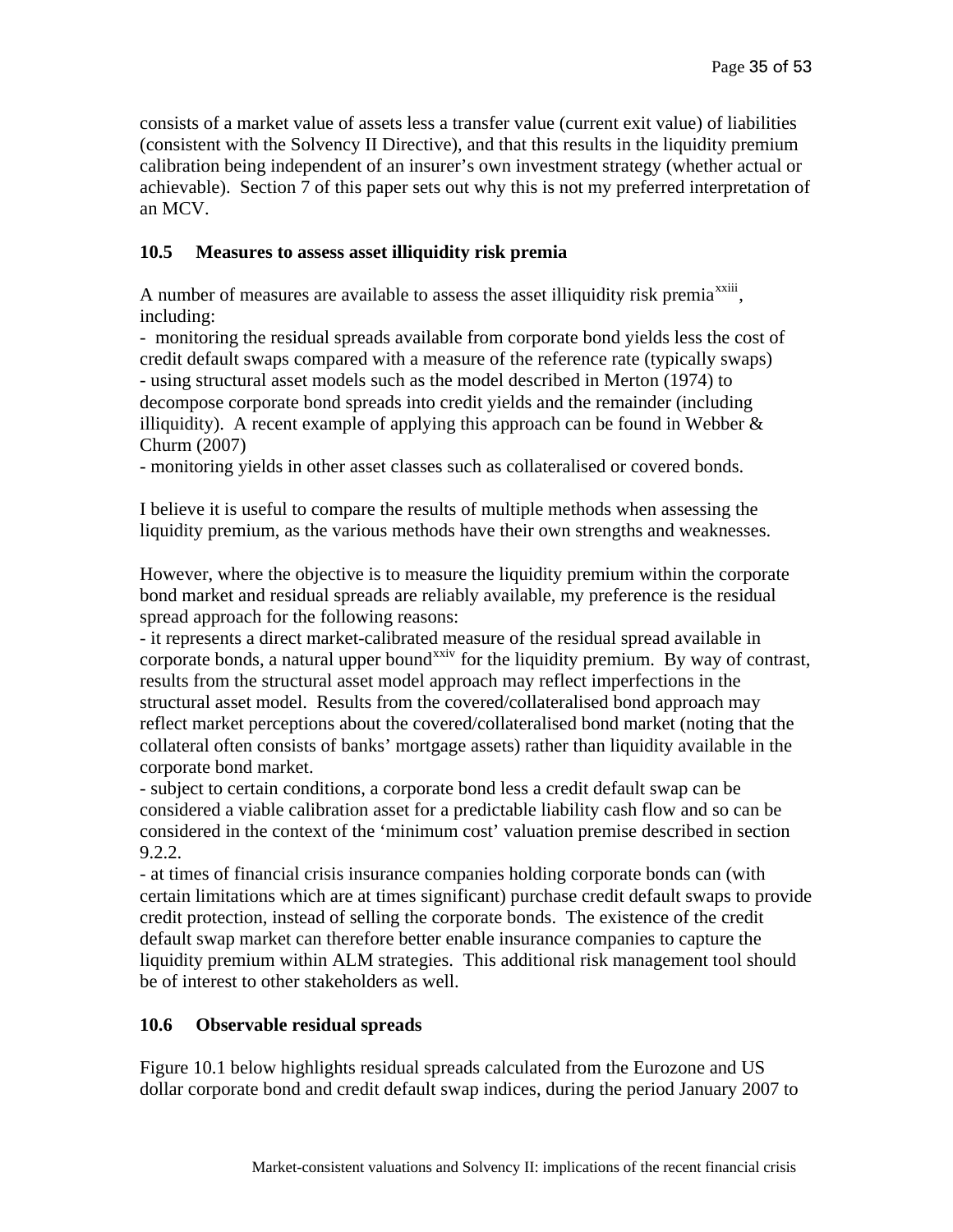consists of a market value of assets less a transfer value (current exit value) of liabilities (consistent with the Solvency II Directive), and that this results in the liquidity premium calibration being independent of an insurer's own investment strategy (whether actual or achievable). Section 7 of this paper sets out why this is not my preferred interpretation of an MCV.

### 10.5 Measures to assess asset illiquidity risk premia

A number of measures are available to assess the asset illiquidity risk premia[xxiii], including:

- monitoring the residual spreads available from corporate bond yields less the cost of credit default swaps compared with a measure of the reference rate (typically swaps)
- using structural asset models such as the model described in Merton (1974) to decompose corporate bond spreads into credit yields and the remainder (including illiquidity). A recent example of applying this approach can be found in Webber & Churm (2007)
- monitoring yields in other asset classes such as collateralised or covered bonds.

I believe it is useful to compare the results of multiple methods when assessing the liquidity premium, as the various methods have their own strengths and weaknesses.

However, where the objective is to measure the liquidity premium within the corporate bond market and residual spreads are reliably available, my preference is the residual spread approach for the following reasons:

- it represents a direct market-calibrated measure of the residual spread available in corporate bonds, a natural upper bound[xxiv] for the liquidity premium. By way of contrast, results from the structural asset model approach may reflect imperfections in the structural asset model. Results from the covered/collateralised bond approach may reflect market perceptions about the covered/collateralised bond market (noting that the collateral often consists of banks' mortgage assets) rather than liquidity available in the corporate bond market.
- subject to certain conditions, a corporate bond less a credit default swap can be considered a viable calibration asset for a predictable liability cash flow and so can be considered in the context of the 'minimum cost' valuation premise described in section 9.2.2.
- at times of financial crisis insurance companies holding corporate bonds can (with certain limitations which are at times significant) purchase credit default swaps to provide credit protection, instead of selling the corporate bonds. The existence of the credit default swap market can therefore better enable insurance companies to capture the liquidity premium within ALM strategies. This additional risk management tool should be of interest to other stakeholders as well.

### 10.6 Observable residual spreads

Figure 10.1 below highlights residual spreads calculated from the Eurozone and US dollar corporate bond and credit default swap indices, during the period January 2007 to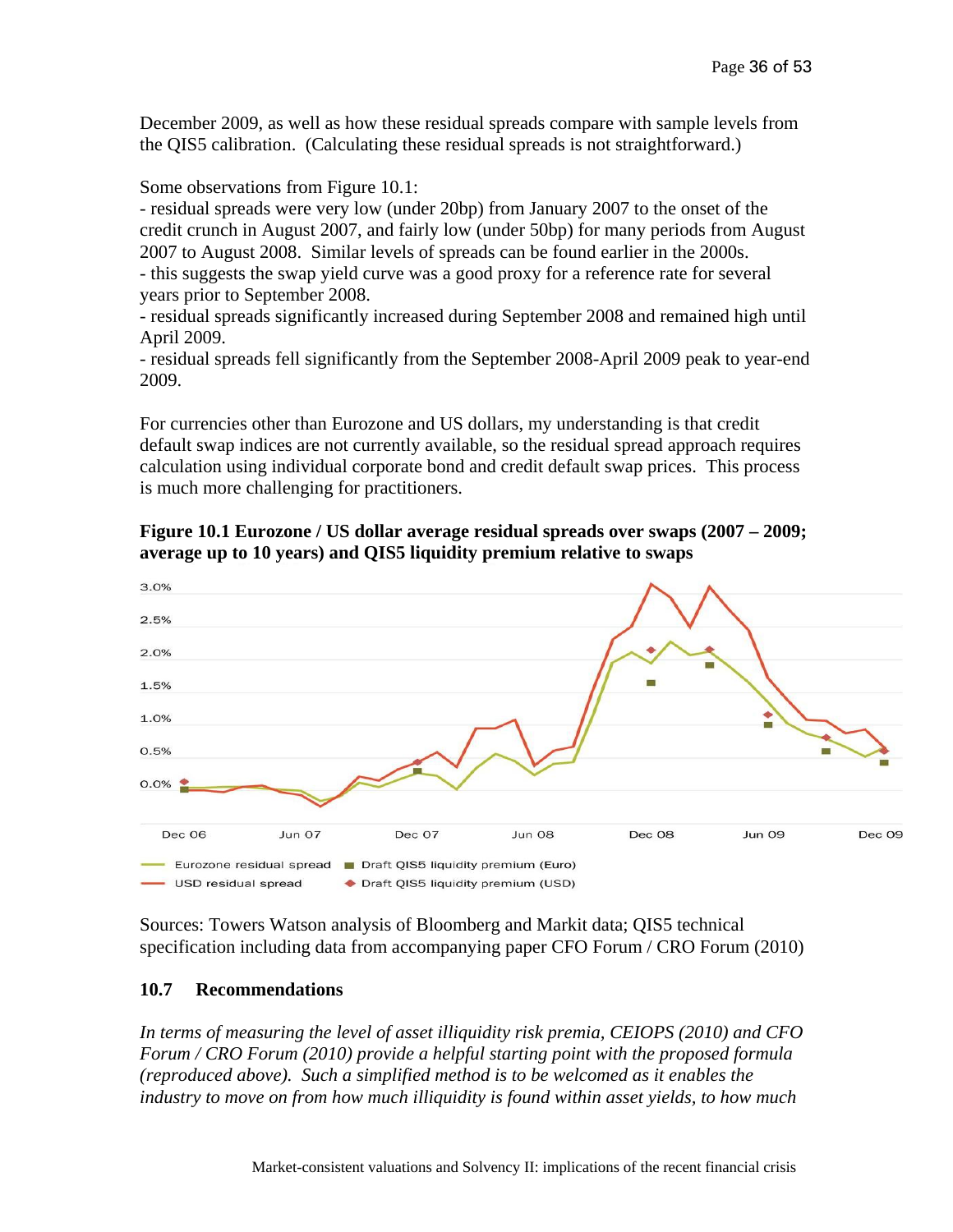December 2009, as well as how these residual spreads compare with sample levels from the QIS5 calibration. (Calculating these residual spreads is not straightforward.)

Some observations from Figure 10.1:

- residual spreads were very low (under 20bp) from January 2007 to the onset of the credit crunch in August 2007, and fairly low (under 50bp) for many periods from August 2007 to August 2008. Similar levels of spreads can be found earlier in the 2000s.
- this suggests the swap yield curve was a good proxy for a reference rate for several years prior to September 2008.
- residual spreads significantly increased during September 2008 and remained high until April 2009.
- residual spreads fell significantly from the September 2008-April 2009 peak to year-end 2009.

For currencies other than Eurozone and US dollars, my understanding is that credit default swap indices are not currently available, so the residual spread approach requires calculation using individual corporate bond and credit default swap prices. This process is much more challenging for practitioners.

**Figure 10.1 Eurozone / US dollar average residual spreads over swaps (2007 – 2009; average up to 10 years) and QIS5 liquidity premium relative to swaps**

Sources: Towers Watson analysis of Bloomberg and Markit data; QIS5 technical specification including data from accompanying paper CFO Forum / CRO Forum (2010)

## 10.7 Recommendations

*In terms of measuring the level of asset illiquidity risk premia, CEIOPS (2010) and CFO Forum / CRO Forum (2010) provide a helpful starting point with the proposed formula (reproduced above). Such a simplified method is to be welcomed as it enables the industry to move on from how much illiquidity is found within asset yields, to how much*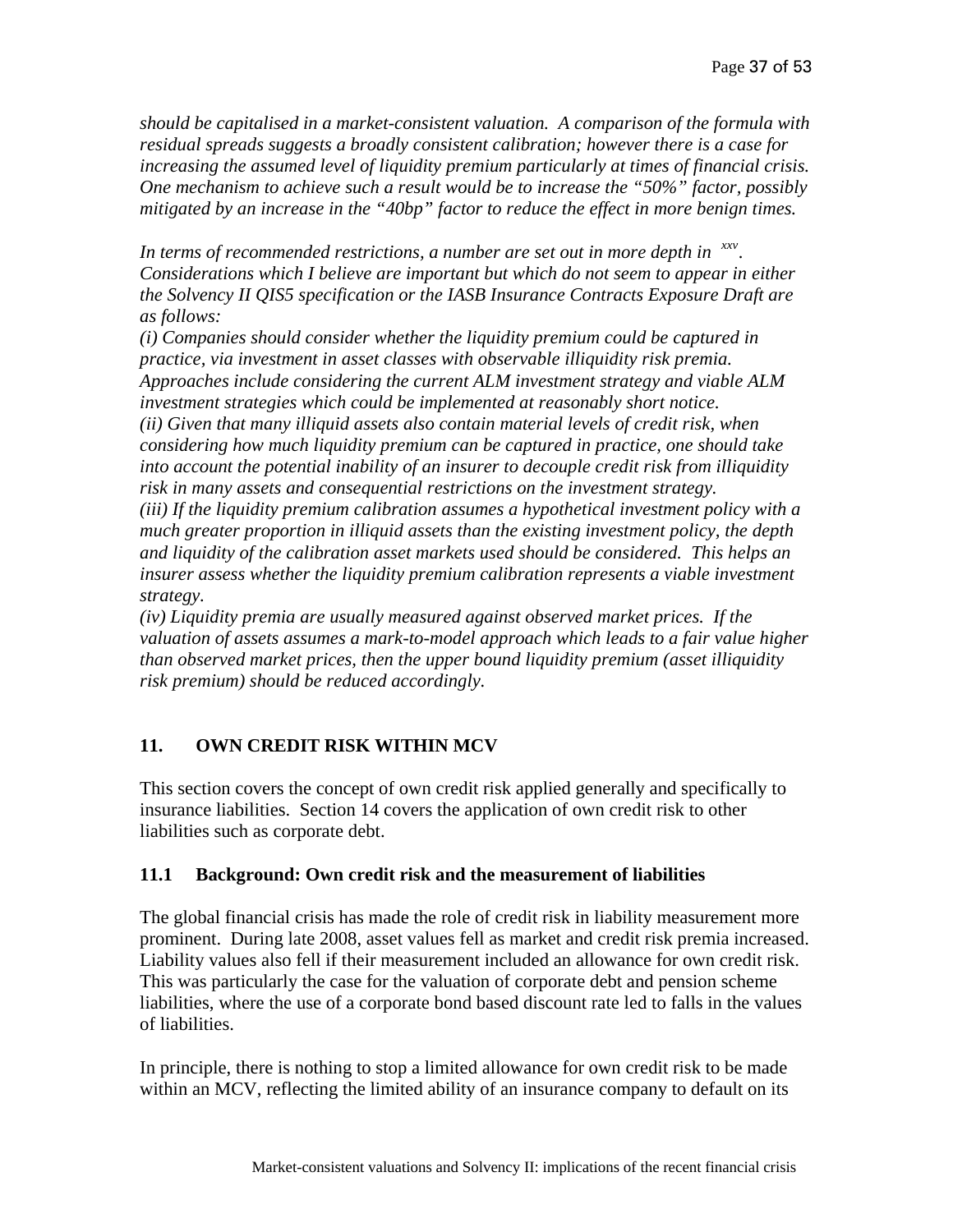*should be capitalised in a market-consistent valuation. A comparison of the formula with residual spreads suggests a broadly consistent calibration; however there is a case for increasing the assumed level of liquidity premium particularly at times of financial crisis. One mechanism to achieve such a result would be to increase the "50%" factor, possibly mitigated by an increase in the "40bp" factor to reduce the effect in more benign times.*

*In terms of recommended restrictions, a number are set out in more depth in [xxv]. Considerations which I believe are important but which do not seem to appear in either the Solvency II QIS5 specification or the IASB Insurance Contracts Exposure Draft are as follows:*

*(i) Companies should consider whether the liquidity premium could be captured in practice, via investment in asset classes with observable illiquidity risk premia. Approaches include considering the current ALM investment strategy and viable ALM investment strategies which could be implemented at reasonably short notice.*

*(ii) Given that many illiquid assets also contain material levels of credit risk, when considering how much liquidity premium can be captured in practice, one should take into account the potential inability of an insurer to decouple credit risk from illiquidity risk in many assets and consequential restrictions on the investment strategy.*

*(iii) If the liquidity premium calibration assumes a hypothetical investment policy with a much greater proportion in illiquid assets than the existing investment policy, the depth and liquidity of the calibration asset markets used should be considered. This helps an insurer assess whether the liquidity premium calibration represents a viable investment strategy.*

*(iv) Liquidity premia are usually measured against observed market prices. If the valuation of assets assumes a mark-to-model approach which leads to a fair value higher than observed market prices, then the upper bound liquidity premium (asset illiquidity risk premium) should be reduced accordingly.*

## 11. OWN CREDIT RISK WITHIN MCV

This section covers the concept of own credit risk applied generally and specifically to insurance liabilities. Section 14 covers the application of own credit risk to other liabilities such as corporate debt.

### 11.1 Background: Own credit risk and the measurement of liabilities

The global financial crisis has made the role of credit risk in liability measurement more prominent. During late 2008, asset values fell as market and credit risk premia increased. Liability values also fell if their measurement included an allowance for own credit risk. This was particularly the case for the valuation of corporate debt and pension scheme liabilities, where the use of a corporate bond based discount rate led to falls in the values of liabilities.

In principle, there is nothing to stop a limited allowance for own credit risk to be made within an MCV, reflecting the limited ability of an insurance company to default on its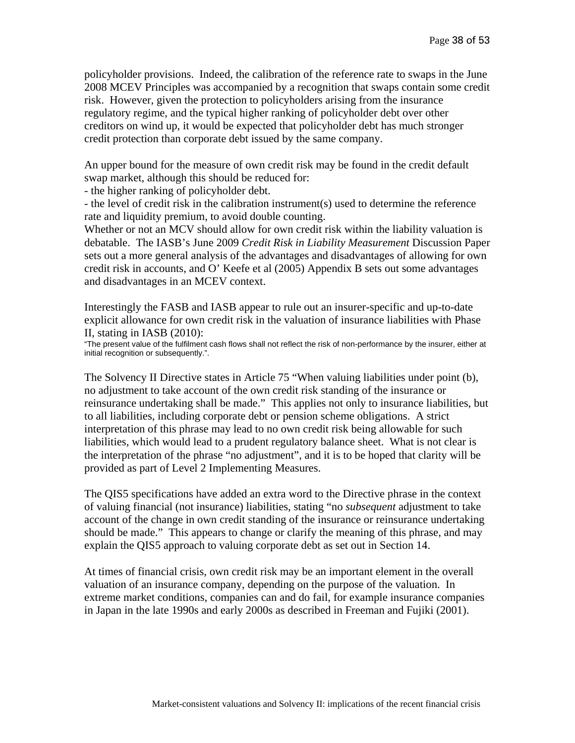policyholder provisions. Indeed, the calibration of the reference rate to swaps in the June 2008 MCEV Principles was accompanied by a recognition that swaps contain some credit risk. However, given the protection to policyholders arising from the insurance regulatory regime, and the typical higher ranking of policyholder debt over other creditors on wind up, it would be expected that policyholder debt has much stronger credit protection than corporate debt issued by the same company.

An upper bound for the measure of own credit risk may be found in the credit default swap market, although this should be reduced for:

- the higher ranking of policyholder debt.
- the level of credit risk in the calibration instrument(s) used to determine the reference rate and liquidity premium, to avoid double counting.

Whether or not an MCV should allow for own credit risk within the liability valuation is debatable. The IASB's June 2009 *Credit Risk in Liability Measurement* Discussion Paper sets out a more general analysis of the advantages and disadvantages of allowing for own credit risk in accounts, and O' Keefe et al (2005) Appendix B sets out some advantages and disadvantages in an MCEV context.

Interestingly the FASB and IASB appear to rule out an insurer-specific and up-to-date explicit allowance for own credit risk in the valuation of insurance liabilities with Phase II, stating in IASB (2010):

"The present value of the fulfilment cash flows shall not reflect the risk of non-performance by the insurer, either at initial recognition or subsequently.".

The Solvency II Directive states in Article 75 "When valuing liabilities under point (b), no adjustment to take account of the own credit risk standing of the insurance or reinsurance undertaking shall be made." This applies not only to insurance liabilities, but to all liabilities, including corporate debt or pension scheme obligations. A strict interpretation of this phrase may lead to no own credit risk being allowable for such liabilities, which would lead to a prudent regulatory balance sheet. What is not clear is the interpretation of the phrase "no adjustment", and it is to be hoped that clarity will be provided as part of Level 2 Implementing Measures.

The QIS5 specifications have added an extra word to the Directive phrase in the context of valuing financial (not insurance) liabilities, stating "no *subsequent* adjustment to take account of the change in own credit standing of the insurance or reinsurance undertaking should be made." This appears to change or clarify the meaning of this phrase, and may explain the QIS5 approach to valuing corporate debt as set out in Section 14.

At times of financial crisis, own credit risk may be an important element in the overall valuation of an insurance company, depending on the purpose of the valuation. In extreme market conditions, companies can and do fail, for example insurance companies in Japan in the late 1990s and early 2000s as described in Freeman and Fujiki (2001).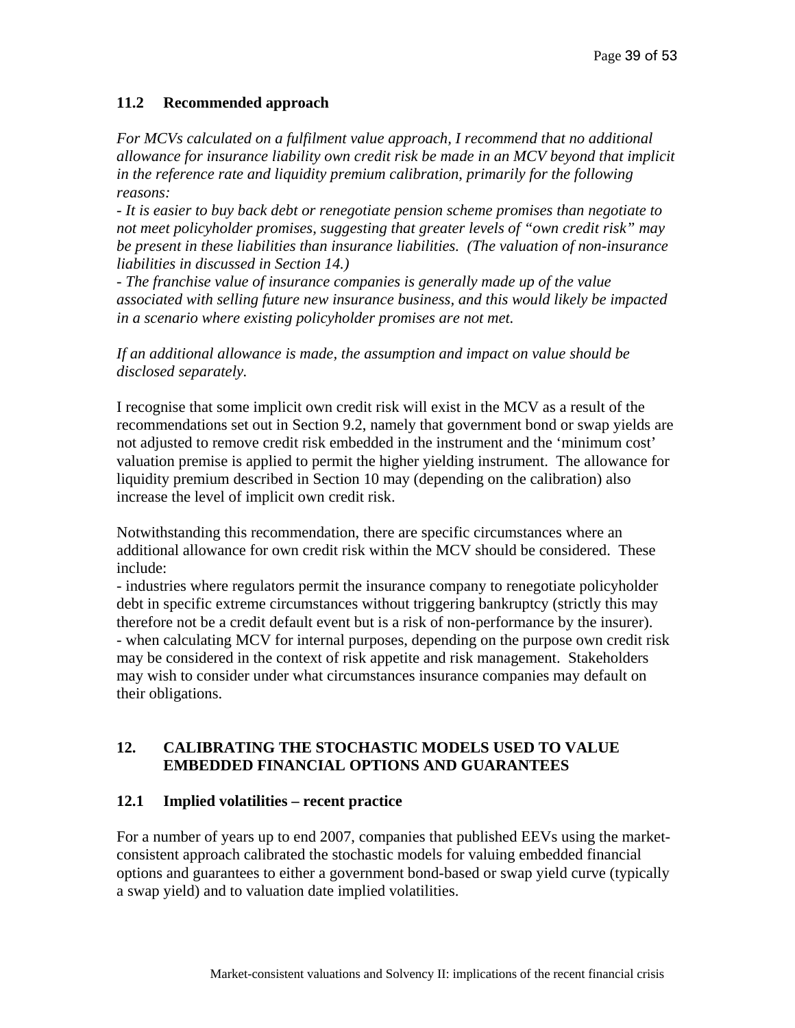### 11.2 Recommended approach

*For MCVs calculated on a fulfilment value approach, I recommend that no additional allowance for insurance liability own credit risk be made in an MCV beyond that implicit in the reference rate and liquidity premium calibration, primarily for the following reasons:*

*- It is easier to buy back debt or renegotiate pension scheme promises than negotiate to not meet policyholder promises, suggesting that greater levels of "own credit risk" may be present in these liabilities than insurance liabilities. (The valuation of non-insurance liabilities in discussed in Section 14.)*

*- The franchise value of insurance companies is generally made up of the value associated with selling future new insurance business, and this would likely be impacted in a scenario where existing policyholder promises are not met.*

*If an additional allowance is made, the assumption and impact on value should be disclosed separately.*

I recognise that some implicit own credit risk will exist in the MCV as a result of the recommendations set out in Section 9.2, namely that government bond or swap yields are not adjusted to remove credit risk embedded in the instrument and the 'minimum cost' valuation premise is applied to permit the higher yielding instrument. The allowance for liquidity premium described in Section 10 may (depending on the calibration) also increase the level of implicit own credit risk.

Notwithstanding this recommendation, there are specific circumstances where an additional allowance for own credit risk within the MCV should be considered. These include:

- industries where regulators permit the insurance company to renegotiate policyholder debt in specific extreme circumstances without triggering bankruptcy (strictly this may therefore not be a credit default event but is a risk of non-performance by the insurer).
- when calculating MCV for internal purposes, depending on the purpose own credit risk may be considered in the context of risk appetite and risk management. Stakeholders may wish to consider under what circumstances insurance companies may default on their obligations.

## 12. CALIBRATING THE STOCHASTIC MODELS USED TO VALUE EMBEDDED FINANCIAL OPTIONS AND GUARANTEES

### 12.1 Implied volatilities – recent practice

For a number of years up to end 2007, companies that published EEVs using the market-consistent approach calibrated the stochastic models for valuing embedded financial options and guarantees to either a government bond-based or swap yield curve (typically a swap yield) and to valuation date implied volatilities.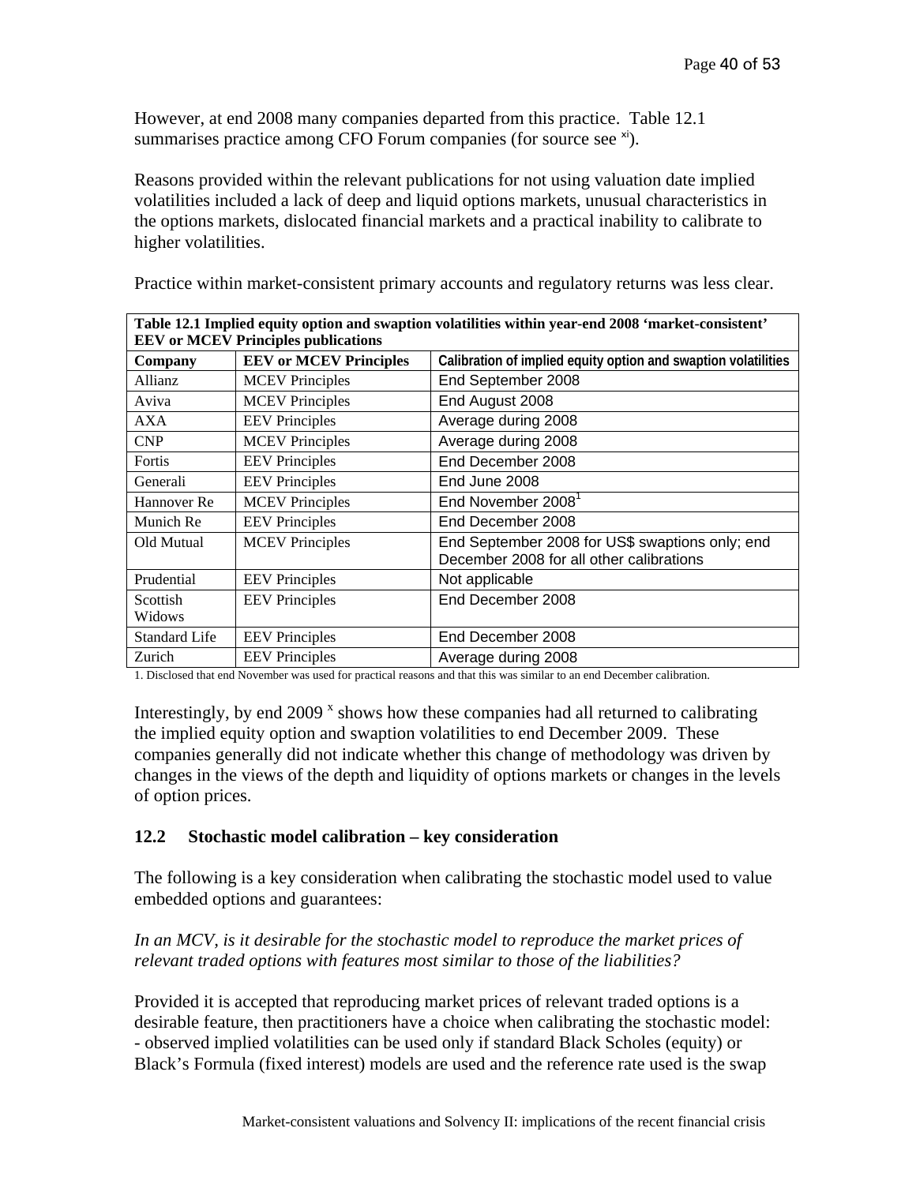However, at end 2008 many companies departed from this practice. Table 12.1 summarises practice among CFO Forum companies (for source see [xi]).

Reasons provided within the relevant publications for not using valuation date implied volatilities included a lack of deep and liquid options markets, unusual characteristics in the options markets, dislocated financial markets and a practical inability to calibrate to higher volatilities.

Practice within market-consistent primary accounts and regulatory returns was less clear.

**Table 12.1 Implied equity option and swaption volatilities within year-end 2008 'market-consistent' EEV or MCEV Principles publications**

| Company | EEV or MCEV Principles | Calibration of implied equity option and swaption volatilities |
|---|---|---|
| Allianz | MCEV Principles | End September 2008 |
| Aviva | MCEV Principles | End August 2008 |
| AXA | EEV Principles | Average during 2008 |
| CNP | MCEV Principles | Average during 2008 |
| Fortis | EEV Principles | End December 2008 |
| Generali | EEV Principles | End June 2008 |
| Hannover Re | MCEV Principles | End November 2008[1] |
| Munich Re | EEV Principles | End December 2008 |
| Old Mutual | MCEV Principles | End September 2008 for US$ swaptions only; end December 2008 for all other calibrations |
| Prudential | EEV Principles | Not applicable |
| Scottish Widows | EEV Principles | End December 2008 |
| Standard Life | EEV Principles | End December 2008 |
| Zurich | EEV Principles | Average during 2008 |

1. Disclosed that end November was used for practical reasons and that this was similar to an end December calibration.

Interestingly, by end 2009 [x] shows how these companies had all returned to calibrating the implied equity option and swaption volatilities to end December 2009. These companies generally did not indicate whether this change of methodology was driven by changes in the views of the depth and liquidity of options markets or changes in the levels of option prices.

## 12.2 Stochastic model calibration – key consideration

The following is a key consideration when calibrating the stochastic model used to value embedded options and guarantees:

*In an MCV, is it desirable for the stochastic model to reproduce the market prices of relevant traded options with features most similar to those of the liabilities?*

Provided it is accepted that reproducing market prices of relevant traded options is a desirable feature, then practitioners have a choice when calibrating the stochastic model:
- observed implied volatilities can be used only if standard Black Scholes (equity) or Black's Formula (fixed interest) models are used and the reference rate used is the swap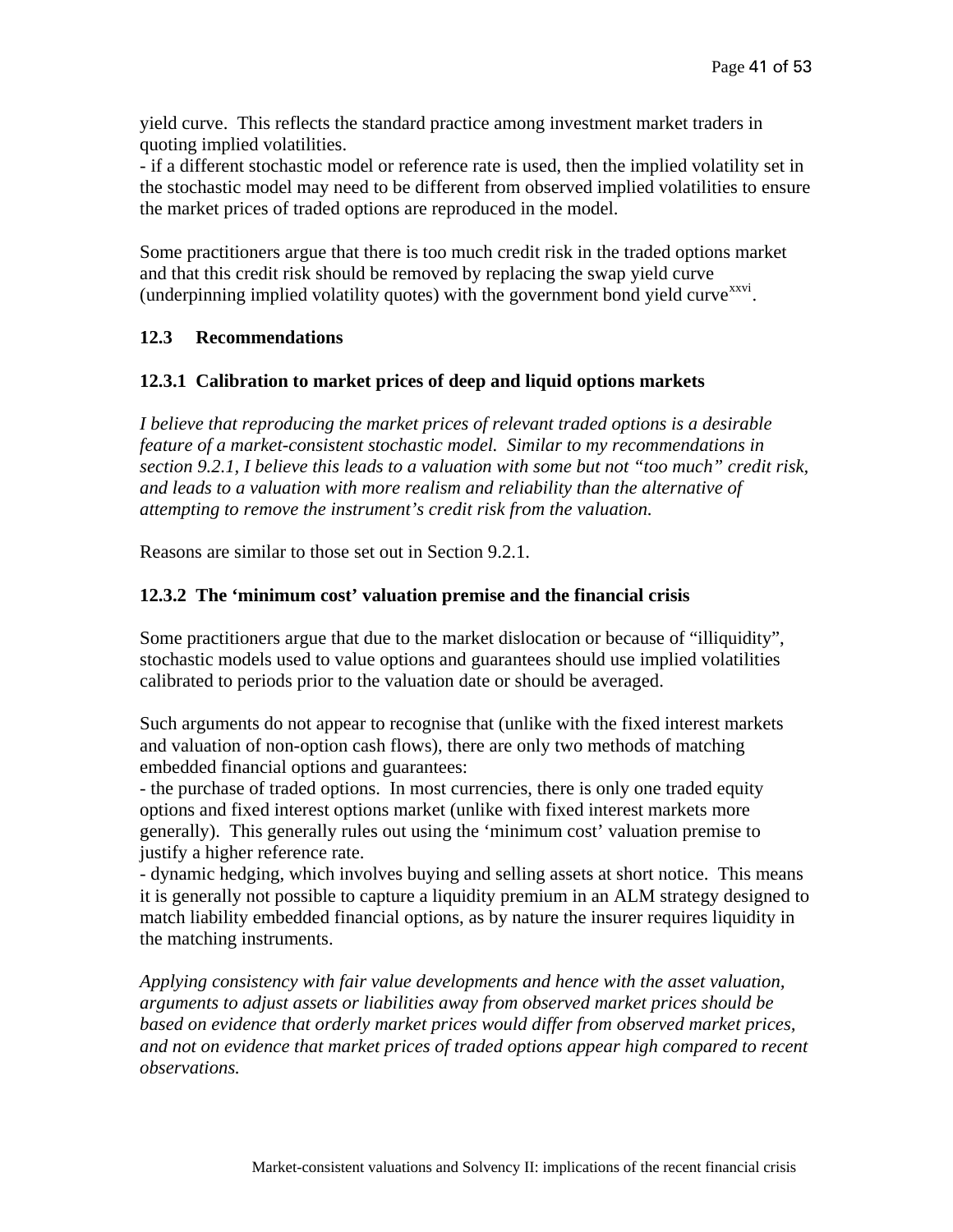yield curve. This reflects the standard practice among investment market traders in quoting implied volatilities.
- if a different stochastic model or reference rate is used, then the implied volatility set in the stochastic model may need to be different from observed implied volatilities to ensure the market prices of traded options are reproduced in the model.

Some practitioners argue that there is too much credit risk in the traded options market and that this credit risk should be removed by replacing the swap yield curve (underpinning implied volatility quotes) with the government bond yield curve[xxvi].

## 12.3 Recommendations

### 12.3.1 Calibration to market prices of deep and liquid options markets

*I believe that reproducing the market prices of relevant traded options is a desirable feature of a market-consistent stochastic model. Similar to my recommendations in section 9.2.1, I believe this leads to a valuation with some but not "too much" credit risk, and leads to a valuation with more realism and reliability than the alternative of attempting to remove the instrument's credit risk from the valuation.*

Reasons are similar to those set out in Section 9.2.1.

### 12.3.2 The 'minimum cost' valuation premise and the financial crisis

Some practitioners argue that due to the market dislocation or because of "illiquidity", stochastic models used to value options and guarantees should use implied volatilities calibrated to periods prior to the valuation date or should be averaged.

Such arguments do not appear to recognise that (unlike with the fixed interest markets and valuation of non-option cash flows), there are only two methods of matching embedded financial options and guarantees:
- the purchase of traded options. In most currencies, there is only one traded equity options and fixed interest options market (unlike with fixed interest markets more generally). This generally rules out using the 'minimum cost' valuation premise to justify a higher reference rate.
- dynamic hedging, which involves buying and selling assets at short notice. This means it is generally not possible to capture a liquidity premium in an ALM strategy designed to match liability embedded financial options, as by nature the insurer requires liquidity in the matching instruments.

*Applying consistency with fair value developments and hence with the asset valuation, arguments to adjust assets or liabilities away from observed market prices should be based on evidence that orderly market prices would differ from observed market prices, and not on evidence that market prices of traded options appear high compared to recent observations.*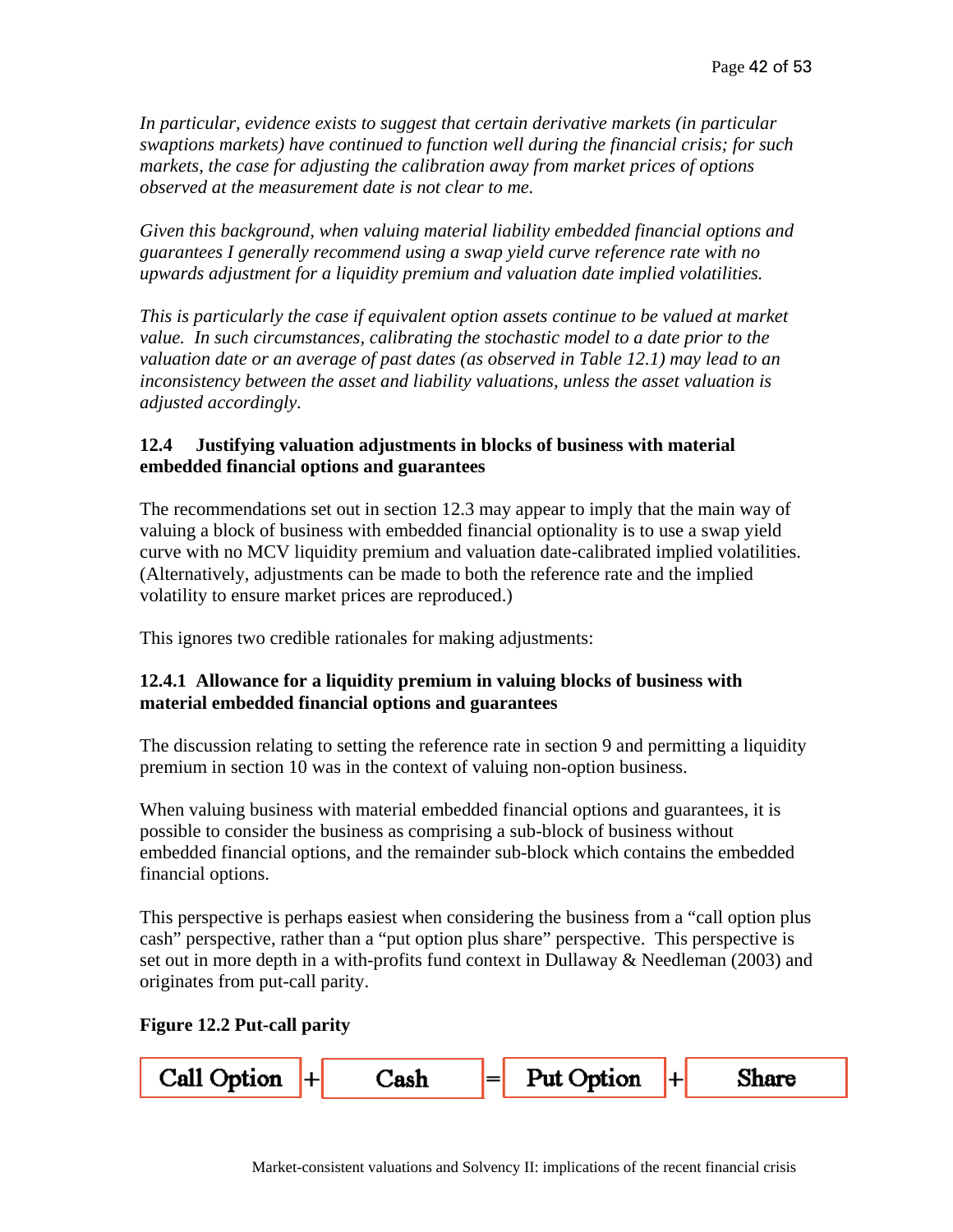*In particular, evidence exists to suggest that certain derivative markets (in particular swaptions markets) have continued to function well during the financial crisis; for such markets, the case for adjusting the calibration away from market prices of options observed at the measurement date is not clear to me.*

*Given this background, when valuing material liability embedded financial options and guarantees I generally recommend using a swap yield curve reference rate with no upwards adjustment for a liquidity premium and valuation date implied volatilities.*

*This is particularly the case if equivalent option assets continue to be valued at market value. In such circumstances, calibrating the stochastic model to a date prior to the valuation date or an average of past dates (as observed in Table 12.1) may lead to an inconsistency between the asset and liability valuations, unless the asset valuation is adjusted accordingly.*

## 12.4 Justifying valuation adjustments in blocks of business with material embedded financial options and guarantees

The recommendations set out in section 12.3 may appear to imply that the main way of valuing a block of business with embedded financial optionality is to use a swap yield curve with no MCV liquidity premium and valuation date-calibrated implied volatilities. (Alternatively, adjustments can be made to both the reference rate and the implied volatility to ensure market prices are reproduced.)

This ignores two credible rationales for making adjustments:

### 12.4.1 Allowance for a liquidity premium in valuing blocks of business with material embedded financial options and guarantees

The discussion relating to setting the reference rate in section 9 and permitting a liquidity premium in section 10 was in the context of valuing non-option business.

When valuing business with material embedded financial options and guarantees, it is possible to consider the business as comprising a sub-block of business without embedded financial options, and the remainder sub-block which contains the embedded financial options.

This perspective is perhaps easiest when considering the business from a "call option plus cash" perspective, rather than a "put option plus share" perspective. This perspective is set out in more depth in a with-profits fund context in Dullaway & Needleman (2003) and originates from put-call parity.

**Figure 12.2 Put-call parity**

Call Option + Cash = Put Option + Share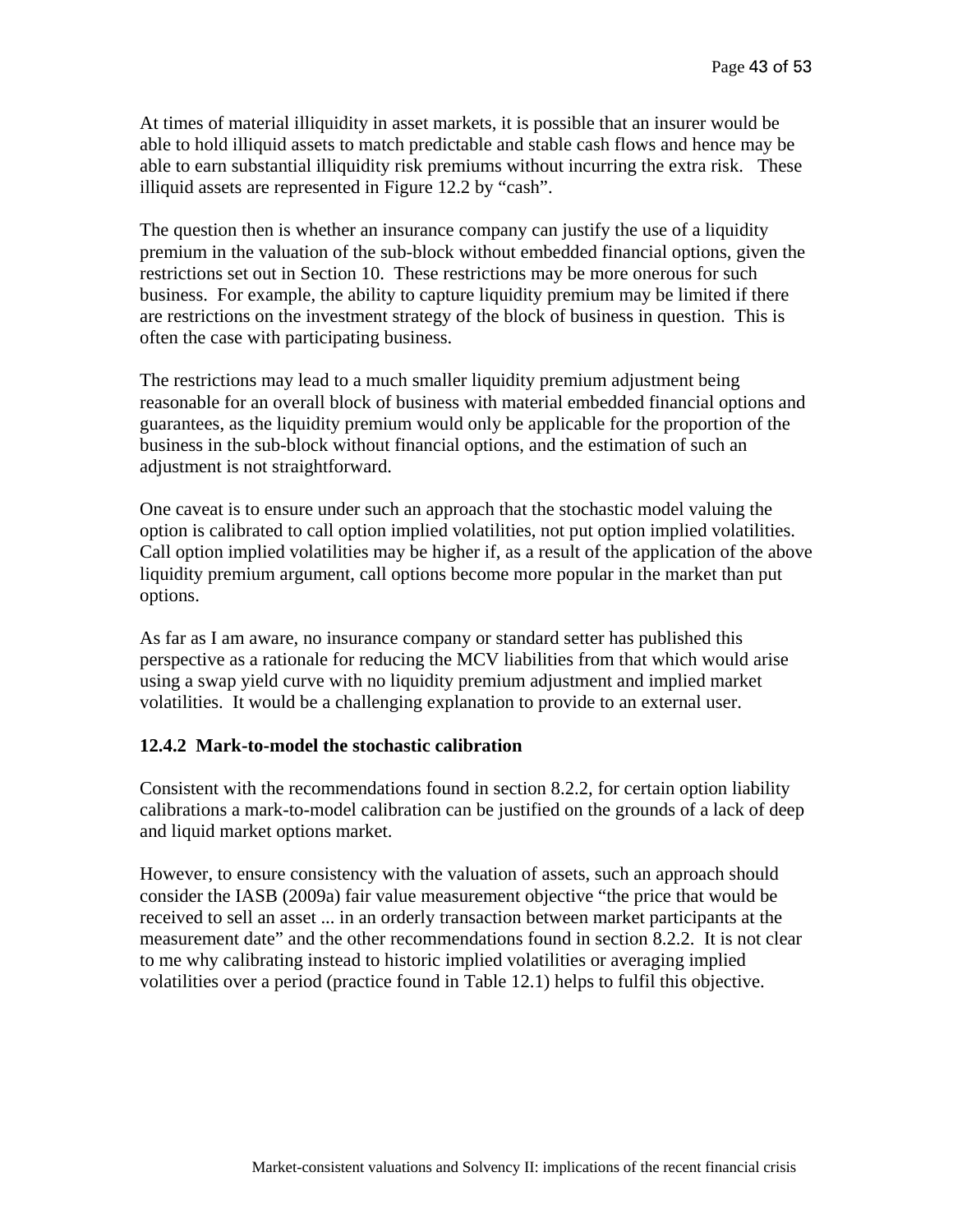At times of material illiquidity in asset markets, it is possible that an insurer would be able to hold illiquid assets to match predictable and stable cash flows and hence may be able to earn substantial illiquidity risk premiums without incurring the extra risk. These illiquid assets are represented in Figure 12.2 by "cash".

The question then is whether an insurance company can justify the use of a liquidity premium in the valuation of the sub-block without embedded financial options, given the restrictions set out in Section 10. These restrictions may be more onerous for such business. For example, the ability to capture liquidity premium may be limited if there are restrictions on the investment strategy of the block of business in question. This is often the case with participating business.

The restrictions may lead to a much smaller liquidity premium adjustment being reasonable for an overall block of business with material embedded financial options and guarantees, as the liquidity premium would only be applicable for the proportion of the business in the sub-block without financial options, and the estimation of such an adjustment is not straightforward.

One caveat is to ensure under such an approach that the stochastic model valuing the option is calibrated to call option implied volatilities, not put option implied volatilities. Call option implied volatilities may be higher if, as a result of the application of the above liquidity premium argument, call options become more popular in the market than put options.

As far as I am aware, no insurance company or standard setter has published this perspective as a rationale for reducing the MCV liabilities from that which would arise using a swap yield curve with no liquidity premium adjustment and implied market volatilities. It would be a challenging explanation to provide to an external user.

### 12.4.2 Mark-to-model the stochastic calibration

Consistent with the recommendations found in section 8.2.2, for certain option liability calibrations a mark-to-model calibration can be justified on the grounds of a lack of deep and liquid market options market.

However, to ensure consistency with the valuation of assets, such an approach should consider the IASB (2009a) fair value measurement objective "the price that would be received to sell an asset ... in an orderly transaction between market participants at the measurement date" and the other recommendations found in section 8.2.2. It is not clear to me why calibrating instead to historic implied volatilities or averaging implied volatilities over a period (practice found in Table 12.1) helps to fulfil this objective.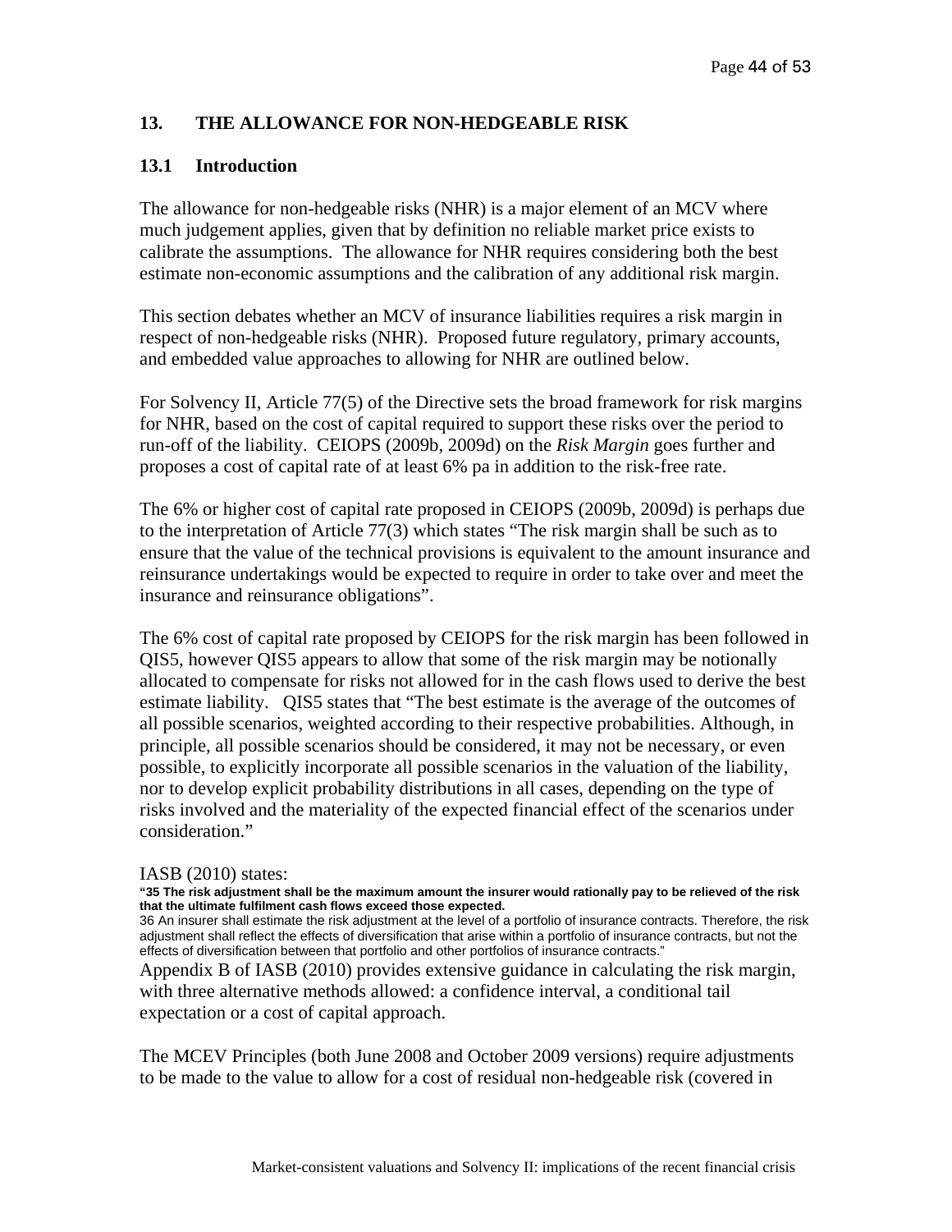## 13. THE ALLOWANCE FOR NON-HEDGEABLE RISK

### 13.1 Introduction

The allowance for non-hedgeable risks (NHR) is a major element of an MCV where much judgement applies, given that by definition no reliable market price exists to calibrate the assumptions. The allowance for NHR requires considering both the best estimate non-economic assumptions and the calibration of any additional risk margin.

This section debates whether an MCV of insurance liabilities requires a risk margin in respect of non-hedgeable risks (NHR). Proposed future regulatory, primary accounts, and embedded value approaches to allowing for NHR are outlined below.

For Solvency II, Article 77(5) of the Directive sets the broad framework for risk margins for NHR, based on the cost of capital required to support these risks over the period to run-off of the liability. CEIOPS (2009b, 2009d) on the *Risk Margin* goes further and proposes a cost of capital rate of at least 6% pa in addition to the risk-free rate.

The 6% or higher cost of capital rate proposed in CEIOPS (2009b, 2009d) is perhaps due to the interpretation of Article 77(3) which states "The risk margin shall be such as to ensure that the value of the technical provisions is equivalent to the amount insurance and reinsurance undertakings would be expected to require in order to take over and meet the insurance and reinsurance obligations".

The 6% cost of capital rate proposed by CEIOPS for the risk margin has been followed in QIS5, however QIS5 appears to allow that some of the risk margin may be notionally allocated to compensate for risks not allowed for in the cash flows used to derive the best estimate liability. QIS5 states that "The best estimate is the average of the outcomes of all possible scenarios, weighted according to their respective probabilities. Although, in principle, all possible scenarios should be considered, it may not be necessary, or even possible, to explicitly incorporate all possible scenarios in the valuation of the liability, nor to develop explicit probability distributions in all cases, depending on the type of risks involved and the materiality of the expected financial effect of the scenarios under consideration."

IASB (2010) states:

**"35 The risk adjustment shall be the maximum amount the insurer would rationally pay to be relieved of the risk that the ultimate fulfilment cash flows exceed those expected.**

36 An insurer shall estimate the risk adjustment at the level of a portfolio of insurance contracts. Therefore, the risk adjustment shall reflect the effects of diversification that arise within a portfolio of insurance contracts, but not the effects of diversification between that portfolio and other portfolios of insurance contracts."

Appendix B of IASB (2010) provides extensive guidance in calculating the risk margin, with three alternative methods allowed: a confidence interval, a conditional tail expectation or a cost of capital approach.

The MCEV Principles (both June 2008 and October 2009 versions) require adjustments to be made to the value to allow for a cost of residual non-hedgeable risk (covered in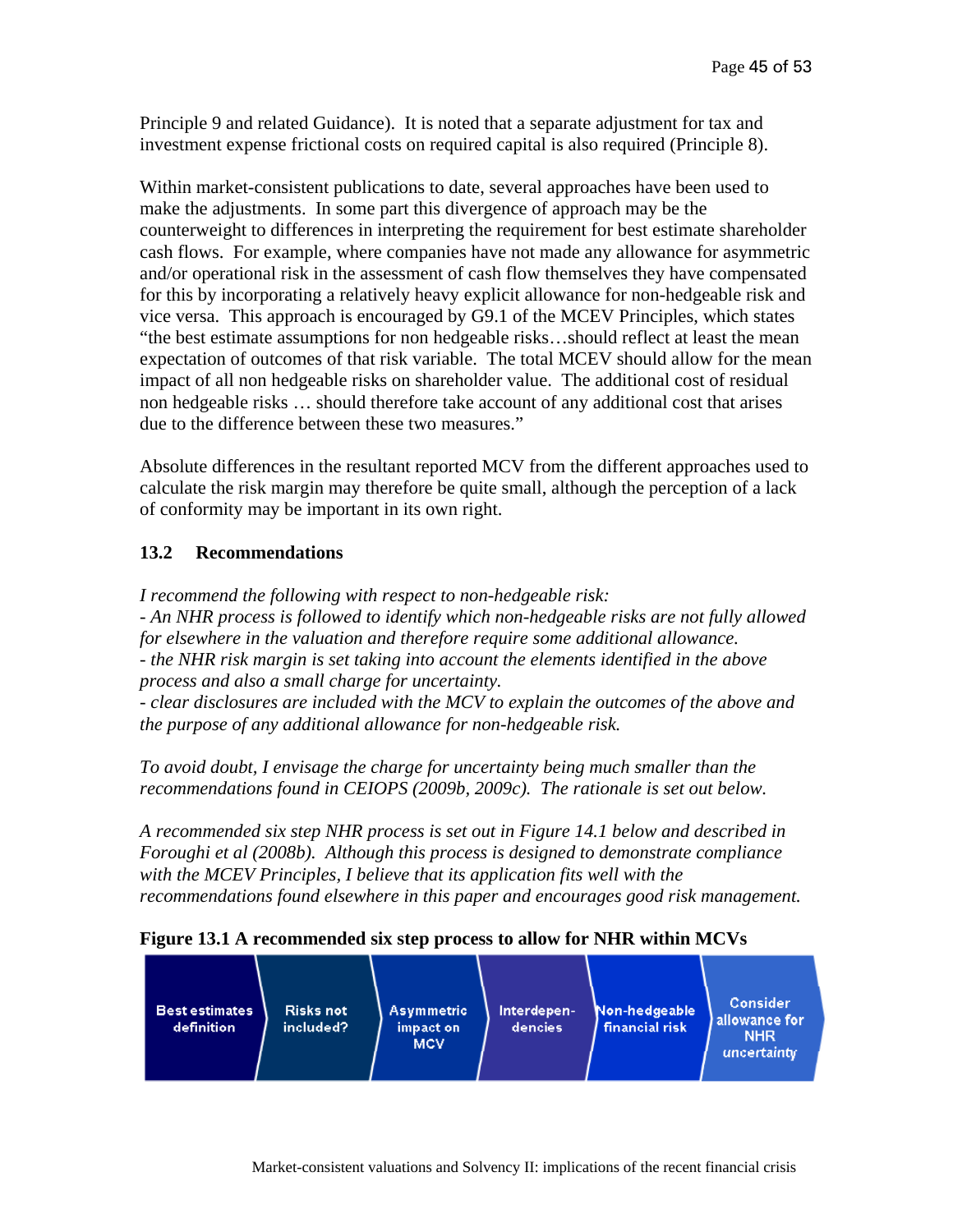Principle 9 and related Guidance). It is noted that a separate adjustment for tax and investment expense frictional costs on required capital is also required (Principle 8).

Within market-consistent publications to date, several approaches have been used to make the adjustments. In some part this divergence of approach may be the counterweight to differences in interpreting the requirement for best estimate shareholder cash flows. For example, where companies have not made any allowance for asymmetric and/or operational risk in the assessment of cash flow themselves they have compensated for this by incorporating a relatively heavy explicit allowance for non-hedgeable risk and vice versa. This approach is encouraged by G9.1 of the MCEV Principles, which states "the best estimate assumptions for non hedgeable risks…should reflect at least the mean expectation of outcomes of that risk variable. The total MCEV should allow for the mean impact of all non hedgeable risks on shareholder value. The additional cost of residual non hedgeable risks … should therefore take account of any additional cost that arises due to the difference between these two measures."

Absolute differences in the resultant reported MCV from the different approaches used to calculate the risk margin may therefore be quite small, although the perception of a lack of conformity may be important in its own right.

## 13.2 Recommendations

*I recommend the following with respect to non-hedgeable risk:*
*- An NHR process is followed to identify which non-hedgeable risks are not fully allowed for elsewhere in the valuation and therefore require some additional allowance.*
*- the NHR risk margin is set taking into account the elements identified in the above process and also a small charge for uncertainty.*
*- clear disclosures are included with the MCV to explain the outcomes of the above and the purpose of any additional allowance for non-hedgeable risk.*

*To avoid doubt, I envisage the charge for uncertainty being much smaller than the recommendations found in CEIOPS (2009b, 2009c). The rationale is set out below.*

*A recommended six step NHR process is set out in Figure 14.1 below and described in Foroughi et al (2008b). Although this process is designed to demonstrate compliance with the MCEV Principles, I believe that its application fits well with the recommendations found elsewhere in this paper and encourages good risk management.*

**Figure 13.1 A recommended six step process to allow for NHR within MCVs**

| Best estimates definition | Risks not included? | Asymmetric impact on MCV | Interdependencies | Non-hedgeable financial risk | Consider allowance for NHR uncertainty |
|---|---|---|---|---|---|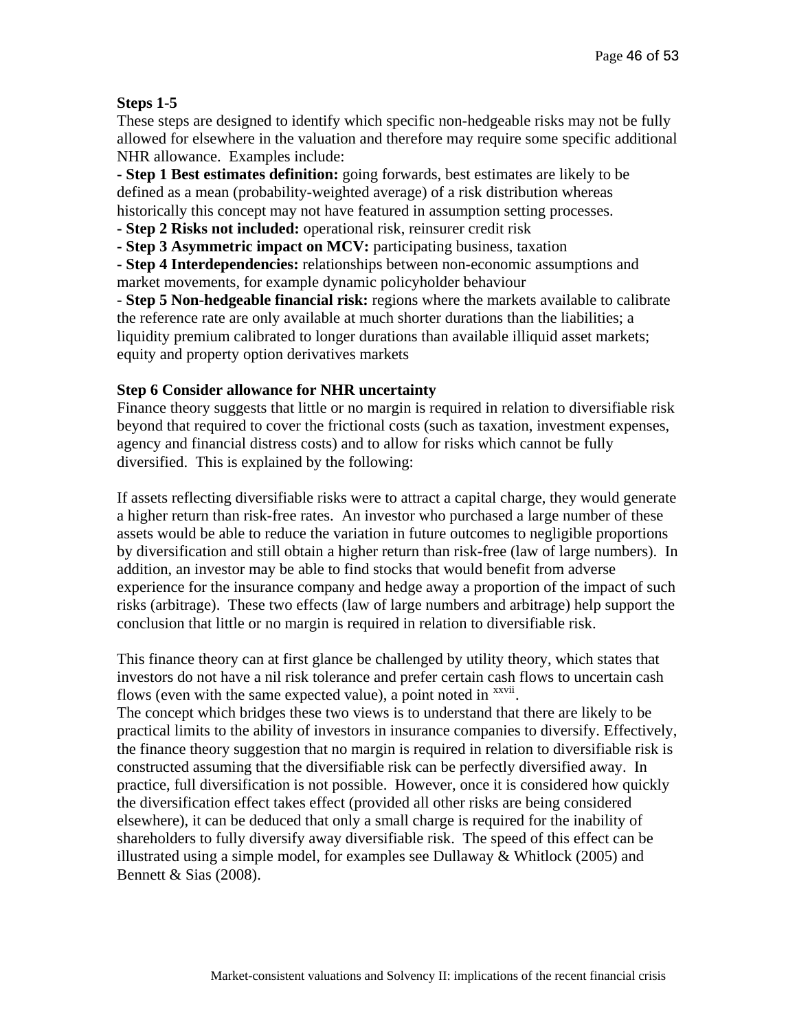**Steps 1-5**

These steps are designed to identify which specific non-hedgeable risks may not be fully allowed for elsewhere in the valuation and therefore may require some specific additional NHR allowance. Examples include:

- **Step 1 Best estimates definition:** going forwards, best estimates are likely to be defined as a mean (probability-weighted average) of a risk distribution whereas historically this concept may not have featured in assumption setting processes.
- **Step 2 Risks not included:** operational risk, reinsurer credit risk
- **Step 3 Asymmetric impact on MCV:** participating business, taxation
- **Step 4 Interdependencies:** relationships between non-economic assumptions and market movements, for example dynamic policyholder behaviour
- **Step 5 Non-hedgeable financial risk:** regions where the markets available to calibrate the reference rate are only available at much shorter durations than the liabilities; a liquidity premium calibrated to longer durations than available illiquid asset markets; equity and property option derivatives markets

**Step 6 Consider allowance for NHR uncertainty**

Finance theory suggests that little or no margin is required in relation to diversifiable risk beyond that required to cover the frictional costs (such as taxation, investment expenses, agency and financial distress costs) and to allow for risks which cannot be fully diversified. This is explained by the following:

If assets reflecting diversifiable risks were to attract a capital charge, they would generate a higher return than risk-free rates. An investor who purchased a large number of these assets would be able to reduce the variation in future outcomes to negligible proportions by diversification and still obtain a higher return than risk-free (law of large numbers). In addition, an investor may be able to find stocks that would benefit from adverse experience for the insurance company and hedge away a proportion of the impact of such risks (arbitrage). These two effects (law of large numbers and arbitrage) help support the conclusion that little or no margin is required in relation to diversifiable risk.

This finance theory can at first glance be challenged by utility theory, which states that investors do not have a nil risk tolerance and prefer certain cash flows to uncertain cash flows (even with the same expected value), a point noted in [xxvii].

The concept which bridges these two views is to understand that there are likely to be practical limits to the ability of investors in insurance companies to diversify. Effectively, the finance theory suggestion that no margin is required in relation to diversifiable risk is constructed assuming that the diversifiable risk can be perfectly diversified away. In practice, full diversification is not possible. However, once it is considered how quickly the diversification effect takes effect (provided all other risks are being considered elsewhere), it can be deduced that only a small charge is required for the inability of shareholders to fully diversify away diversifiable risk. The speed of this effect can be illustrated using a simple model, for examples see Dullaway & Whitlock (2005) and Bennett & Sias (2008).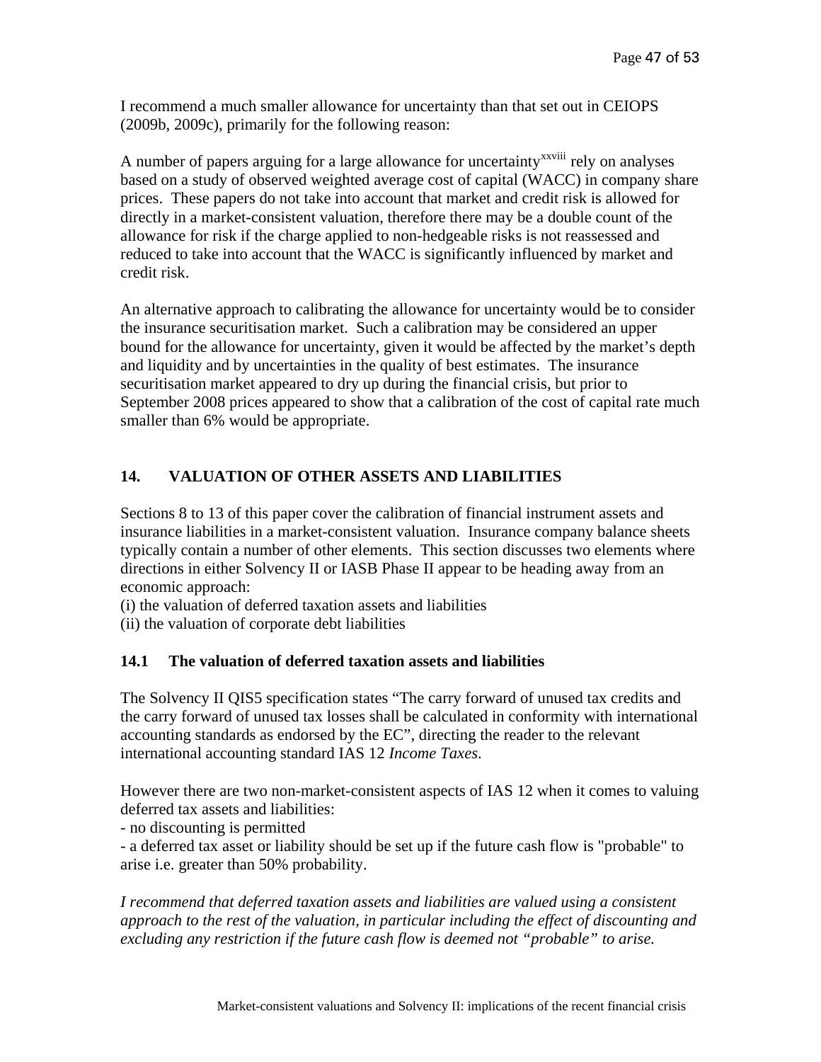I recommend a much smaller allowance for uncertainty than that set out in CEIOPS (2009b, 2009c), primarily for the following reason:

A number of papers arguing for a large allowance for uncertainty[xxviii] rely on analyses based on a study of observed weighted average cost of capital (WACC) in company share prices. These papers do not take into account that market and credit risk is allowed for directly in a market-consistent valuation, therefore there may be a double count of the allowance for risk if the charge applied to non-hedgeable risks is not reassessed and reduced to take into account that the WACC is significantly influenced by market and credit risk.

An alternative approach to calibrating the allowance for uncertainty would be to consider the insurance securitisation market. Such a calibration may be considered an upper bound for the allowance for uncertainty, given it would be affected by the market's depth and liquidity and by uncertainties in the quality of best estimates. The insurance securitisation market appeared to dry up during the financial crisis, but prior to September 2008 prices appeared to show that a calibration of the cost of capital rate much smaller than 6% would be appropriate.

## 14. VALUATION OF OTHER ASSETS AND LIABILITIES

Sections 8 to 13 of this paper cover the calibration of financial instrument assets and insurance liabilities in a market-consistent valuation. Insurance company balance sheets typically contain a number of other elements. This section discusses two elements where directions in either Solvency II or IASB Phase II appear to be heading away from an economic approach:
(i) the valuation of deferred taxation assets and liabilities
(ii) the valuation of corporate debt liabilities

### 14.1 The valuation of deferred taxation assets and liabilities

The Solvency II QIS5 specification states "The carry forward of unused tax credits and the carry forward of unused tax losses shall be calculated in conformity with international accounting standards as endorsed by the EC", directing the reader to the relevant international accounting standard IAS 12 *Income Taxes*.

However there are two non-market-consistent aspects of IAS 12 when it comes to valuing deferred tax assets and liabilities:
- no discounting is permitted
- a deferred tax asset or liability should be set up if the future cash flow is "probable" to arise i.e. greater than 50% probability.

*I recommend that deferred taxation assets and liabilities are valued using a consistent approach to the rest of the valuation, in particular including the effect of discounting and excluding any restriction if the future cash flow is deemed not "probable" to arise.*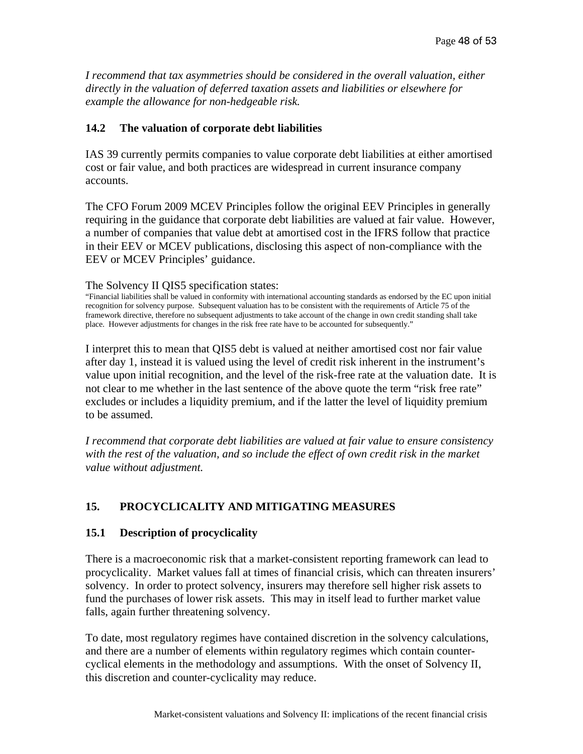*I recommend that tax asymmetries should be considered in the overall valuation, either directly in the valuation of deferred taxation assets and liabilities or elsewhere for example the allowance for non-hedgeable risk.*

### 14.2 The valuation of corporate debt liabilities

IAS 39 currently permits companies to value corporate debt liabilities at either amortised cost or fair value, and both practices are widespread in current insurance company accounts.

The CFO Forum 2009 MCEV Principles follow the original EEV Principles in generally requiring in the guidance that corporate debt liabilities are valued at fair value. However, a number of companies that value debt at amortised cost in the IFRS follow that practice in their EEV or MCEV publications, disclosing this aspect of non-compliance with the EEV or MCEV Principles' guidance.

The Solvency II QIS5 specification states:

"Financial liabilities shall be valued in conformity with international accounting standards as endorsed by the EC upon initial recognition for solvency purpose. Subsequent valuation has to be consistent with the requirements of Article 75 of the framework directive, therefore no subsequent adjustments to take account of the change in own credit standing shall take place. However adjustments for changes in the risk free rate have to be accounted for subsequently."

I interpret this to mean that QIS5 debt is valued at neither amortised cost nor fair value after day 1, instead it is valued using the level of credit risk inherent in the instrument's value upon initial recognition, and the level of the risk-free rate at the valuation date. It is not clear to me whether in the last sentence of the above quote the term "risk free rate" excludes or includes a liquidity premium, and if the latter the level of liquidity premium to be assumed.

*I recommend that corporate debt liabilities are valued at fair value to ensure consistency with the rest of the valuation, and so include the effect of own credit risk in the market value without adjustment.*

## 15. PROCYCLICALITY AND MITIGATING MEASURES

### 15.1 Description of procyclicality

There is a macroeconomic risk that a market-consistent reporting framework can lead to procyclicality. Market values fall at times of financial crisis, which can threaten insurers' solvency. In order to protect solvency, insurers may therefore sell higher risk assets to fund the purchases of lower risk assets. This may in itself lead to further market value falls, again further threatening solvency.

To date, most regulatory regimes have contained discretion in the solvency calculations, and there are a number of elements within regulatory regimes which contain counter-cyclical elements in the methodology and assumptions. With the onset of Solvency II, this discretion and counter-cyclicality may reduce.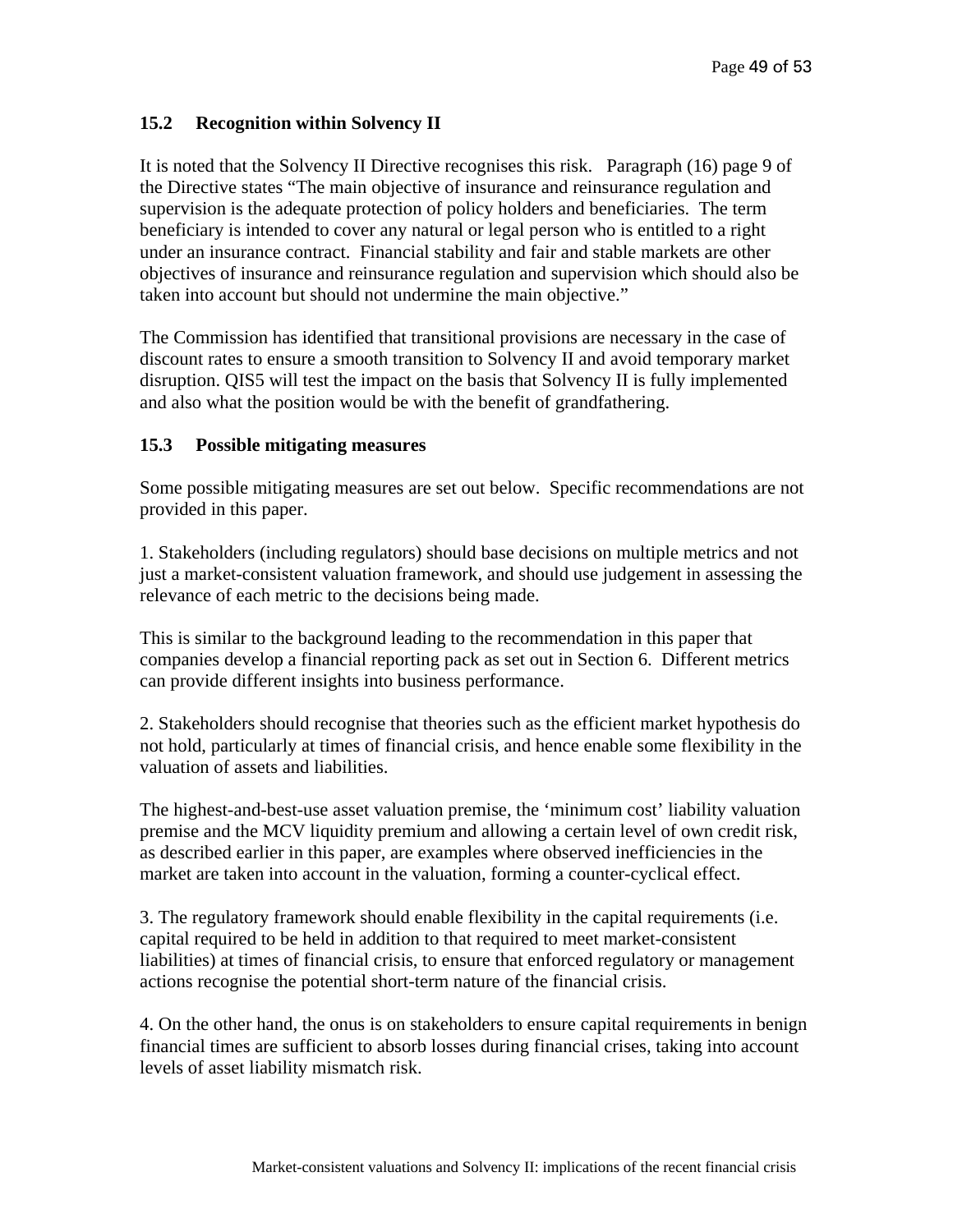### 15.2 Recognition within Solvency II

It is noted that the Solvency II Directive recognises this risk. Paragraph (16) page 9 of the Directive states "The main objective of insurance and reinsurance regulation and supervision is the adequate protection of policy holders and beneficiaries. The term beneficiary is intended to cover any natural or legal person who is entitled to a right under an insurance contract. Financial stability and fair and stable markets are other objectives of insurance and reinsurance regulation and supervision which should also be taken into account but should not undermine the main objective."

The Commission has identified that transitional provisions are necessary in the case of discount rates to ensure a smooth transition to Solvency II and avoid temporary market disruption. QIS5 will test the impact on the basis that Solvency II is fully implemented and also what the position would be with the benefit of grandfathering.

### 15.3 Possible mitigating measures

Some possible mitigating measures are set out below. Specific recommendations are not provided in this paper.

1. Stakeholders (including regulators) should base decisions on multiple metrics and not just a market-consistent valuation framework, and should use judgement in assessing the relevance of each metric to the decisions being made.

This is similar to the background leading to the recommendation in this paper that companies develop a financial reporting pack as set out in Section 6. Different metrics can provide different insights into business performance.

2. Stakeholders should recognise that theories such as the efficient market hypothesis do not hold, particularly at times of financial crisis, and hence enable some flexibility in the valuation of assets and liabilities.

The highest-and-best-use asset valuation premise, the 'minimum cost' liability valuation premise and the MCV liquidity premium and allowing a certain level of own credit risk, as described earlier in this paper, are examples where observed inefficiencies in the market are taken into account in the valuation, forming a counter-cyclical effect.

3. The regulatory framework should enable flexibility in the capital requirements (i.e. capital required to be held in addition to that required to meet market-consistent liabilities) at times of financial crisis, to ensure that enforced regulatory or management actions recognise the potential short-term nature of the financial crisis.

4. On the other hand, the onus is on stakeholders to ensure capital requirements in benign financial times are sufficient to absorb losses during financial crises, taking into account levels of asset liability mismatch risk.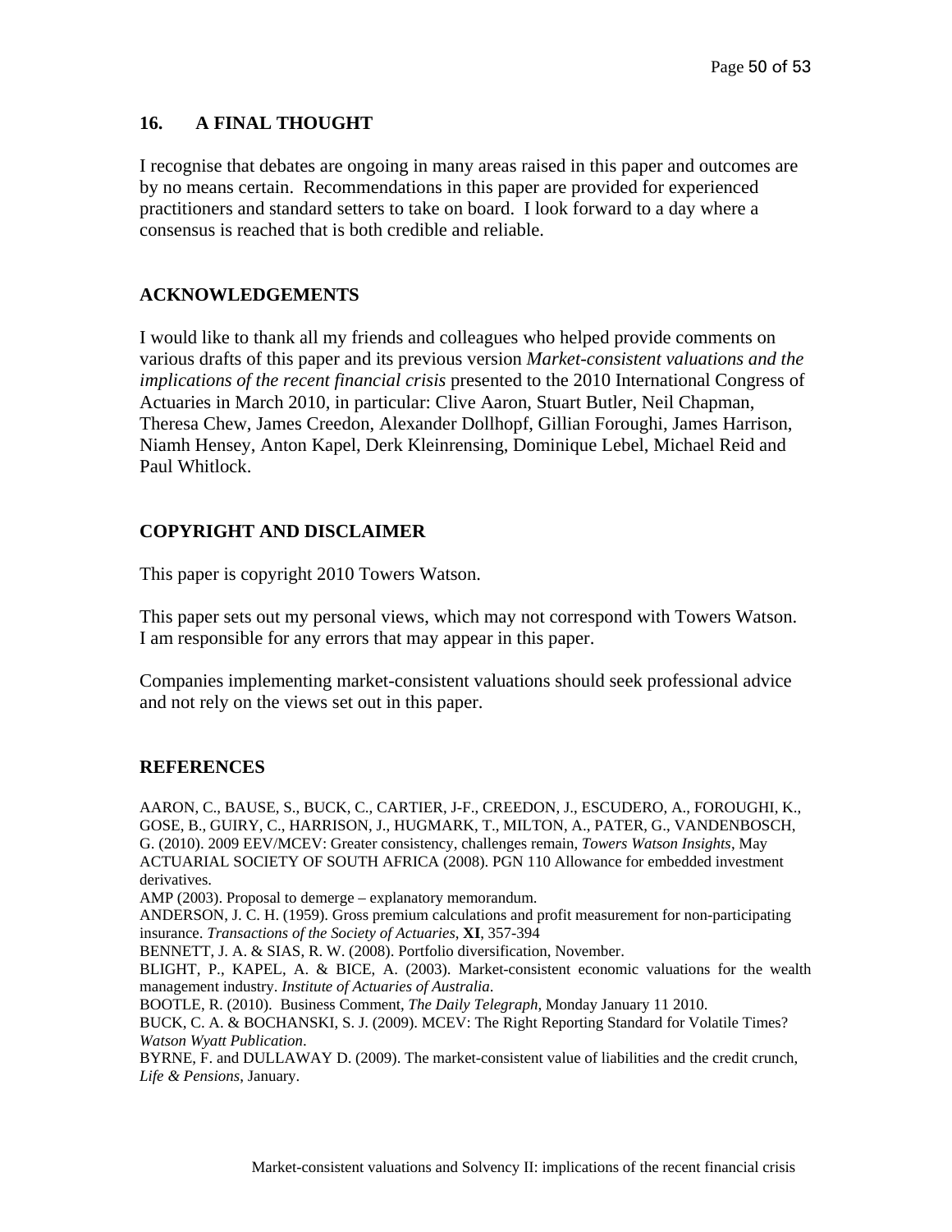## 16. A FINAL THOUGHT

I recognise that debates are ongoing in many areas raised in this paper and outcomes are by no means certain. Recommendations in this paper are provided for experienced practitioners and standard setters to take on board. I look forward to a day where a consensus is reached that is both credible and reliable.

## ACKNOWLEDGEMENTS

I would like to thank all my friends and colleagues who helped provide comments on various drafts of this paper and its previous version *Market-consistent valuations and the implications of the recent financial crisis* presented to the 2010 International Congress of Actuaries in March 2010, in particular: Clive Aaron, Stuart Butler, Neil Chapman, Theresa Chew, James Creedon, Alexander Dollhopf, Gillian Foroughi, James Harrison, Niamh Hensey, Anton Kapel, Derk Kleinrensing, Dominique Lebel, Michael Reid and Paul Whitlock.

## COPYRIGHT AND DISCLAIMER

This paper is copyright 2010 Towers Watson.

This paper sets out my personal views, which may not correspond with Towers Watson. I am responsible for any errors that may appear in this paper.

Companies implementing market-consistent valuations should seek professional advice and not rely on the views set out in this paper.

## REFERENCES

AARON, C., BAUSE, S., BUCK, C., CARTIER, J-F., CREEDON, J., ESCUDERO, A., FOROUGHI, K., GOSE, B., GUIRY, C., HARRISON, J., HUGMARK, T., MILTON, A., PATER, G., VANDENBOSCH, G. (2010). 2009 EEV/MCEV: Greater consistency, challenges remain, *Towers Watson Insights*, May

ACTUARIAL SOCIETY OF SOUTH AFRICA (2008). PGN 110 Allowance for embedded investment derivatives.

AMP (2003). Proposal to demerge – explanatory memorandum.

ANDERSON, J. C. H. (1959). Gross premium calculations and profit measurement for non-participating insurance. *Transactions of the Society of Actuaries*, **XI**, 357-394

BENNETT, J. A. & SIAS, R. W. (2008). Portfolio diversification, November.

BLIGHT, P., KAPEL, A. & BICE, A. (2003). Market-consistent economic valuations for the wealth management industry. *Institute of Actuaries of Australia*.

BOOTLE, R. (2010). Business Comment, *The Daily Telegraph*, Monday January 11 2010.

BUCK, C. A. & BOCHANSKI, S. J. (2009). MCEV: The Right Reporting Standard for Volatile Times? *Watson Wyatt Publication*.

BYRNE, F. and DULLAWAY D. (2009). The market-consistent value of liabilities and the credit crunch, *Life & Pensions*, January.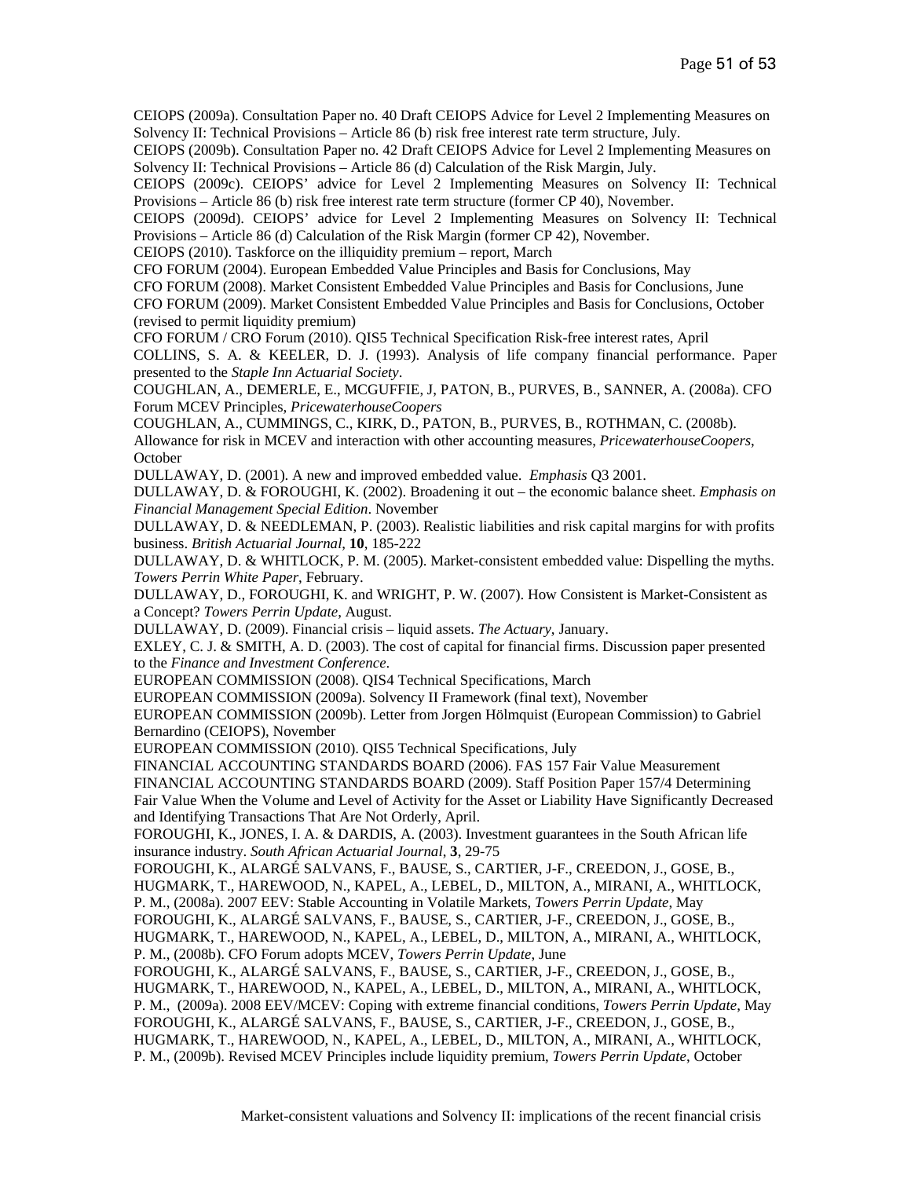CEIOPS (2009a). Consultation Paper no. 40 Draft CEIOPS Advice for Level 2 Implementing Measures on Solvency II: Technical Provisions – Article 86 (b) risk free interest rate term structure, July.

CEIOPS (2009b). Consultation Paper no. 42 Draft CEIOPS Advice for Level 2 Implementing Measures on Solvency II: Technical Provisions – Article 86 (d) Calculation of the Risk Margin, July.

CEIOPS (2009c). CEIOPS' advice for Level 2 Implementing Measures on Solvency II: Technical Provisions – Article 86 (b) risk free interest rate term structure (former CP 40), November.

CEIOPS (2009d). CEIOPS' advice for Level 2 Implementing Measures on Solvency II: Technical Provisions – Article 86 (d) Calculation of the Risk Margin (former CP 42), November.

CEIOPS (2010). Taskforce on the illiquidity premium – report, March

CFO FORUM (2004). European Embedded Value Principles and Basis for Conclusions, May

CFO FORUM (2008). Market Consistent Embedded Value Principles and Basis for Conclusions, June

CFO FORUM (2009). Market Consistent Embedded Value Principles and Basis for Conclusions, October (revised to permit liquidity premium)

CFO FORUM / CRO Forum (2010). QIS5 Technical Specification Risk-free interest rates, April

COLLINS, S. A. & KEELER, D. J. (1993). Analysis of life company financial performance. Paper presented to the *Staple Inn Actuarial Society*.

COUGHLAN, A., DEMERLE, E., MCGUFFIE, J, PATON, B., PURVES, B., SANNER, A. (2008a). CFO Forum MCEV Principles, *PricewaterhouseCoopers*

COUGHLAN, A., CUMMINGS, C., KIRK, D., PATON, B., PURVES, B., ROTHMAN, C. (2008b). Allowance for risk in MCEV and interaction with other accounting measures, *PricewaterhouseCoopers*, October

DULLAWAY, D. (2001). A new and improved embedded value. *Emphasis* Q3 2001.

DULLAWAY, D. & FOROUGHI, K. (2002). Broadening it out – the economic balance sheet. *Emphasis on Financial Management Special Edition*. November

DULLAWAY, D. & NEEDLEMAN, P. (2003). Realistic liabilities and risk capital margins for with profits business. *British Actuarial Journal*, **10**, 185-222

DULLAWAY, D. & WHITLOCK, P. M. (2005). Market-consistent embedded value: Dispelling the myths. *Towers Perrin White Paper*, February.

DULLAWAY, D., FOROUGHI, K. and WRIGHT, P. W. (2007). How Consistent is Market-Consistent as a Concept? *Towers Perrin Update*, August.

DULLAWAY, D. (2009). Financial crisis – liquid assets. *The Actuary*, January.

EXLEY, C. J. & SMITH, A. D. (2003). The cost of capital for financial firms. Discussion paper presented to the *Finance and Investment Conference*.

EUROPEAN COMMISSION (2008). QIS4 Technical Specifications, March

EUROPEAN COMMISSION (2009a). Solvency II Framework (final text), November

EUROPEAN COMMISSION (2009b). Letter from Jorgen Hölmquist (European Commission) to Gabriel Bernardino (CEIOPS), November

EUROPEAN COMMISSION (2010). QIS5 Technical Specifications, July

FINANCIAL ACCOUNTING STANDARDS BOARD (2006). FAS 157 Fair Value Measurement

FINANCIAL ACCOUNTING STANDARDS BOARD (2009). Staff Position Paper 157/4 Determining Fair Value When the Volume and Level of Activity for the Asset or Liability Have Significantly Decreased and Identifying Transactions That Are Not Orderly, April.

FOROUGHI, K., JONES, I. A. & DARDIS, A. (2003). Investment guarantees in the South African life insurance industry. *South African Actuarial Journal*, **3**, 29-75

FOROUGHI, K., ALARGÉ SALVANS, F., BAUSE, S., CARTIER, J-F., CREEDON, J., GOSE, B., HUGMARK, T., HAREWOOD, N., KAPEL, A., LEBEL, D., MILTON, A., MIRANI, A., WHITLOCK, P. M., (2008a). 2007 EEV: Stable Accounting in Volatile Markets, *Towers Perrin Update*, May

FOROUGHI, K., ALARGÉ SALVANS, F., BAUSE, S., CARTIER, J-F., CREEDON, J., GOSE, B., HUGMARK, T., HAREWOOD, N., KAPEL, A., LEBEL, D., MILTON, A., MIRANI, A., WHITLOCK, P. M., (2008b). CFO Forum adopts MCEV, *Towers Perrin Update*, June

FOROUGHI, K., ALARGÉ SALVANS, F., BAUSE, S., CARTIER, J-F., CREEDON, J., GOSE, B., HUGMARK, T., HAREWOOD, N., KAPEL, A., LEBEL, D., MILTON, A., MIRANI, A., WHITLOCK, P. M., (2009a). 2008 EEV/MCEV: Coping with extreme financial conditions, *Towers Perrin Update*, May

FOROUGHI, K., ALARGÉ SALVANS, F., BAUSE, S., CARTIER, J-F., CREEDON, J., GOSE, B., HUGMARK, T., HAREWOOD, N., KAPEL, A., LEBEL, D., MILTON, A., MIRANI, A., WHITLOCK, P. M., (2009b). Revised MCEV Principles include liquidity premium, *Towers Perrin Update*, October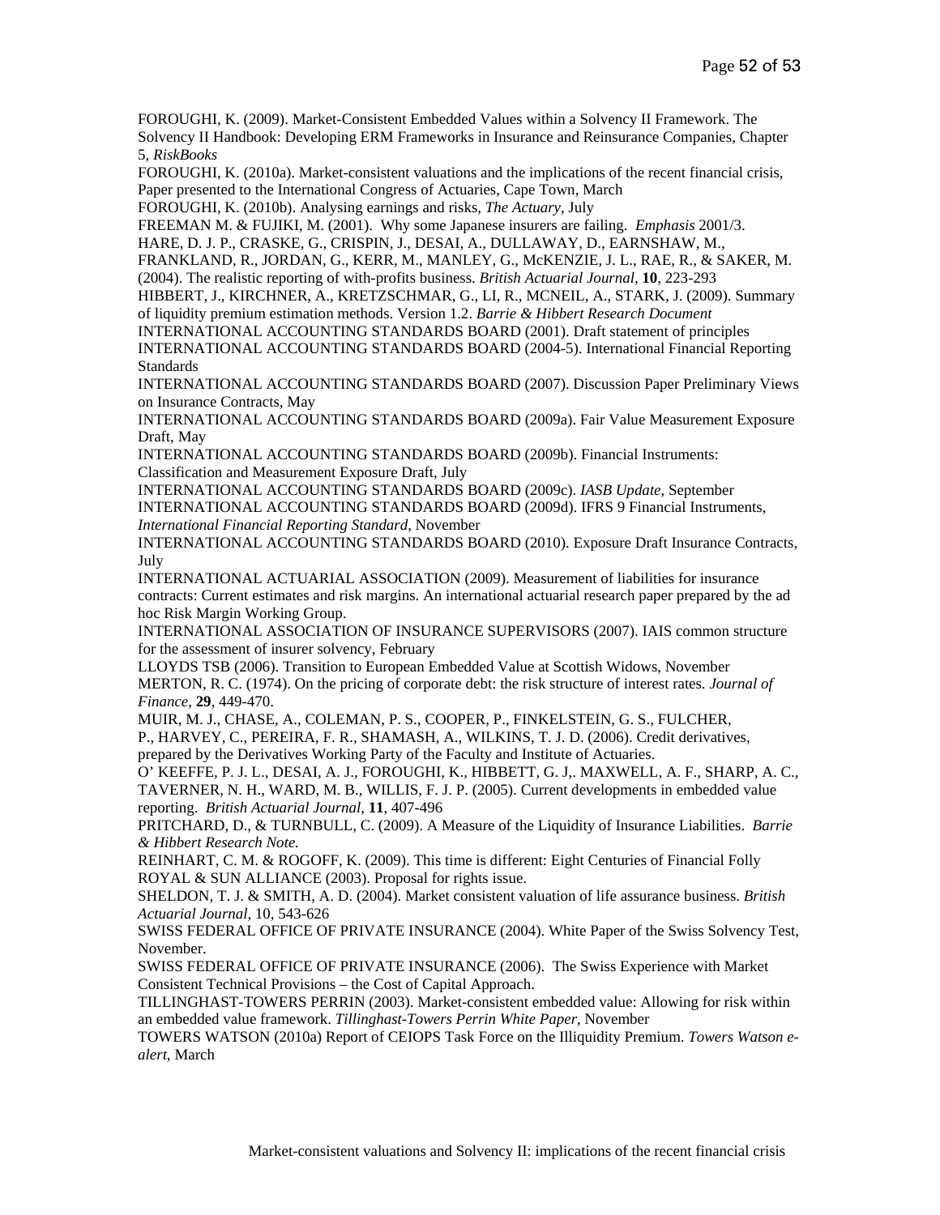FOROUGHI, K. (2009). Market-Consistent Embedded Values within a Solvency II Framework. The Solvency II Handbook: Developing ERM Frameworks in Insurance and Reinsurance Companies, Chapter 5, *RiskBooks*

FOROUGHI, K. (2010a). Market-consistent valuations and the implications of the recent financial crisis, Paper presented to the International Congress of Actuaries, Cape Town, March

FOROUGHI, K. (2010b). Analysing earnings and risks, *The Actuary*, July

FREEMAN M. & FUJIKI, M. (2001). Why some Japanese insurers are failing. *Emphasis* 2001/3.

HARE, D. J. P., CRASKE, G., CRISPIN, J., DESAI, A., DULLAWAY, D., EARNSHAW, M., FRANKLAND, R., JORDAN, G., KERR, M., MANLEY, G., McKENZIE, J. L., RAE, R., & SAKER, M. (2004). The realistic reporting of with-profits business. *British Actuarial Journal*, **10**, 223-293

HIBBERT, J., KIRCHNER, A., KRETZSCHMAR, G., LI, R., MCNEIL, A., STARK, J. (2009). Summary of liquidity premium estimation methods. Version 1.2. *Barrie & Hibbert Research Document*

INTERNATIONAL ACCOUNTING STANDARDS BOARD (2001). Draft statement of principles

INTERNATIONAL ACCOUNTING STANDARDS BOARD (2004-5). International Financial Reporting Standards

INTERNATIONAL ACCOUNTING STANDARDS BOARD (2007). Discussion Paper Preliminary Views on Insurance Contracts, May

INTERNATIONAL ACCOUNTING STANDARDS BOARD (2009a). Fair Value Measurement Exposure Draft, May

INTERNATIONAL ACCOUNTING STANDARDS BOARD (2009b). Financial Instruments: Classification and Measurement Exposure Draft, July

INTERNATIONAL ACCOUNTING STANDARDS BOARD (2009c). *IASB Update*, September

INTERNATIONAL ACCOUNTING STANDARDS BOARD (2009d). IFRS 9 Financial Instruments, *International Financial Reporting Standard*, November

INTERNATIONAL ACCOUNTING STANDARDS BOARD (2010). Exposure Draft Insurance Contracts, July

INTERNATIONAL ACTUARIAL ASSOCIATION (2009). Measurement of liabilities for insurance contracts: Current estimates and risk margins. An international actuarial research paper prepared by the ad hoc Risk Margin Working Group.

INTERNATIONAL ASSOCIATION OF INSURANCE SUPERVISORS (2007). IAIS common structure for the assessment of insurer solvency, February

LLOYDS TSB (2006). Transition to European Embedded Value at Scottish Widows, November

MERTON, R. C. (1974). On the pricing of corporate debt: the risk structure of interest rates. *Journal of Finance*, **29**, 449-470.

MUIR, M. J., CHASE, A., COLEMAN, P. S., COOPER, P., FINKELSTEIN, G. S., FULCHER, P., HARVEY, C., PEREIRA, F. R., SHAMASH, A., WILKINS, T. J. D. (2006). Credit derivatives, prepared by the Derivatives Working Party of the Faculty and Institute of Actuaries.

O' KEEFFE, P. J. L., DESAI, A. J., FOROUGHI, K., HIBBETT, G. J,. MAXWELL, A. F., SHARP, A. C., TAVERNER, N. H., WARD, M. B., WILLIS, F. J. P. (2005). Current developments in embedded value reporting. *British Actuarial Journal*, **11**, 407-496

PRITCHARD, D., & TURNBULL, C. (2009). A Measure of the Liquidity of Insurance Liabilities. *Barrie & Hibbert Research Note.*

REINHART, C. M. & ROGOFF, K. (2009). This time is different: Eight Centuries of Financial Folly

ROYAL & SUN ALLIANCE (2003). Proposal for rights issue.

SHELDON, T. J. & SMITH, A. D. (2004). Market consistent valuation of life assurance business. *British Actuarial Journal*, 10, 543-626

SWISS FEDERAL OFFICE OF PRIVATE INSURANCE (2004). White Paper of the Swiss Solvency Test, November.

SWISS FEDERAL OFFICE OF PRIVATE INSURANCE (2006). The Swiss Experience with Market Consistent Technical Provisions – the Cost of Capital Approach.

TILLINGHAST-TOWERS PERRIN (2003). Market-consistent embedded value: Allowing for risk within an embedded value framework. *Tillinghast-Towers Perrin White Paper*, November

TOWERS WATSON (2010a) Report of CEIOPS Task Force on the Illiquidity Premium. *Towers Watson e-alert*, March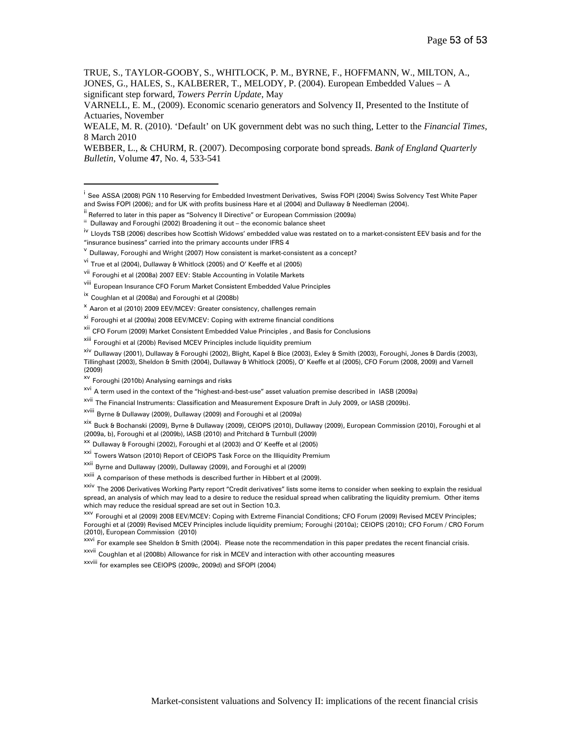TRUE, S., TAYLOR-GOOBY, S., WHITLOCK, P. M., BYRNE, F., HOFFMANN, W., MILTON, A., JONES, G., HALES, S., KALBERER, T., MELODY, P. (2004). European Embedded Values – A significant step forward, *Towers Perrin Update*, May

VARNELL, E. M., (2009). Economic scenario generators and Solvency II, Presented to the Institute of Actuaries, November

WEALE, M. R. (2010). 'Default' on UK government debt was no such thing, Letter to the *Financial Times*, 8 March 2010

WEBBER, L., & CHURM, R. (2007). Decomposing corporate bond spreads. *Bank of England Quarterly Bulletin*, Volume **47**, No. 4, 533-541

---

[i] See ASSA (2008) PGN 110 Reserving for Embedded Investment Derivatives, Swiss FOPI (2004) Swiss Solvency Test White Paper and Swiss FOPI (2006); and for UK with profits business Hare et al (2004) and Dullaway & Needleman (2004).

[ii] Referred to later in this paper as "Solvency II Directive" or European Commission (2009a)

[iii] Dullaway and Foroughi (2002) Broadening it out – the economic balance sheet

[iv] Lloyds TSB (2006) describes how Scottish Widows' embedded value was restated on to a market-consistent EEV basis and for the "insurance business" carried into the primary accounts under IFRS 4

[v] Dullaway, Foroughi and Wright (2007) How consistent is market-consistent as a concept?

[vi] True et al (2004), Dullaway & Whitlock (2005) and O' Keeffe et al (2005)

[vii] Foroughi et al (2008a) 2007 EEV: Stable Accounting in Volatile Markets

[viii] European Insurance CFO Forum Market Consistent Embedded Value Principles

[ix] Coughlan et al (2008a) and Foroughi et al (2008b)

[x] Aaron et al (2010) 2009 EEV/MCEV: Greater consistency, challenges remain

[xi] Foroughi et al (2009a) 2008 EEV/MCEV: Coping with extreme financial conditions

[xii] CFO Forum (2009) Market Consistent Embedded Value Principles , and Basis for Conclusions

[xiii] Foroughi et al (200b) Revised MCEV Principles include liquidity premium

[xiv] Dullaway (2001), Dullaway & Foroughi (2002), Blight, Kapel & Bice (2003), Exley & Smith (2003), Foroughi, Jones & Dardis (2003), Tillinghast (2003), Sheldon & Smith (2004), Dullaway & Whitlock (2005), O' Keeffe et al (2005), CFO Forum (2008, 2009) and Varnell (2009)

[xv] Foroughi (2010b) Analysing earnings and risks

[xvi] A term used in the context of the "highest-and-best-use" asset valuation premise described in IASB (2009a)

[xvii] The Financial Instruments: Classification and Measurement Exposure Draft in July 2009, or IASB (2009b).

[xviii] Byrne & Dullaway (2009), Dullaway (2009) and Foroughi et al (2009a)

[xix] Buck & Bochanski (2009), Byrne & Dullaway (2009), CEIOPS (2010), Dullaway (2009), European Commission (2010), Foroughi et al (2009a, b), Foroughi et al (2009b), IASB (2010) and Pritchard & Turnbull (2009)

[xx] Dullaway & Foroughi (2002), Foroughi et al (2003) and O' Keeffe et al (2005)

[xxi] Towers Watson (2010) Report of CEIOPS Task Force on the Illiquidity Premium

[xxii] Byrne and Dullaway (2009), Dullaway (2009), and Foroughi et al (2009)

[xxiii] A comparison of these methods is described further in Hibbert et al (2009).

[xxiv] The 2006 Derivatives Working Party report "Credit derivatives" lists some items to consider when seeking to explain the residual spread, an analysis of which may lead to a desire to reduce the residual spread when calibrating the liquidity premium. Other items which may reduce the residual spread are set out in Section 10.3.

[xxv] Foroughi et al (2009) 2008 EEV/MCEV: Coping with Extreme Financial Conditions; CFO Forum (2009) Revised MCEV Principles; Foroughi et al (2009) Revised MCEV Principles include liquidity premium; Foroughi (2010a); CEIOPS (2010); CFO Forum / CRO Forum (2010), European Commission (2010)

[xxvi] For example see Sheldon & Smith (2004). Please note the recommendation in this paper predates the recent financial crisis.

[xxvii] Coughlan et al (2008b) Allowance for risk in MCEV and interaction with other accounting measures

[xxviii] for examples see CEIOPS (2009c, 2009d) and SFOPI (2004)